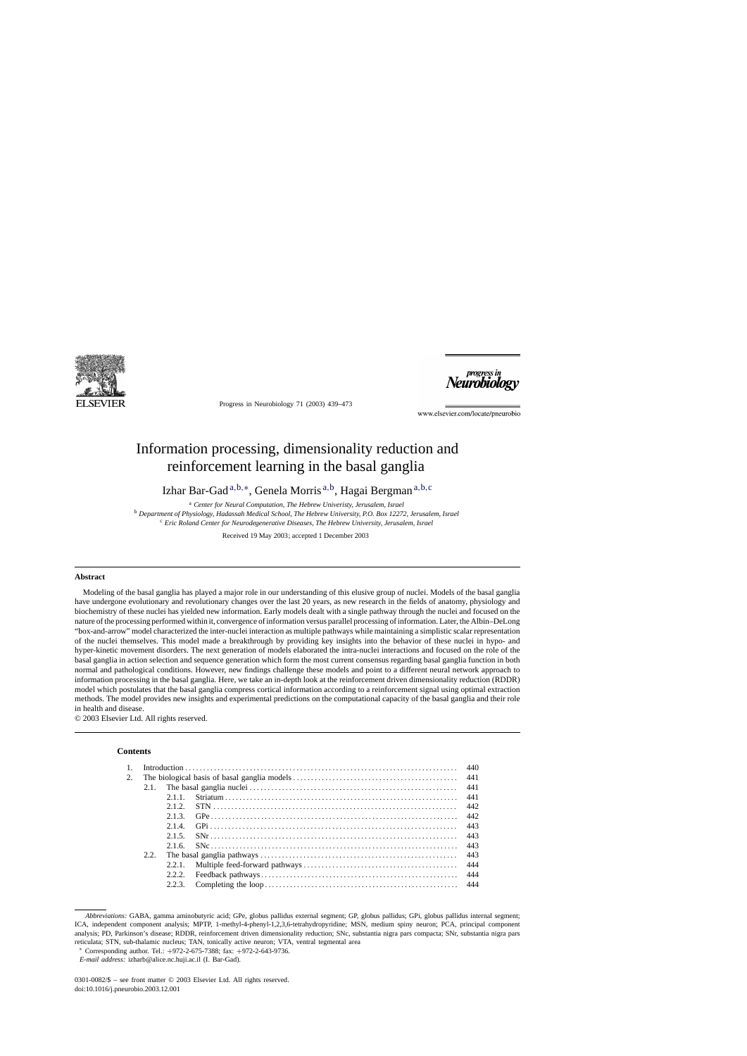# Information processing, dimensionality reduction and reinforcement learning in the basal ganglia

Izhar Bar-Gad[a,b,*], Genela Morris[a,b], Hagai Bergman[a,b,c]

[a] *Center for Neural Computation, The Hebrew Univeristy, Jerusalem, Israel*
[b] *Department of Physiology, Hadassah Medical School, The Hebrew University, P.O. Box 12272, Jerusalem, Israel*
[c] *Eric Roland Center for Neurodegenerative Diseases, The Hebrew University, Jerusalem, Israel*

Received 19 May 2003; accepted 1 December 2003

## Abstract

Modeling of the basal ganglia has played a major role in our understanding of this elusive group of nuclei. Models of the basal ganglia have undergone evolutionary and revolutionary changes over the last 20 years, as new research in the fields of anatomy, physiology and biochemistry of these nuclei has yielded new information. Early models dealt with a single pathway through the nuclei and focused on the nature of the processing performed within it, convergence of information versus parallel processing of information. Later, the Albin–DeLong "box-and-arrow" model characterized the inter-nuclei interaction as multiple pathways while maintaining a simplistic scalar representation of the nuclei themselves. This model made a breakthrough by providing key insights into the behavior of these nuclei in hypo- and hyper-kinetic movement disorders. The next generation of models elaborated the intra-nuclei interactions and focused on the role of the basal ganglia in action selection and sequence generation which form the most current consensus regarding basal ganglia function in both normal and pathological conditions. However, new findings challenge these models and point to a different neural network approach to information processing in the basal ganglia. Here, we take an in-depth look at the reinforcement driven dimensionality reduction (RDDR) model which postulates that the basal ganglia compress cortical information according to a reinforcement signal using optimal extraction methods. The model provides new insights and experimental predictions on the computational capacity of the basal ganglia and their role in health and disease.

© 2003 Elsevier Ltd. All rights reserved.

## Contents

| | | |
|---|---|---|
| 1. | Introduction | 440 |
| 2. | The biological basis of basal ganglia models | 441 |
| | 2.1. The basal ganglia nuclei | 441 |
| | 2.1.1. Striatum | 441 |
| | 2.1.2. STN | 442 |
| | 2.1.3. GPe | 442 |
| | 2.1.4. GPi | 443 |
| | 2.1.5. SNr | 443 |
| | 2.1.6. SNc | 443 |
| | 2.2. The basal ganglia pathways | 443 |
| | 2.2.1. Multiple feed-forward pathways | 444 |
| | 2.2.2. Feedback pathways | 444 |
| | 2.2.3. Completing the loop | 444 |

*Abbreviations:* GABA, gamma aminobutyric acid; GPe, globus pallidus external segment; GP, globus pallidus; GPi, globus pallidus internal segment; ICA, independent component analysis; MPTP, 1-methyl-4-phenyl-1,2,3,6-tetrahydropyridine; MSN, medium spiny neuron; PCA, principal component analysis; PD, Parkinson's disease; RDDR, reinforcement driven dimensionality reduction; SNc, substantia nigra pars compacta; SNr, substantia nigra pars reticulata; STN, sub-thalamic nucleus; TAN, tonically active neuron; VTA, ventral tegmental area

\* Corresponding author. Tel.: +972-2-675-7388; fax: +972-2-643-9736.
*E-mail address:* izharb@alice.nc.huji.ac.il (I. Bar-Gad).

0301-0082/$ – see front matter © 2003 Elsevier Ltd. All rights reserved.
doi:10.1016/j.pneurobio.2003.12.001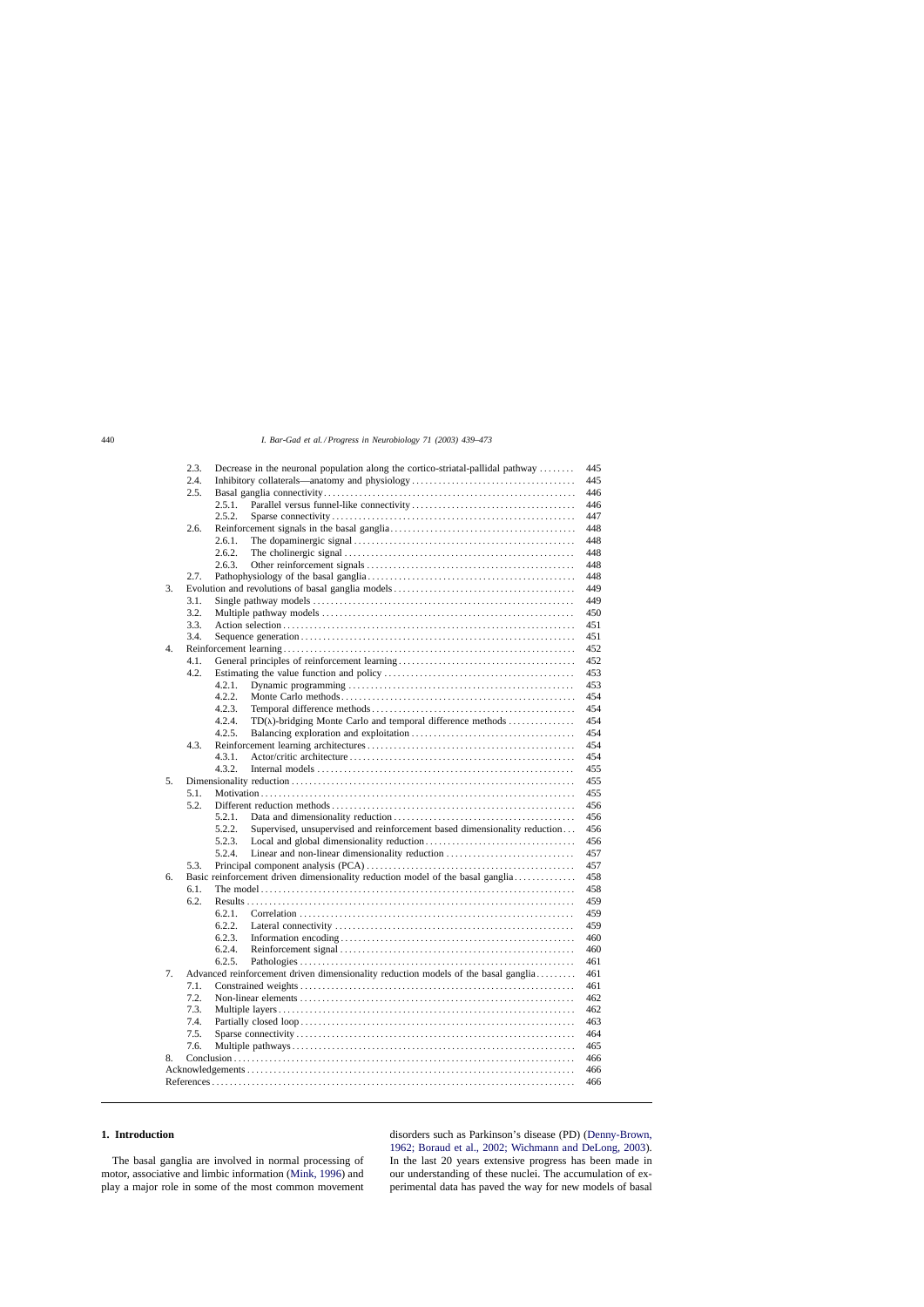- 2.3. Decrease in the neuronal population along the cortico-striatal-pallidal pathway ........ 445
- 2.4. Inhibitory collaterals—anatomy and physiology ........ 445
- 2.5. Basal ganglia connectivity ........ 446
  - 2.5.1. Parallel versus funnel-like connectivity ........ 446
  - 2.5.2. Sparse connectivity ........ 447
- 2.6. Reinforcement signals in the basal ganglia ........ 448
  - 2.6.1. The dopaminergic signal ........ 448
  - 2.6.2. The cholinergic signal ........ 448
  - 2.6.3. Other reinforcement signals ........ 448
- 2.7. Pathophysiology of the basal ganglia ........ 448

3. Evolution and revolutions of basal ganglia models ........ 449
   - 3.1. Single pathway models ........ 449
   - 3.2. Multiple pathway models ........ 450
   - 3.3. Action selection ........ 451
   - 3.4. Sequence generation ........ 451
4. Reinforcement learning ........ 452
   - 4.1. General principles of reinforcement learning ........ 452
   - 4.2. Estimating the value function and policy ........ 453
     - 4.2.1. Dynamic programming ........ 453
     - 4.2.2. Monte Carlo methods ........ 454
     - 4.2.3. Temporal difference methods ........ 454
     - 4.2.4. TD($\lambda$)-bridging Monte Carlo and temporal difference methods ........ 454
     - 4.2.5. Balancing exploration and exploitation ........ 454
   - 4.3. Reinforcement learning architectures ........ 454
     - 4.3.1. Actor/critic architecture ........ 454
     - 4.3.2. Internal models ........ 455
5. Dimensionality reduction ........ 455
   - 5.1. Motivation ........ 455
   - 5.2. Different reduction methods ........ 456
     - 5.2.1. Data and dimensionality reduction ........ 456
     - 5.2.2. Supervised, unsupervised and reinforcement based dimensionality reduction ........ 456
     - 5.2.3. Local and global dimensionality reduction ........ 456
     - 5.2.4. Linear and non-linear dimensionality reduction ........ 457
   - 5.3. Principal component analysis (PCA) ........ 457
6. Basic reinforcement driven dimensionality reduction model of the basal ganglia ........ 458
   - 6.1. The model ........ 458
   - 6.2. Results ........ 459
     - 6.2.1. Correlation ........ 459
     - 6.2.2. Lateral connectivity ........ 459
     - 6.2.3. Information encoding ........ 460
     - 6.2.4. Reinforcement signal ........ 460
     - 6.2.5. Pathologies ........ 461
7. Advanced reinforcement driven dimensionality reduction models of the basal ganglia ........ 461
   - 7.1. Constrained weights ........ 461
   - 7.2. Non-linear elements ........ 462
   - 7.3. Multiple layers ........ 462
   - 7.4. Partially closed loop ........ 463
   - 7.5. Sparse connectivity ........ 464
   - 7.6. Multiple pathways ........ 465
8. Conclusion ........ 466

Acknowledgements ........ 466

References ........ 466

## 1. Introduction

The basal ganglia are involved in normal processing of motor, associative and limbic information (Mink, 1996) and play a major role in some of the most common movement disorders such as Parkinson's disease (PD) (Denny-Brown, 1962; Boraud et al., 2002; Wichmann and DeLong, 2003). In the last 20 years extensive progress has been made in our understanding of these nuclei. The accumulation of experimental data has paved the way for new models of basal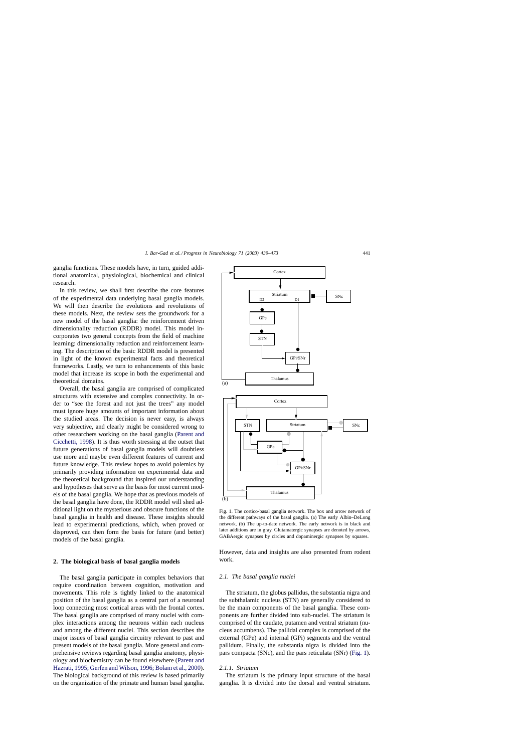ganglia functions. These models have, in turn, guided additional anatomical, physiological, biochemical and clinical research.

In this review, we shall first describe the core features of the experimental data underlying basal ganglia models. We will then describe the evolutions and revolutions of these models. Next, the review sets the groundwork for a new model of the basal ganglia: the reinforcement driven dimensionality reduction (RDDR) model. This model incorporates two general concepts from the field of machine learning: dimensionality reduction and reinforcement learning. The description of the basic RDDR model is presented in light of the known experimental facts and theoretical frameworks. Lastly, we turn to enhancements of this basic model that increase its scope in both the experimental and theoretical domains.

Overall, the basal ganglia are comprised of complicated structures with extensive and complex connectivity. In order to "see the forest and not just the trees" any model must ignore huge amounts of important information about the studied areas. The decision is never easy, is always very subjective, and clearly might be considered wrong to other researchers working on the basal ganglia (Parent and Cicchetti, 1998). It is thus worth stressing at the outset that future generations of basal ganglia models will doubtless use more and maybe even different features of current and future knowledge. This review hopes to avoid polemics by primarily providing information on experimental data and the theoretical background that inspired our understanding and hypotheses that serve as the basis for most current models of the basal ganglia. We hope that as previous models of the basal ganglia have done, the RDDR model will shed additional light on the mysterious and obscure functions of the basal ganglia in health and disease. These insights should lead to experimental predictions, which, when proved or disproved, can then form the basis for future (and better) models of the basal ganglia.

## 2. The biological basis of basal ganglia models

The basal ganglia participate in complex behaviors that require coordination between cognition, motivation and movements. This role is tightly linked to the anatomical position of the basal ganglia as a central part of a neuronal loop connecting most cortical areas with the frontal cortex. The basal ganglia are comprised of many nuclei with complex interactions among the neurons within each nucleus and among the different nuclei. This section describes the major issues of basal ganglia circuitry relevant to past and present models of the basal ganglia. More general and comprehensive reviews regarding basal ganglia anatomy, physiology and biochemistry can be found elsewhere (Parent and Hazrati, 1995; Gerfen and Wilson, 1996; Bolam et al., 2000). The biological background of this review is based primarily on the organization of the primate and human basal ganglia. However, data and insights are also presented from rodent work.

Fig. 1. The cortico-basal ganglia network. The box and arrow network of the different pathways of the basal ganglia. (a) The early Albin–DeLong network. (b) The up-to-date network. The early network is in black and later additions are in gray. Glutamatergic synapses are denoted by arrows, GABAergic synapses by circles and dopaminergic synapses by squares.

### 2.1. The basal ganglia nuclei

The striatum, the globus pallidus, the substantia nigra and the subthalamic nucleus (STN) are generally considered to be the main components of the basal ganglia. These components are further divided into sub-nuclei. The striatum is comprised of the caudate, putamen and ventral striatum (nucleus accumbens). The pallidal complex is comprised of the external (GPe) and internal (GPi) segments and the ventral pallidum. Finally, the substantia nigra is divided into the pars compacta (SNc), and the pars reticulata (SNr) (Fig. 1).

#### 2.1.1. Striatum

The striatum is the primary input structure of the basal ganglia. It is divided into the dorsal and ventral striatum.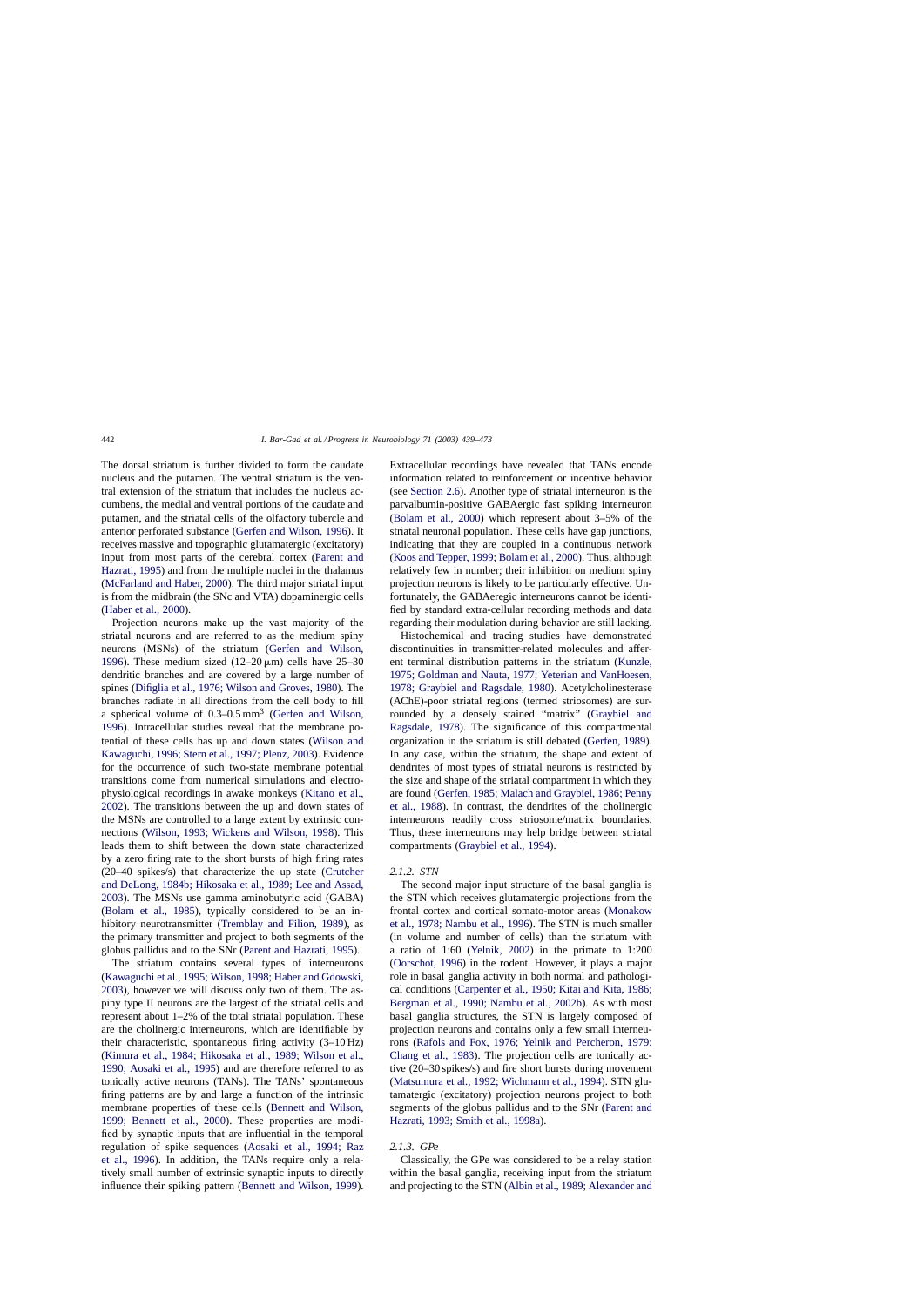The dorsal striatum is further divided to form the caudate nucleus and the putamen. The ventral striatum is the ventral extension of the striatum that includes the nucleus accumbens, the medial and ventral portions of the caudate and putamen, and the striatal cells of the olfactory tubercle and anterior perforated substance (Gerfen and Wilson, 1996). It receives massive and topographic glutamatergic (excitatory) input from most parts of the cerebral cortex (Parent and Hazrati, 1995) and from the multiple nuclei in the thalamus (McFarland and Haber, 2000). The third major striatal input is from the midbrain (the SNc and VTA) dopaminergic cells (Haber et al., 2000).

Projection neurons make up the vast majority of the striatal neurons and are referred to as the medium spiny neurons (MSNs) of the striatum (Gerfen and Wilson, 1996). These medium sized (12–20 μm) cells have 25–30 dendritic branches and are covered by a large number of spines (Difiglia et al., 1976; Wilson and Groves, 1980). The branches radiate in all directions from the cell body to fill a spherical volume of 0.3–0.5 $mm^3$ (Gerfen and Wilson, 1996). Intracellular studies reveal that the membrane potential of these cells has up and down states (Wilson and Kawaguchi, 1996; Stern et al., 1997; Plenz, 2003). Evidence for the occurrence of such two-state membrane potential transitions come from numerical simulations and electrophysiological recordings in awake monkeys (Kitano et al., 2002). The transitions between the up and down states of the MSNs are controlled to a large extent by extrinsic connections (Wilson, 1993; Wickens and Wilson, 1998). This leads them to shift between the down state characterized by a zero firing rate to the short bursts of high firing rates (20–40 spikes/s) that characterize the up state (Crutcher and DeLong, 1984b; Hikosaka et al., 1989; Lee and Assad, 2003). The MSNs use gamma aminobutyric acid (GABA) (Bolam et al., 1985), typically considered to be an inhibitory neurotransmitter (Tremblay and Filion, 1989), as the primary transmitter and project to both segments of the globus pallidus and to the SNr (Parent and Hazrati, 1995).

The striatum contains several types of interneurons (Kawaguchi et al., 1995; Wilson, 1998; Haber and Gdowski, 2003), however we will discuss only two of them. The aspiny type II neurons are the largest of the striatal cells and represent about 1–2% of the total striatal population. These are the cholinergic interneurons, which are identifiable by their characteristic, spontaneous firing activity (3–10 Hz) (Kimura et al., 1984; Hikosaka et al., 1989; Wilson et al., 1990; Aosaki et al., 1995) and are therefore referred to as tonically active neurons (TANs). The TANs' spontaneous firing patterns are by and large a function of the intrinsic membrane properties of these cells (Bennett and Wilson, 1999; Bennett et al., 2000). These properties are modified by synaptic inputs that are influential in the temporal regulation of spike sequences (Aosaki et al., 1994; Raz et al., 1996). In addition, the TANs require only a relatively small number of extrinsic synaptic inputs to directly influence their spiking pattern (Bennett and Wilson, 1999). Extracellular recordings have revealed that TANs encode information related to reinforcement or incentive behavior (see Section 2.6). Another type of striatal interneuron is the parvalbumin-positive GABAergic fast spiking interneuron (Bolam et al., 2000) which represent about 3–5% of the striatal neuronal population. These cells have gap junctions, indicating that they are coupled in a continuous network (Koos and Tepper, 1999; Bolam et al., 2000). Thus, although relatively few in number; their inhibition on medium spiny projection neurons is likely to be particularly effective. Unfortunately, the GABAeregic interneurons cannot be identified by standard extra-cellular recording methods and data regarding their modulation during behavior are still lacking.

Histochemical and tracing studies have demonstrated discontinuities in transmitter-related molecules and afferent terminal distribution patterns in the striatum (Kunzle, 1975; Goldman and Nauta, 1977; Yeterian and VanHoesen, 1978; Graybiel and Ragsdale, 1980). Acetylcholinesterase (AChE)-poor striatal regions (termed striosomes) are surrounded by a densely stained "matrix" (Graybiel and Ragsdale, 1978). The significance of this compartmental organization in the striatum is still debated (Gerfen, 1989). In any case, within the striatum, the shape and extent of dendrites of most types of striatal neurons is restricted by the size and shape of the striatal compartment in which they are found (Gerfen, 1985; Malach and Graybiel, 1986; Penny et al., 1988). In contrast, the dendrites of the cholinergic interneurons readily cross striosome/matrix boundaries. Thus, these interneurons may help bridge between striatal compartments (Graybiel et al., 1994).

#### *2.1.2. STN*

The second major input structure of the basal ganglia is the STN which receives glutamatergic projections from the frontal cortex and cortical somato-motor areas (Monakow et al., 1978; Nambu et al., 1996). The STN is much smaller (in volume and number of cells) than the striatum with a ratio of 1:60 (Yelnik, 2002) in the primate to 1:200 (Oorschot, 1996) in the rodent. However, it plays a major role in basal ganglia activity in both normal and pathological conditions (Carpenter et al., 1950; Kitai and Kita, 1986; Bergman et al., 1990; Nambu et al., 2002b). As with most basal ganglia structures, the STN is largely composed of projection neurons and contains only a few small interneurons (Rafols and Fox, 1976; Yelnik and Percheron, 1979; Chang et al., 1983). The projection cells are tonically active (20–30 spikes/s) and fire short bursts during movement (Matsumura et al., 1992; Wichmann et al., 1994). STN glutamatergic (excitatory) projection neurons project to both segments of the globus pallidus and to the SNr (Parent and Hazrati, 1993; Smith et al., 1998a).

#### *2.1.3. GPe*

Classically, the GPe was considered to be a relay station within the basal ganglia, receiving input from the striatum and projecting to the STN (Albin et al., 1989; Alexander and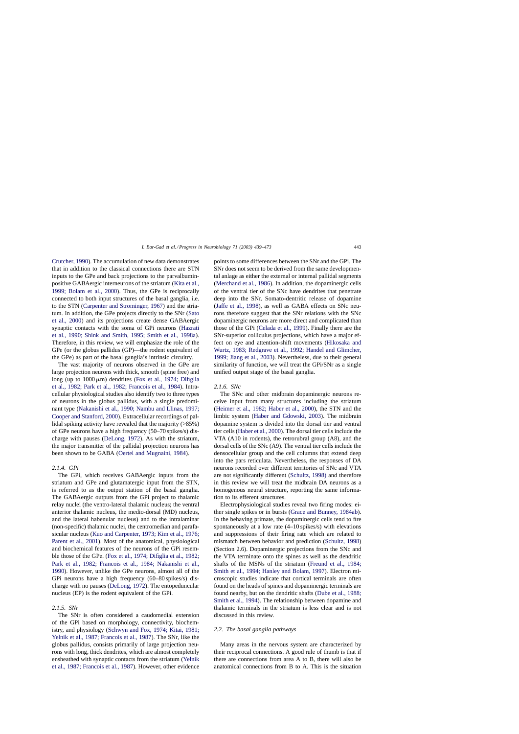Crutcher, 1990). The accumulation of new data demonstrates that in addition to the classical connections there are STN inputs to the GPe and back projections to the parvalbumin-positive GABAergic interneurons of the striatum (Kita et al., 1999; Bolam et al., 2000). Thus, the GPe is reciprocally connected to both input structures of the basal ganglia, i.e. to the STN (Carpenter and Strominger, 1967) and the striatum. In addition, the GPe projects directly to the SNr (Sato et al., 2000) and its projections create dense GABAergic synaptic contacts with the soma of GPi neurons (Hazrati et al., 1990; Shink and Smith, 1995; Smith et al., 1998a). Therefore, in this review, we will emphasize the role of the GPe (or the globus pallidus (GP)—the rodent equivalent of the GPe) as part of the basal ganglia's intrinsic circuitry.

The vast majority of neurons observed in the GPe are large projection neurons with thick, smooth (spine free) and long (up to 1000 μm) dendrites (Fox et al., 1974; Difiglia et al., 1982; Park et al., 1982; Francois et al., 1984). Intracellular physiological studies also identify two to three types of neurons in the globus pallidus, with a single predominant type (Nakanishi et al., 1990; Nambu and Llinas, 1997; Cooper and Stanford, 2000). Extracellular recordings of pallidal spiking activity have revealed that the majority (>85%) of GPe neurons have a high frequency (50–70 spikes/s) discharge with pauses (DeLong, 1972). As with the striatum, the major transmitter of the pallidal projection neurons has been shown to be GABA (Oertel and Mugnaini, 1984).

#### *2.1.4. GPi*

The GPi, which receives GABAergic inputs from the striatum and GPe and glutamatergic input from the STN, is referred to as the output station of the basal ganglia. The GABAergic outputs from the GPi project to thalamic relay nuclei (the ventro-lateral thalamic nucleus; the ventral anterior thalamic nucleus, the medio-dorsal (MD) nucleus, and the lateral habenular nucleus) and to the intralaminar (non-specific) thalamic nuclei, the centromedian and parafascicular nucleus (Kuo and Carpenter, 1973; Kim et al., 1976; Parent et al., 2001). Most of the anatomical, physiological and biochemical features of the neurons of the GPi resemble those of the GPe. (Fox et al., 1974; Difiglia et al., 1982; Park et al., 1982; Francois et al., 1984; Nakanishi et al., 1990). However, unlike the GPe neurons, almost all of the GPi neurons have a high frequency (60–80 spikes/s) discharge with no pauses (DeLong, 1972). The entopeduncular nucleus (EP) is the rodent equivalent of the GPi.

#### *2.1.5. SNr*

The SNr is often considered a caudomedial extension of the GPi based on morphology, connectivity, biochemistry, and physiology (Schwyn and Fox, 1974; Kitai, 1981; Yelnik et al., 1987; Francois et al., 1987). The SNr, like the globus pallidus, consists primarily of large projection neurons with long, thick dendrites, which are almost completely ensheathed with synaptic contacts from the striatum (Yelnik et al., 1987; Francois et al., 1987). However, other evidence points to some differences between the SNr and the GPi. The SNr does not seem to be derived from the same developmental anlage as either the external or internal pallidal segments (Merchand et al., 1986). In addition, the dopaminergic cells of the ventral tier of the SNc have dendrites that penetrate deep into the SNr. Somato-dentritic release of dopamine (Jaffe et al., 1998), as well as GABA effects on SNc neurons therefore suggest that the SNr relations with the SNc dopaminergic neurons are more direct and complicated than those of the GPi (Celada et al., 1999). Finally there are the SNr-superior colliculus projections, which have a major effect on eye and attention-shift movements (Hikosaka and Wurtz, 1983; Redgrave et al., 1992; Handel and Glimcher, 1999; Jiang et al., 2003). Nevertheless, due to their general similarity of function, we will treat the GPi/SNr as a single unified output stage of the basal ganglia.

#### *2.1.6. SNc*

The SNc and other midbrain dopaminergic neurons receive input from many structures including the striatum (Heimer et al., 1982; Haber et al., 2000), the STN and the limbic system (Haber and Gdowski, 2003). The midbrain dopamine system is divided into the dorsal tier and ventral tier cells (Haber et al., 2000). The dorsal tier cells include the VTA (A10 in rodents), the retrorubral group (A8), and the dorsal cells of the SNc (A9). The ventral tier cells include the densocellular group and the cell columns that extend deep into the pars reticulata. Nevertheless, the responses of DA neurons recorded over different territories of SNc and VTA are not significantly different (Schultz, 1998) and therefore in this review we will treat the midbrain DA neurons as a homogenous neural structure, reporting the same information to its efferent structures.

Electrophysiological studies reveal two firing modes: either single spikes or in bursts (Grace and Bunney, 1984ab). In the behaving primate, the dopaminergic cells tend to fire spontaneously at a low rate (4–10 spikes/s) with elevations and suppressions of their firing rate which are related to mismatch between behavior and prediction (Schultz, 1998) (Section 2.6). Dopaminergic projections from the SNc and the VTA terminate onto the spines as well as the dendritic shafts of the MSNs of the striatum (Freund et al., 1984; Smith et al., 1994; Hanley and Bolam, 1997). Electron microscopic studies indicate that cortical terminals are often found on the heads of spines and dopaminergic terminals are found nearby, but on the dendritic shafts (Dube et al., 1988; Smith et al., 1994). The relationship between dopamine and thalamic terminals in the striatum is less clear and is not discussed in this review.

### *2.2. The basal ganglia pathways*

Many areas in the nervous system are characterized by their reciprocal connections. A good rule of thumb is that if there are connections from area A to B, there will also be anatomical connections from B to A. This is the situation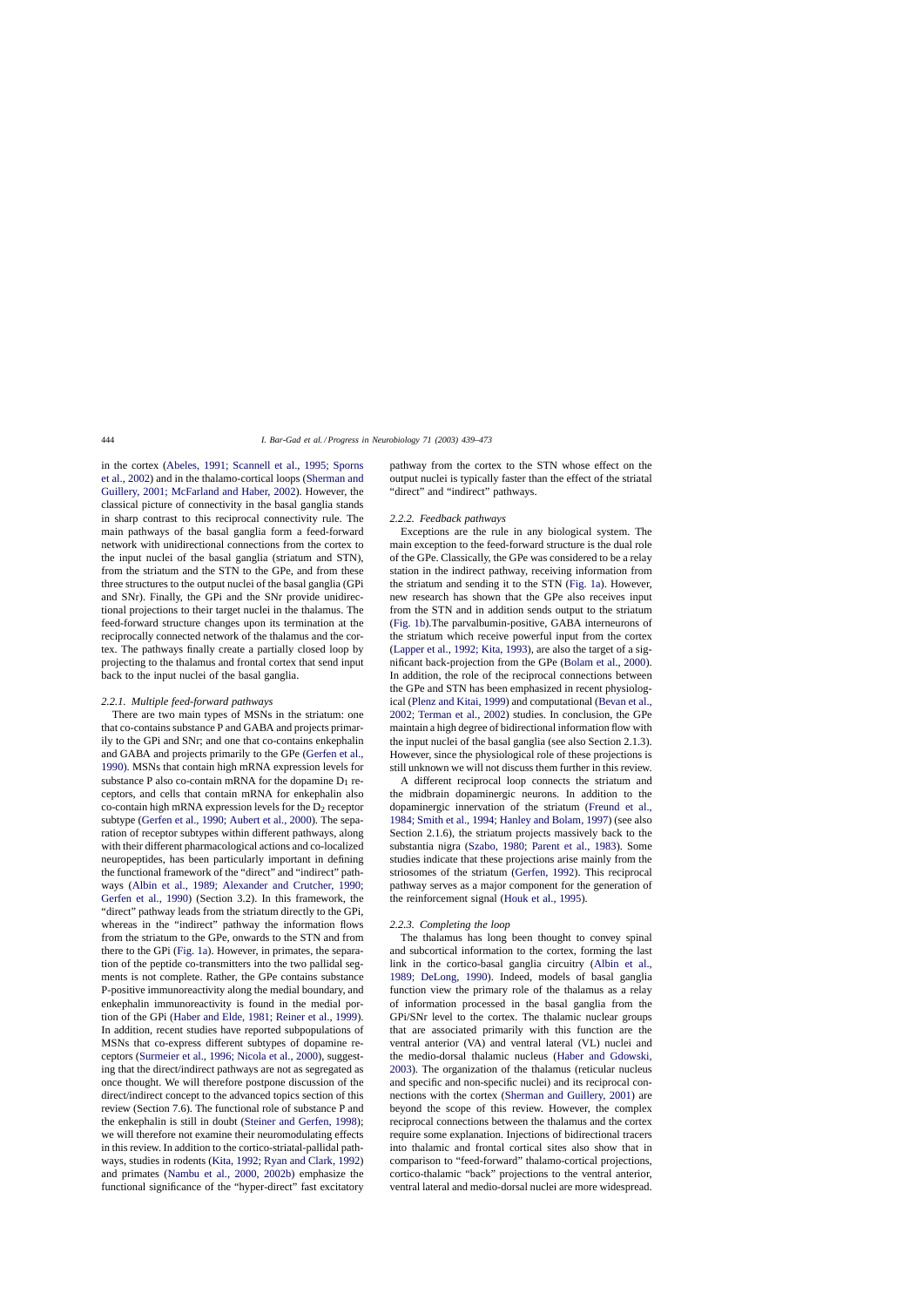in the cortex (Abeles, 1991; Scannell et al., 1995; Sporns et al., 2002) and in the thalamo-cortical loops (Sherman and Guillery, 2001; McFarland and Haber, 2002). However, the classical picture of connectivity in the basal ganglia stands in sharp contrast to this reciprocal connectivity rule. The main pathways of the basal ganglia form a feed-forward network with unidirectional connections from the cortex to the input nuclei of the basal ganglia (striatum and STN), from the striatum and the STN to the GPe, and from these three structures to the output nuclei of the basal ganglia (GPi and SNr). Finally, the GPi and the SNr provide unidirectional projections to their target nuclei in the thalamus. The feed-forward structure changes upon its termination at the reciprocally connected network of the thalamus and the cortex. The pathways finally create a partially closed loop by projecting to the thalamus and frontal cortex that send input back to the input nuclei of the basal ganglia.

#### *2.2.1. Multiple feed-forward pathways*

There are two main types of MSNs in the striatum: one that co-contains substance P and GABA and projects primarily to the GPi and SNr; and one that co-contains enkephalin and GABA and projects primarily to the GPe (Gerfen et al., 1990). MSNs that contain high mRNA expression levels for substance P also co-contain mRNA for the dopamine $D_1$ receptors, and cells that contain mRNA for enkephalin also co-contain high mRNA expression levels for the $D_2$ receptor subtype (Gerfen et al., 1990; Aubert et al., 2000). The separation of receptor subtypes within different pathways, along with their different pharmacological actions and co-localized neuropeptides, has been particularly important in defining the functional framework of the "direct" and "indirect" pathways (Albin et al., 1989; Alexander and Crutcher, 1990; Gerfen et al., 1990) (Section 3.2). In this framework, the "direct" pathway leads from the striatum directly to the GPi, whereas in the "indirect" pathway the information flows from the striatum to the GPe, onwards to the STN and from there to the GPi (Fig. 1a). However, in primates, the separation of the peptide co-transmitters into the two pallidal segments is not complete. Rather, the GPe contains substance P-positive immunoreactivity along the medial boundary, and enkephalin immunoreactivity is found in the medial portion of the GPi (Haber and Elde, 1981; Reiner et al., 1999). In addition, recent studies have reported subpopulations of MSNs that co-express different subtypes of dopamine receptors (Surmeier et al., 1996; Nicola et al., 2000), suggesting that the direct/indirect pathways are not as segregated as once thought. We will therefore postpone discussion of the direct/indirect concept to the advanced topics section of this review (Section 7.6). The functional role of substance P and the enkephalin is still in doubt (Steiner and Gerfen, 1998); we will therefore not examine their neuromodulating effects in this review. In addition to the cortico-striatal-pallidal pathways, studies in rodents (Kita, 1992; Ryan and Clark, 1992) and primates (Nambu et al., 2000, 2002b) emphasize the functional significance of the "hyper-direct" fast excitatory pathway from the cortex to the STN whose effect on the output nuclei is typically faster than the effect of the striatal "direct" and "indirect" pathways.

#### *2.2.2. Feedback pathways*

Exceptions are the rule in any biological system. The main exception to the feed-forward structure is the dual role of the GPe. Classically, the GPe was considered to be a relay station in the indirect pathway, receiving information from the striatum and sending it to the STN (Fig. 1a). However, new research has shown that the GPe also receives input from the STN and in addition sends output to the striatum (Fig. 1b).The parvalbumin-positive, GABA interneurons of the striatum which receive powerful input from the cortex (Lapper et al., 1992; Kita, 1993), are also the target of a significant back-projection from the GPe (Bolam et al., 2000). In addition, the role of the reciprocal connections between the GPe and STN has been emphasized in recent physiological (Plenz and Kitai, 1999) and computational (Bevan et al., 2002; Terman et al., 2002) studies. In conclusion, the GPe maintain a high degree of bidirectional information flow with the input nuclei of the basal ganglia (see also Section 2.1.3). However, since the physiological role of these projections is still unknown we will not discuss them further in this review.

A different reciprocal loop connects the striatum and the midbrain dopaminergic neurons. In addition to the dopaminergic innervation of the striatum (Freund et al., 1984; Smith et al., 1994; Hanley and Bolam, 1997) (see also Section 2.1.6), the striatum projects massively back to the substantia nigra (Szabo, 1980; Parent et al., 1983). Some studies indicate that these projections arise mainly from the striosomes of the striatum (Gerfen, 1992). This reciprocal pathway serves as a major component for the generation of the reinforcement signal (Houk et al., 1995).

#### *2.2.3. Completing the loop*

The thalamus has long been thought to convey spinal and subcortical information to the cortex, forming the last link in the cortico-basal ganglia circuitry (Albin et al., 1989; DeLong, 1990). Indeed, models of basal ganglia function view the primary role of the thalamus as a relay of information processed in the basal ganglia from the GPi/SNr level to the cortex. The thalamic nuclear groups that are associated primarily with this function are the ventral anterior (VA) and ventral lateral (VL) nuclei and the medio-dorsal thalamic nucleus (Haber and Gdowski, 2003). The organization of the thalamus (reticular nucleus and specific and non-specific nuclei) and its reciprocal connections with the cortex (Sherman and Guillery, 2001) are beyond the scope of this review. However, the complex reciprocal connections between the thalamus and the cortex require some explanation. Injections of bidirectional tracers into thalamic and frontal cortical sites also show that in comparison to "feed-forward" thalamo-cortical projections, cortico-thalamic "back" projections to the ventral anterior, ventral lateral and medio-dorsal nuclei are more widespread.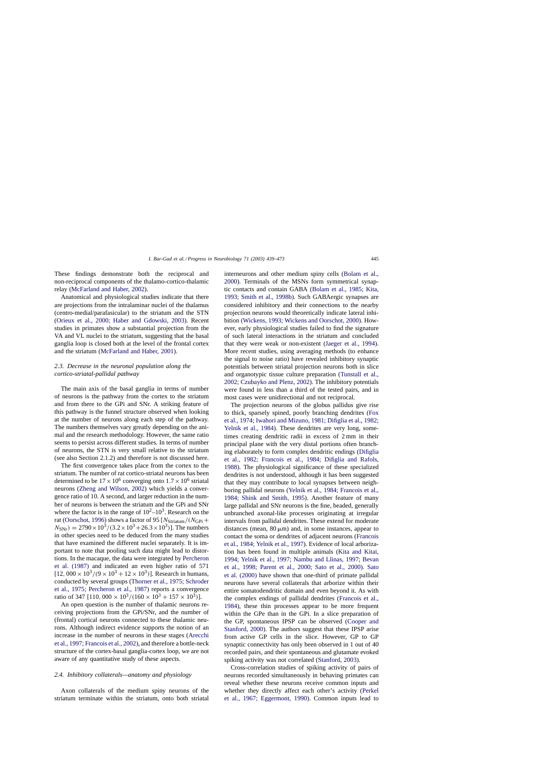These findings demonstrate both the reciprocal and non-reciprocal components of the thalamo-cortico-thalamic relay (McFarland and Haber, 2002).

Anatomical and physiological studies indicate that there are projections from the intralaminar nuclei of the thalamus (centro-medial/parafasicular) to the striatum and the STN (Orieux et al., 2000; Haber and Gdowski, 2003). Recent studies in primates show a substantial projection from the VA and VL nuclei to the striatum, suggesting that the basal ganglia loop is closed both at the level of the frontal cortex and the striatum (McFarland and Haber, 2001).

### 2.3. Decrease in the neuronal population along the cortico-striatal-pallidal pathway

The main axis of the basal ganglia in terms of number of neurons is the pathway from the cortex to the striatum and from there to the GPi and SNr. A striking feature of this pathway is the funnel structure observed when looking at the number of neurons along each step of the pathway. The numbers themselves vary greatly depending on the animal and the research methodology. However, the same ratio seems to persist across different studies. In terms of number of neurons, the STN is very small relative to the striatum (see also Section 2.1.2) and therefore is not discussed here.

The first convergence takes place from the cortex to the striatum. The number of rat cortico-striatal neurons has been determined to be $17 \times 10^6$ converging onto $1.7 \times 10^6$ striatal neurons (Zheng and Wilson, 2002) which yields a convergence ratio of 10. A second, and larger reduction in the number of neurons is between the striatum and the GPi and SNr where the factor is in the range of $10^2$–$10^3$. Research on the rat (Oorschot, 1996) shows a factor of 95 [$N_{\text{Striatum}}/(N_{\text{GPi}} + N_{\text{SNr}}) = 2790 \times 10^3/(3.2 \times 10^3 + 26.3 \times 10^3)$]. The numbers in other species need to be deduced from the many studies that have examined the different nuclei separately. It is important to note that pooling such data might lead to distortions. In the macaque, the data were integrated by Percheron et al. (1987) and indicated an even higher ratio of 571 [$12,000 \times 10^3/(9 \times 10^3 + 12 \times 10^3)$]. Research in humans, conducted by several groups (Thorner et al., 1975; Schroder et al., 1975; Percheron et al., 1987) reports a convergence ratio of 347 [$110,000 \times 10^3/(160 \times 10^3 + 157 \times 10^3)$].

An open question is the number of thalamic neurons receiving projections from the GPi/SNr, and the number of (frontal) cortical neurons connected to these thalamic neurons. Although indirect evidence supports the notion of an increase in the number of neurons in these stages (Arecchi et al., 1997; Francois et al., 2002), and therefore a bottle-neck structure of the cortex-basal ganglia-cortex loop, we are not aware of any quantitative study of these aspects.

### 2.4. Inhibitory collaterals—anatomy and physiology

Axon collaterals of the medium spiny neurons of the striatum terminate within the striatum, onto both striatal interneurons and other medium spiny cells (Bolam et al., 2000). Terminals of the MSNs form symmetrical synaptic contacts and contain GABA (Bolam et al., 1985; Kita, 1993; Smith et al., 1998b). Such GABAergic synapses are considered inhibitory and their connections to the nearby projection neurons would theoretically indicate lateral inhibition (Wickens, 1993; Wickens and Oorschot, 2000). However, early physiological studies failed to find the signature of such lateral interactions in the striatum and concluded that they were weak or non-existent (Jaeger et al., 1994). More recent studies, using averaging methods (to enhance the signal to noise ratio) have revealed inhibitory synaptic potentials between striatal projection neurons both in slice and organotypic tissue culture preparation (Tunstall et al., 2002; Czubayko and Plenz, 2002). The inhibitory potentials were found in less than a third of the tested pairs, and in most cases were unidirectional and not reciprocal.

The projection neurons of the globus pallidus give rise to thick, sparsely spined, poorly branching dendrites (Fox et al., 1974; Iwahori and Mizuno, 1981; Difiglia et al., 1982; Yelnik et al., 1984). These dendrites are very long, sometimes creating dendritic radii in excess of 2 mm in their principal plane with the very distal portions often branching elaborately to form complex dendritic endings (Difiglia et al., 1982; Francois et al., 1984; Difiglia and Rafols, 1988). The physiological significance of these specialized dendrites is not understood, although it has been suggested that they may contribute to local synapses between neighboring pallidal neurons (Yelnik et al., 1984; Francois et al., 1984; Shink and Smith, 1995). Another feature of many large pallidal and SNr neurons is the fine, beaded, generally unbranched axonal-like processes originating at irregular intervals from pallidal dendrites. These extend for moderate distances (mean, 80 μm) and, in some instances, appear to contact the soma or dendrites of adjacent neurons (Francois et al., 1984; Yelnik et al., 1997). Evidence of local arborization has been found in multiple animals (Kita and Kitai, 1994; Yelnik et al., 1997; Nambu and Llinas, 1997; Bevan et al., 1998; Parent et al., 2000; Sato et al., 2000). Sato et al. (2000) have shown that one-third of primate pallidal neurons have several collaterals that arborize within their entire somatodendritic domain and even beyond it. As with the complex endings of pallidal dendrites (Francois et al., 1984), these thin processes appear to be more frequent within the GPe than in the GPi. In a slice preparation of the GP, spontaneous IPSP can be observed (Cooper and Stanford, 2000). The authors suggest that these IPSP arise from active GP cells in the slice. However, GP to GP synaptic connectivity has only been observed in 1 out of 40 recorded pairs, and their spontaneous and glutamate evoked spiking activity was not correlated (Stanford, 2003).

Cross-correlation studies of spiking activity of pairs of neurons recorded simultaneously in behaving primates can reveal whether these neurons receive common inputs and whether they directly affect each other's activity (Perkel et al., 1967; Eggermont, 1990). Common inputs lead to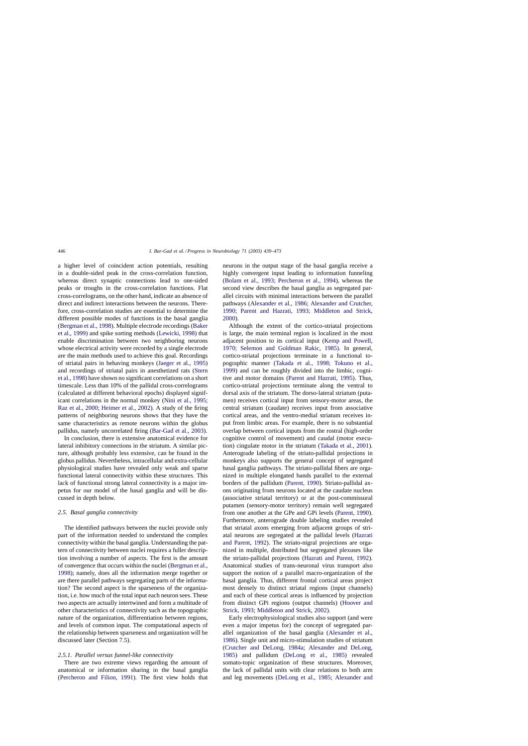a higher level of coincident action potentials, resulting in a double-sided peak in the cross-correlation function, whereas direct synaptic connections lead to one-sided peaks or troughs in the cross-correlation functions. Flat cross-correlograms, on the other hand, indicate an absence of direct and indirect interactions between the neurons. Therefore, cross-correlation studies are essential to determine the different possible modes of functions in the basal ganglia (Bergman et al., 1998). Multiple electrode recordings (Baker et al., 1999) and spike sorting methods (Lewicki, 1998) that enable discrimination between two neighboring neurons whose electrical activity were recorded by a single electrode are the main methods used to achieve this goal. Recordings of striatal pairs in behaving monkeys (Jaeger et al., 1995) and recordings of striatal pairs in anesthetized rats (Stern et al., 1998) have shown no significant correlations on a short timescale. Less than 10% of the pallidal cross-correlograms (calculated at different behavioral epochs) displayed significant correlations in the normal monkey (Nini et al., 1995; Raz et al., 2000; Heimer et al., 2002). A study of the firing patterns of neighboring neurons shows that they have the same characteristics as remote neurons within the globus pallidus, namely uncorrelated firing (Bar-Gad et al., 2003).

In conclusion, there is extensive anatomical evidence for lateral inhibitory connections in the striatum. A similar picture, although probably less extensive, can be found in the globus pallidus. Nevertheless, intracellular and extra-cellular physiological studies have revealed only weak and sparse functional lateral connectivity within these structures. This lack of functional strong lateral connectivity is a major impetus for our model of the basal ganglia and will be discussed in depth below.

### 2.5. Basal ganglia connectivity

The identified pathways between the nuclei provide only part of the information needed to understand the complex connectivity within the basal ganglia. Understanding the pattern of connectivity between nuclei requires a fuller description involving a number of aspects. The first is the amount of convergence that occurs within the nuclei (Bergman et al., 1998); namely, does all the information merge together or are there parallel pathways segregating parts of the information? The second aspect is the sparseness of the organization, i.e. how much of the total input each neuron sees. These two aspects are actually intertwined and form a multitude of other characteristics of connectivity such as the topographic nature of the organization, differentiation between regions, and levels of common input. The computational aspects of the relationship between sparseness and organization will be discussed later (Section 7.5).

#### 2.5.1. Parallel versus funnel-like connectivity

There are two extreme views regarding the amount of anatomical or information sharing in the basal ganglia (Percheron and Filion, 1991). The first view holds that neurons in the output stage of the basal ganglia receive a highly convergent input leading to information funneling (Bolam et al., 1993; Percheron et al., 1994), whereas the second view describes the basal ganglia as segregated parallel circuits with minimal interactions between the parallel pathways (Alexander et al., 1986; Alexander and Crutcher, 1990; Parent and Hazrati, 1993; Middleton and Strick, 2000).

Although the extent of the cortico-striatal projections is large, the main terminal region is localized in the most adjacent position to its cortical input (Kemp and Powell, 1970; Selemon and Goldman Rakic, 1985). In general, cortico-striatal projections terminate in a functional topographic manner (Takada et al., 1998; Tokuno et al., 1999) and can be roughly divided into the limbic, cognitive and motor domains (Parent and Hazrati, 1995). Thus, cortico-striatal projections terminate along the ventral to dorsal axis of the striatum. The dorso-lateral striatum (putamen) receives cortical input from sensory-motor areas, the central striatum (caudate) receives input from associative cortical areas, and the ventro-medial striatum receives input from limbic areas. For example, there is no substantial overlap between cortical inputs from the rostral (high-order cognitive control of movement) and caudal (motor execution) cingulate motor in the striatum (Takada et al., 2001). Anterograde labeling of the striato-pallidal projections in monkeys also supports the general concept of segregated basal ganglia pathways. The striato-pallidal fibers are organized in multiple elongated bands parallel to the external borders of the pallidum (Parent, 1990). Striato-pallidal axons originating from neurons located at the caudate nucleus (associative striatal territory) or at the post-commissural putamen (sensory-motor territory) remain well segregated from one another at the GPe and GPi levels (Parent, 1990). Furthermore, anterograde double labeling studies revealed that striatal axons emerging from adjacent groups of striatal neurons are segregated at the pallidal levels (Hazrati and Parent, 1992). The striato-nigral projections are organized in multiple, distributed but segregated plexuses like the striato-pallidal projections (Hazrati and Parent, 1992). Anatomical studies of trans-neuronal virus transport also support the notion of a parallel macro-organization of the basal ganglia. Thus, different frontal cortical areas project most densely to distinct striatal regions (input channels) and each of these cortical areas is influenced by projection from distinct GPi regions (output channels) (Hoover and Strick, 1993; Middleton and Strick, 2002).

Early electrophysiological studies also support (and were even a major impetus for) the concept of segregated parallel organization of the basal ganglia (Alexander et al., 1986). Single unit and micro-stimulation studies of striatum (Crutcher and DeLong, 1984a; Alexander and DeLong, 1985) and pallidum (DeLong et al., 1985) revealed somato-topic organization of these structures. Moreover, the lack of pallidal units with clear relations to both arm and leg movements (DeLong et al., 1985; Alexander and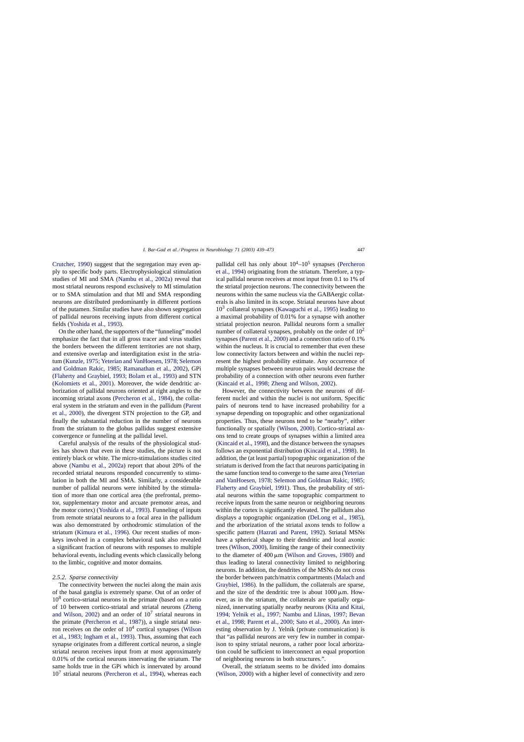Crutcher, 1990) suggest that the segregation may even apply to specific body parts. Electrophysiological stimulation studies of MI and SMA (Nambu et al., 2002a) reveal that most striatal neurons respond exclusively to MI stimulation or to SMA stimulation and that MI and SMA responding neurons are distributed predominantly in different portions of the putamen. Similar studies have also shown segregation of pallidal neurons receiving inputs from different cortical fields (Yoshida et al., 1993).

On the other hand, the supporters of the "funneling" model emphasize the fact that in all gross tracer and virus studies the borders between the different territories are not sharp, and extensive overlap and interdigitation exist in the striatum (Kunzle, 1975; Yeterian and VanHoesen, 1978; Selemon and Goldman Rakic, 1985; Ramanathan et al., 2002), GPi (Flaherty and Graybiel, 1993; Bolam et al., 1993) and STN (Kolomiets et al., 2001). Moreover, the wide dendritic arborization of pallidal neurons oriented at right angles to the incoming striatal axons (Percheron et al., 1984), the collateral system in the striatum and even in the pallidum (Parent et al., 2000), the divergent STN projection to the GP, and finally the substantial reduction in the number of neurons from the striatum to the globus pallidus suggest extensive convergence or funneling at the pallidal level.

Careful analysis of the results of the physiological studies has shown that even in these studies, the picture is not entirely black or white. The micro-stimulations studies cited above (Nambu et al., 2002a) report that about 20% of the recorded striatal neurons responded concurrently to stimulation in both the MI and SMA. Similarly, a considerable number of pallidal neurons were inhibited by the stimulation of more than one cortical area (the prefrontal, premotor, supplementary motor and arcuate premotor areas, and the motor cortex) (Yoshida et al., 1993). Funneling of inputs from remote striatal neurons to a focal area in the pallidum was also demonstrated by orthodromic stimulation of the striatum (Kimura et al., 1996). Our recent studies of monkeys involved in a complex behavioral task also revealed a significant fraction of neurons with responses to multiple behavioral events, including events which classically belong to the limbic, cognitive and motor domains.

### 2.5.2. Sparse connectivity

The connectivity between the nuclei along the main axis of the basal ganglia is extremely sparse. Out of an order of $10^8$ cortico-striatal neurons in the primate (based on a ratio of 10 between cortico-striatal and striatal neurons (Zheng and Wilson, 2002) and an order of $10^7$ striatal neurons in the primate (Percheron et al., 1987)), a single striatal neuron receives on the order of $10^4$ cortical synapses (Wilson et al., 1983; Ingham et al., 1993). Thus, assuming that each synapse originates from a different cortical neuron, a single striatal neuron receives input from at most approximately 0.01% of the cortical neurons innervating the striatum. The same holds true in the GPi which is innervated by around $10^7$ striatal neurons (Percheron et al., 1994), whereas each pallidal cell has only about $10^4$–$10^5$ synapses (Percheron et al., 1994) originating from the striatum. Therefore, a typical pallidal neuron receives at most input from 0.1 to 1% of the striatal projection neurons. The connectivity between the neurons within the same nucleus via the GABAergic collaterals is also limited in its scope. Striatal neurons have about $10^3$ collateral synapses (Kawaguchi et al., 1995) leading to a maximal probability of 0.01% for a synapse with another striatal projection neuron. Pallidal neurons form a smaller number of collateral synapses, probably on the order of $10^2$ synapses (Parent et al., 2000) and a connection ratio of 0.1% within the nucleus. It is crucial to remember that even these low connectivity factors between and within the nuclei represent the highest probability estimate. Any occurrence of multiple synapses between neuron pairs would decrease the probability of a connection with other neurons even further (Kincaid et al., 1998; Zheng and Wilson, 2002).

However, the connectivity between the neurons of different nuclei and within the nuclei is not uniform. Specific pairs of neurons tend to have increased probability for a synapse depending on topographic and other organizational properties. Thus, these neurons tend to be "nearby", either functionally or spatially (Wilson, 2000). Cortico-striatal axons tend to create groups of synapses within a limited area (Kincaid et al., 1998), and the distance between the synapses follows an exponential distribution (Kincaid et al., 1998). In addition, the (at least partial) topographic organization of the striatum is derived from the fact that neurons participating in the same function tend to converge to the same area (Yeterian and VanHoesen, 1978; Selemon and Goldman Rakic, 1985; Flaherty and Graybiel, 1991). Thus, the probability of striatal neurons within the same topographic compartment to receive inputs from the same neuron or neighboring neurons within the cortex is significantly elevated. The pallidum also displays a topographic organization (DeLong et al., 1985), and the arborization of the striatal axons tends to follow a specific pattern (Hazrati and Parent, 1992). Striatal MSNs have a spherical shape to their dendritic and local axonic trees (Wilson, 2000), limiting the range of their connectivity to the diameter of 400 μm (Wilson and Groves, 1980) and thus leading to lateral connectivity limited to neighboring neurons. In addition, the dendrites of the MSNs do not cross the border between patch/matrix compartments (Malach and Graybiel, 1986). In the pallidum, the collaterals are sparse, and the size of the dendritic tree is about 1000 μm. However, as in the striatum, the collaterals are spatially organized, innervating spatially nearby neurons (Kita and Kitai, 1994; Yelnik et al., 1997; Nambu and Llinas, 1997; Bevan et al., 1998; Parent et al., 2000; Sato et al., 2000). An interesting observation by J. Yelnik (private communication) is that "as pallidal neurons are very few in number in comparison to spiny striatal neurons, a rather poor local arborization could be sufficient to interconnect an equal proportion of neighboring neurons in both structures.".

Overall, the striatum seems to be divided into domains (Wilson, 2000) with a higher level of connectivity and zero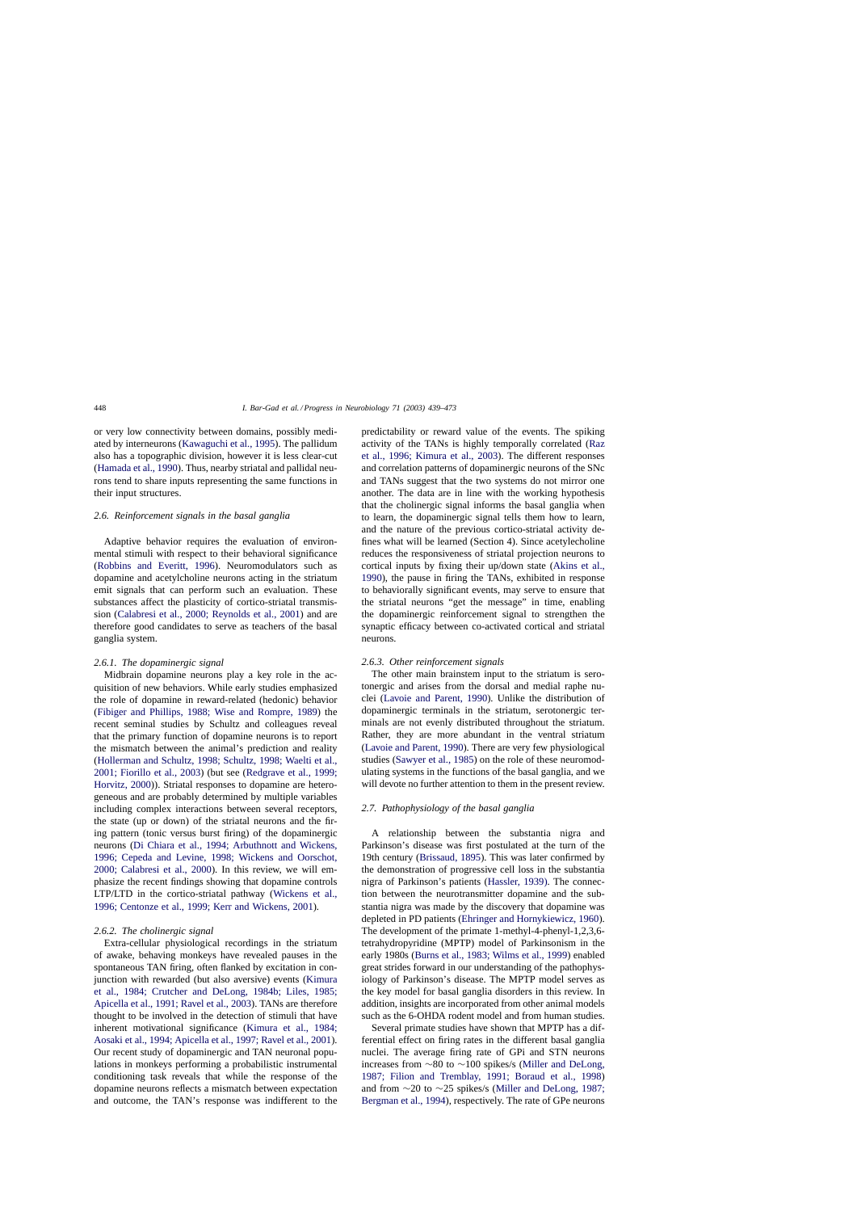or very low connectivity between domains, possibly mediated by interneurons (Kawaguchi et al., 1995). The pallidum also has a topographic division, however it is less clear-cut (Hamada et al., 1990). Thus, nearby striatal and pallidal neurons tend to share inputs representing the same functions in their input structures.

### 2.6. Reinforcement signals in the basal ganglia

Adaptive behavior requires the evaluation of environmental stimuli with respect to their behavioral significance (Robbins and Everitt, 1996). Neuromodulators such as dopamine and acetylcholine neurons acting in the striatum emit signals that can perform such an evaluation. These substances affect the plasticity of cortico-striatal transmission (Calabresi et al., 2000; Reynolds et al., 2001) and are therefore good candidates to serve as teachers of the basal ganglia system.

#### 2.6.1. The dopaminergic signal

Midbrain dopamine neurons play a key role in the acquisition of new behaviors. While early studies emphasized the role of dopamine in reward-related (hedonic) behavior (Fibiger and Phillips, 1988; Wise and Rompre, 1989) the recent seminal studies by Schultz and colleagues reveal that the primary function of dopamine neurons is to report the mismatch between the animal's prediction and reality (Hollerman and Schultz, 1998; Schultz, 1998; Waelti et al., 2001; Fiorillo et al., 2003) (but see (Redgrave et al., 1999; Horvitz, 2000)). Striatal responses to dopamine are heterogeneous and are probably determined by multiple variables including complex interactions between several receptors, the state (up or down) of the striatal neurons and the firing pattern (tonic versus burst firing) of the dopaminergic neurons (Di Chiara et al., 1994; Arbuthnott and Wickens, 1996; Cepeda and Levine, 1998; Wickens and Oorschot, 2000; Calabresi et al., 2000). In this review, we will emphasize the recent findings showing that dopamine controls LTP/LTD in the cortico-striatal pathway (Wickens et al., 1996; Centonze et al., 1999; Kerr and Wickens, 2001).

#### 2.6.2. The cholinergic signal

Extra-cellular physiological recordings in the striatum of awake, behaving monkeys have revealed pauses in the spontaneous TAN firing, often flanked by excitation in conjunction with rewarded (but also aversive) events (Kimura et al., 1984; Crutcher and DeLong, 1984b; Liles, 1985; Apicella et al., 1991; Ravel et al., 2003). TANs are therefore thought to be involved in the detection of stimuli that have inherent motivational significance (Kimura et al., 1984; Aosaki et al., 1994; Apicella et al., 1997; Ravel et al., 2001). Our recent study of dopaminergic and TAN neuronal populations in monkeys performing a probabilistic instrumental conditioning task reveals that while the response of the dopamine neurons reflects a mismatch between expectation and outcome, the TAN's response was indifferent to the predictability or reward value of the events. The spiking activity of the TANs is highly temporally correlated (Raz et al., 1996; Kimura et al., 2003). The different responses and correlation patterns of dopaminergic neurons of the SNc and TANs suggest that the two systems do not mirror one another. The data are in line with the working hypothesis that the cholinergic signal informs the basal ganglia when to learn, the dopaminergic signal tells them how to learn, and the nature of the previous cortico-striatal activity defines what will be learned (Section 4). Since acetylecholine reduces the responsiveness of striatal projection neurons to cortical inputs by fixing their up/down state (Akins et al., 1990), the pause in firing the TANs, exhibited in response to behaviorally significant events, may serve to ensure that the striatal neurons "get the message" in time, enabling the dopaminergic reinforcement signal to strengthen the synaptic efficacy between co-activated cortical and striatal neurons.

#### 2.6.3. Other reinforcement signals

The other main brainstem input to the striatum is serotonergic and arises from the dorsal and medial raphe nuclei (Lavoie and Parent, 1990). Unlike the distribution of dopaminergic terminals in the striatum, serotonergic terminals are not evenly distributed throughout the striatum. Rather, they are more abundant in the ventral striatum (Lavoie and Parent, 1990). There are very few physiological studies (Sawyer et al., 1985) on the role of these neuromodulating systems in the functions of the basal ganglia, and we will devote no further attention to them in the present review.

### 2.7. Pathophysiology of the basal ganglia

A relationship between the substantia nigra and Parkinson's disease was first postulated at the turn of the 19th century (Brissaud, 1895). This was later confirmed by the demonstration of progressive cell loss in the substantia nigra of Parkinson's patients (Hassler, 1939). The connection between the neurotransmitter dopamine and the substantia nigra was made by the discovery that dopamine was depleted in PD patients (Ehringer and Hornykiewicz, 1960). The development of the primate 1-methyl-4-phenyl-1,2,3,6-tetrahydropyridine (MPTP) model of Parkinsonism in the early 1980s (Burns et al., 1983; Wilms et al., 1999) enabled great strides forward in our understanding of the pathophysiology of Parkinson's disease. The MPTP model serves as the key model for basal ganglia disorders in this review. In addition, insights are incorporated from other animal models such as the 6-OHDA rodent model and from human studies.

Several primate studies have shown that MPTP has a differential effect on firing rates in the different basal ganglia nuclei. The average firing rate of GPi and STN neurons increases from ∼80 to ∼100 spikes/s (Miller and DeLong, 1987; Filion and Tremblay, 1991; Boraud et al., 1998) and from ∼20 to ∼25 spikes/s (Miller and DeLong, 1987; Bergman et al., 1994), respectively. The rate of GPe neurons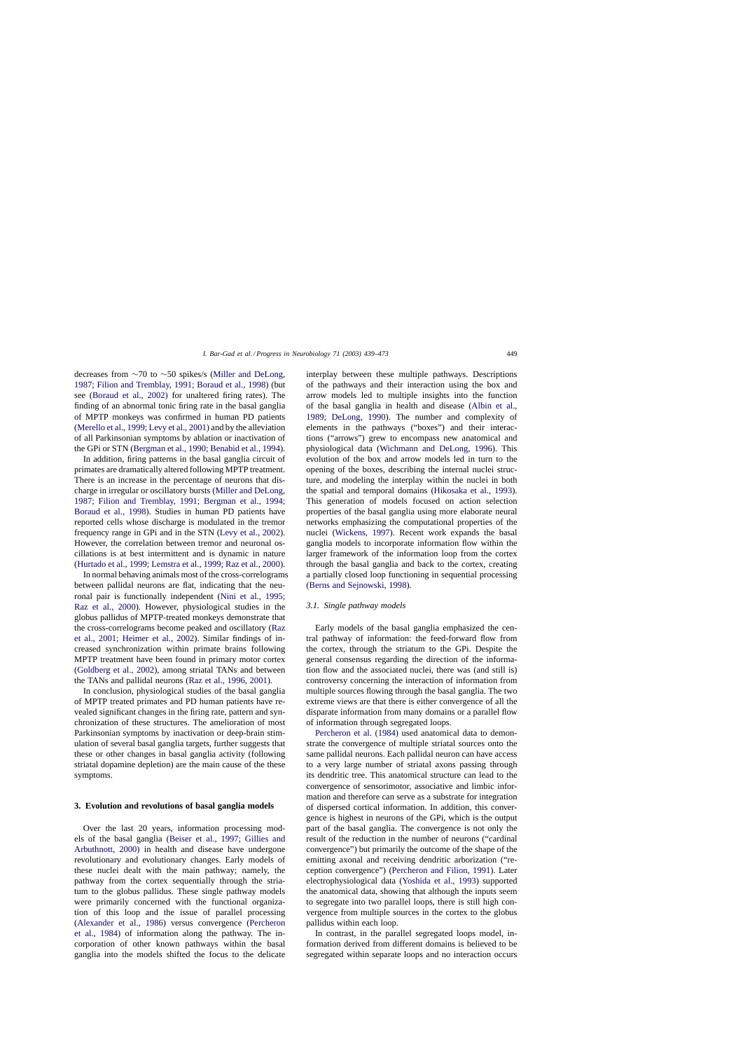decreases from ~70 to ~50 spikes/s (Miller and DeLong, 1987; Filion and Tremblay, 1991; Boraud et al., 1998) (but see (Boraud et al., 2002) for unaltered firing rates). The finding of an abnormal tonic firing rate in the basal ganglia of MPTP monkeys was confirmed in human PD patients (Merello et al., 1999; Levy et al., 2001) and by the alleviation of all Parkinsonian symptoms by ablation or inactivation of the GPi or STN (Bergman et al., 1990; Benabid et al., 1994).

In addition, firing patterns in the basal ganglia circuit of primates are dramatically altered following MPTP treatment. There is an increase in the percentage of neurons that discharge in irregular or oscillatory bursts (Miller and DeLong, 1987; Filion and Tremblay, 1991; Bergman et al., 1994; Boraud et al., 1998). Studies in human PD patients have reported cells whose discharge is modulated in the tremor frequency range in GPi and in the STN (Levy et al., 2002). However, the correlation between tremor and neuronal oscillations is at best intermittent and is dynamic in nature (Hurtado et al., 1999; Lemstra et al., 1999; Raz et al., 2000).

In normal behaving animals most of the cross-correlograms between pallidal neurons are flat, indicating that the neuronal pair is functionally independent (Nini et al., 1995; Raz et al., 2000). However, physiological studies in the globus pallidus of MPTP-treated monkeys demonstrate that the cross-correlograms become peaked and oscillatory (Raz et al., 2001; Heimer et al., 2002). Similar findings of increased synchronization within primate brains following MPTP treatment have been found in primary motor cortex (Goldberg et al., 2002), among striatal TANs and between the TANs and pallidal neurons (Raz et al., 1996, 2001).

In conclusion, physiological studies of the basal ganglia of MPTP treated primates and PD human patients have revealed significant changes in the firing rate, pattern and synchronization of these structures. The amelioration of most Parkinsonian symptoms by inactivation or deep-brain stimulation of several basal ganglia targets, further suggests that these or other changes in basal ganglia activity (following striatal dopamine depletion) are the main cause of the these symptoms.

## 3. Evolution and revolutions of basal ganglia models

Over the last 20 years, information processing models of the basal ganglia (Beiser et al., 1997; Gillies and Arbuthnott, 2000) in health and disease have undergone revolutionary and evolutionary changes. Early models of these nuclei dealt with the main pathway; namely, the pathway from the cortex sequentially through the striatum to the globus pallidus. These single pathway models were primarily concerned with the functional organization of this loop and the issue of parallel processing (Alexander et al., 1986) versus convergence (Percheron et al., 1984) of information along the pathway. The incorporation of other known pathways within the basal ganglia into the models shifted the focus to the delicate interplay between these multiple pathways. Descriptions of the pathways and their interaction using the box and arrow models led to multiple insights into the function of the basal ganglia in health and disease (Albin et al., 1989; DeLong, 1990). The number and complexity of elements in the pathways ("boxes") and their interactions ("arrows") grew to encompass new anatomical and physiological data (Wichmann and DeLong, 1996). This evolution of the box and arrow models led in turn to the opening of the boxes, describing the internal nuclei structure, and modeling the interplay within the nuclei in both the spatial and temporal domains (Hikosaka et al., 1993). This generation of models focused on action selection properties of the basal ganglia using more elaborate neural networks emphasizing the computational properties of the nuclei (Wickens, 1997). Recent work expands the basal ganglia models to incorporate information flow within the larger framework of the information loop from the cortex through the basal ganglia and back to the cortex, creating a partially closed loop functioning in sequential processing (Berns and Sejnowski, 1998).

### 3.1. Single pathway models

Early models of the basal ganglia emphasized the central pathway of information: the feed-forward flow from the cortex, through the striatum to the GPi. Despite the general consensus regarding the direction of the information flow and the associated nuclei, there was (and still is) controversy concerning the interaction of information from multiple sources flowing through the basal ganglia. The two extreme views are that there is either convergence of all the disparate information from many domains or a parallel flow of information through segregated loops.

Percheron et al. (1984) used anatomical data to demonstrate the convergence of multiple striatal sources onto the same pallidal neurons. Each pallidal neuron can have access to a very large number of striatal axons passing through its dendritic tree. This anatomical structure can lead to the convergence of sensorimotor, associative and limbic information and therefore can serve as a substrate for integration of dispersed cortical information. In addition, this convergence is highest in neurons of the GPi, which is the output part of the basal ganglia. The convergence is not only the result of the reduction in the number of neurons ("cardinal convergence") but primarily the outcome of the shape of the emitting axonal and receiving dendritic arborization ("reception convergence") (Percheron and Filion, 1991). Later electrophysiological data (Yoshida et al., 1993) supported the anatomical data, showing that although the inputs seem to segregate into two parallel loops, there is still high convergence from multiple sources in the cortex to the globus pallidus within each loop.

In contrast, in the parallel segregated loops model, information derived from different domains is believed to be segregated within separate loops and no interaction occurs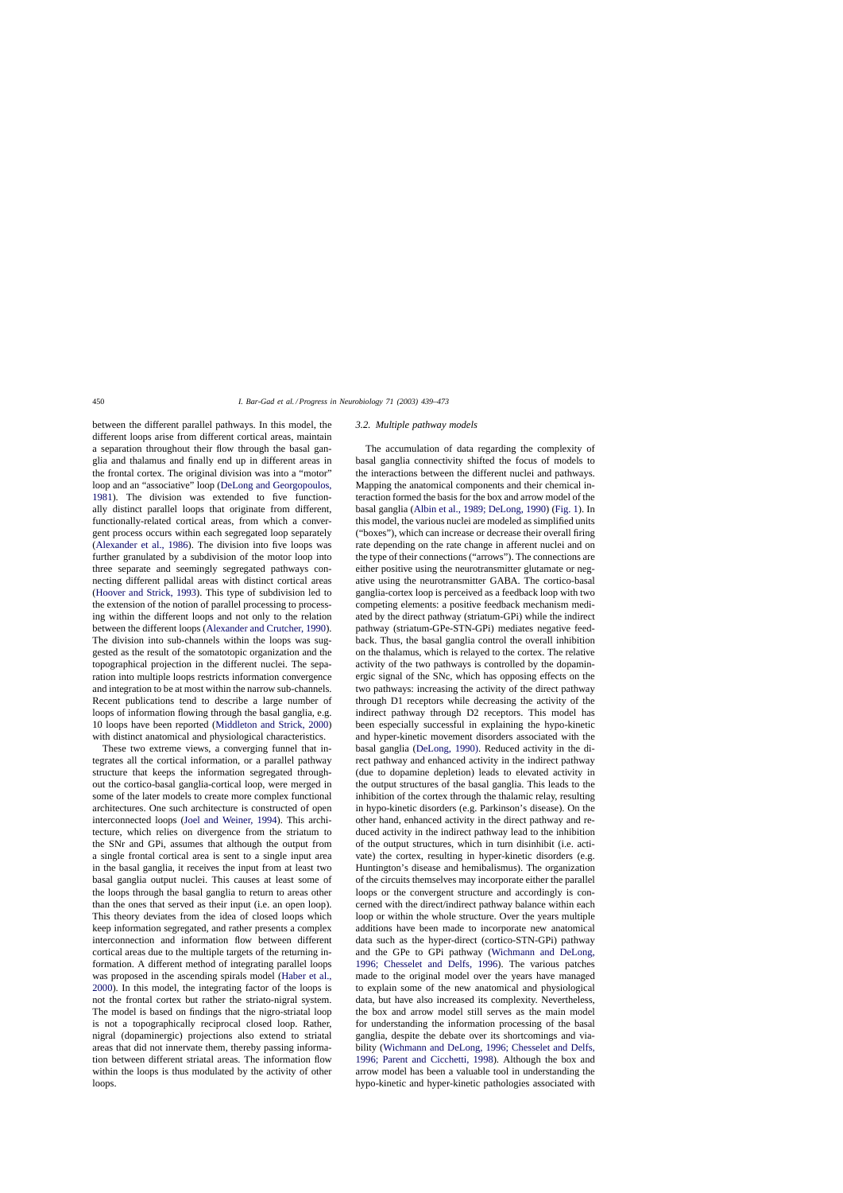between the different parallel pathways. In this model, the different loops arise from different cortical areas, maintain a separation throughout their flow through the basal ganglia and thalamus and finally end up in different areas in the frontal cortex. The original division was into a "motor" loop and an "associative" loop (DeLong and Georgopoulos, 1981). The division was extended to five functionally distinct parallel loops that originate from different, functionally-related cortical areas, from which a convergent process occurs within each segregated loop separately (Alexander et al., 1986). The division into five loops was further granulated by a subdivision of the motor loop into three separate and seemingly segregated pathways connecting different pallidal areas with distinct cortical areas (Hoover and Strick, 1993). This type of subdivision led to the extension of the notion of parallel processing to processing within the different loops and not only to the relation between the different loops (Alexander and Crutcher, 1990). The division into sub-channels within the loops was suggested as the result of the somatotopic organization and the topographical projection in the different nuclei. The separation into multiple loops restricts information convergence and integration to be at most within the narrow sub-channels. Recent publications tend to describe a large number of loops of information flowing through the basal ganglia, e.g. 10 loops have been reported (Middleton and Strick, 2000) with distinct anatomical and physiological characteristics.

These two extreme views, a converging funnel that integrates all the cortical information, or a parallel pathway structure that keeps the information segregated throughout the cortico-basal ganglia-cortical loop, were merged in some of the later models to create more complex functional architectures. One such architecture is constructed of open interconnected loops (Joel and Weiner, 1994). This architecture, which relies on divergence from the striatum to the SNr and GPi, assumes that although the output from a single frontal cortical area is sent to a single input area in the basal ganglia, it receives the input from at least two basal ganglia output nuclei. This causes at least some of the loops through the basal ganglia to return to areas other than the ones that served as their input (i.e. an open loop). This theory deviates from the idea of closed loops which keep information segregated, and rather presents a complex interconnection and information flow between different cortical areas due to the multiple targets of the returning information. A different method of integrating parallel loops was proposed in the ascending spirals model (Haber et al., 2000). In this model, the integrating factor of the loops is not the frontal cortex but rather the striato-nigral system. The model is based on findings that the nigro-striatal loop is not a topographically reciprocal closed loop. Rather, nigral (dopaminergic) projections also extend to striatal areas that did not innervate them, thereby passing information between different striatal areas. The information flow within the loops is thus modulated by the activity of other loops.

### *3.2. Multiple pathway models*

The accumulation of data regarding the complexity of basal ganglia connectivity shifted the focus of models to the interactions between the different nuclei and pathways. Mapping the anatomical components and their chemical interaction formed the basis for the box and arrow model of the basal ganglia (Albin et al., 1989; DeLong, 1990) (Fig. 1). In this model, the various nuclei are modeled as simplified units ("boxes"), which can increase or decrease their overall firing rate depending on the rate change in afferent nuclei and on the type of their connections ("arrows"). The connections are either positive using the neurotransmitter glutamate or negative using the neurotransmitter GABA. The cortico-basal ganglia-cortex loop is perceived as a feedback loop with two competing elements: a positive feedback mechanism mediated by the direct pathway (striatum-GPi) while the indirect pathway (striatum-GPe-STN-GPi) mediates negative feedback. Thus, the basal ganglia control the overall inhibition on the thalamus, which is relayed to the cortex. The relative activity of the two pathways is controlled by the dopaminergic signal of the SNc, which has opposing effects on the two pathways: increasing the activity of the direct pathway through D1 receptors while decreasing the activity of the indirect pathway through D2 receptors. This model has been especially successful in explaining the hypo-kinetic and hyper-kinetic movement disorders associated with the basal ganglia (DeLong, 1990). Reduced activity in the direct pathway and enhanced activity in the indirect pathway (due to dopamine depletion) leads to elevated activity in the output structures of the basal ganglia. This leads to the inhibition of the cortex through the thalamic relay, resulting in hypo-kinetic disorders (e.g. Parkinson's disease). On the other hand, enhanced activity in the direct pathway and reduced activity in the indirect pathway lead to the inhibition of the output structures, which in turn disinhibit (i.e. activate) the cortex, resulting in hyper-kinetic disorders (e.g. Huntington's disease and hemibalismus). The organization of the circuits themselves may incorporate either the parallel loops or the convergent structure and accordingly is concerned with the direct/indirect pathway balance within each loop or within the whole structure. Over the years multiple additions have been made to incorporate new anatomical data such as the hyper-direct (cortico-STN-GPi) pathway and the GPe to GPi pathway (Wichmann and DeLong, 1996; Chesselet and Delfs, 1996). The various patches made to the original model over the years have managed to explain some of the new anatomical and physiological data, but have also increased its complexity. Nevertheless, the box and arrow model still serves as the main model for understanding the information processing of the basal ganglia, despite the debate over its shortcomings and viability (Wichmann and DeLong, 1996; Chesselet and Delfs, 1996; Parent and Cicchetti, 1998). Although the box and arrow model has been a valuable tool in understanding the hypo-kinetic and hyper-kinetic pathologies associated with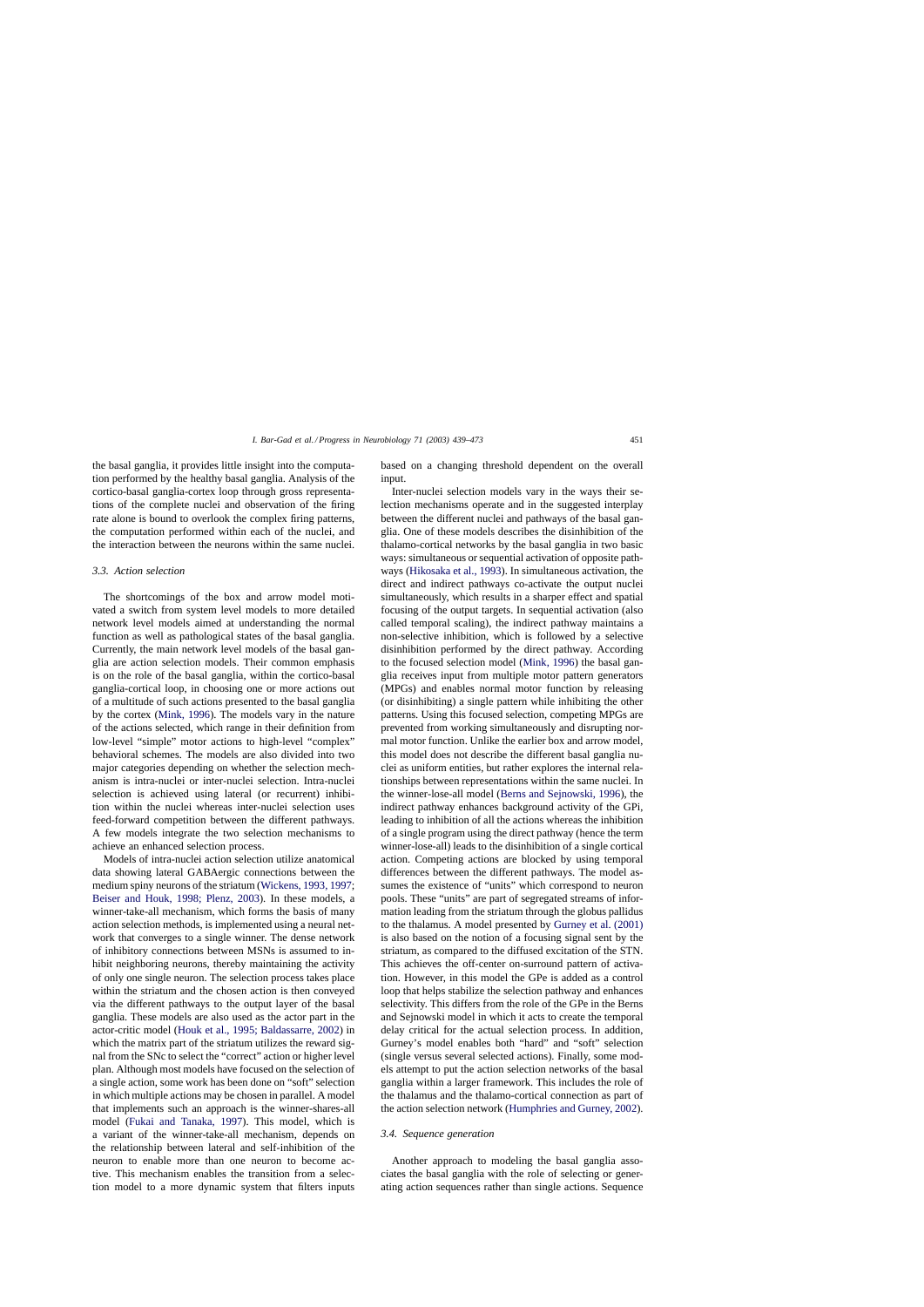the basal ganglia, it provides little insight into the computation performed by the healthy basal ganglia. Analysis of the cortico-basal ganglia-cortex loop through gross representations of the complete nuclei and observation of the firing rate alone is bound to overlook the complex firing patterns, the computation performed within each of the nuclei, and the interaction between the neurons within the same nuclei.

### 3.3. Action selection

The shortcomings of the box and arrow model motivated a switch from system level models to more detailed network level models aimed at understanding the normal function as well as pathological states of the basal ganglia. Currently, the main network level models of the basal ganglia are action selection models. Their common emphasis is on the role of the basal ganglia, within the cortico-basal ganglia-cortical loop, in choosing one or more actions out of a multitude of such actions presented to the basal ganglia by the cortex (Mink, 1996). The models vary in the nature of the actions selected, which range in their definition from low-level "simple" motor actions to high-level "complex" behavioral schemes. The models are also divided into two major categories depending on whether the selection mechanism is intra-nuclei or inter-nuclei selection. Intra-nuclei selection is achieved using lateral (or recurrent) inhibition within the nuclei whereas inter-nuclei selection uses feed-forward competition between the different pathways. A few models integrate the two selection mechanisms to achieve an enhanced selection process.

Models of intra-nuclei action selection utilize anatomical data showing lateral GABAergic connections between the medium spiny neurons of the striatum (Wickens, 1993, 1997; Beiser and Houk, 1998; Plenz, 2003). In these models, a winner-take-all mechanism, which forms the basis of many action selection methods, is implemented using a neural network that converges to a single winner. The dense network of inhibitory connections between MSNs is assumed to inhibit neighboring neurons, thereby maintaining the activity of only one single neuron. The selection process takes place within the striatum and the chosen action is then conveyed via the different pathways to the output layer of the basal ganglia. These models are also used as the actor part in the actor-critic model (Houk et al., 1995; Baldassarre, 2002) in which the matrix part of the striatum utilizes the reward signal from the SNc to select the "correct" action or higher level plan. Although most models have focused on the selection of a single action, some work has been done on "soft" selection in which multiple actions may be chosen in parallel. A model that implements such an approach is the winner-shares-all model (Fukai and Tanaka, 1997). This model, which is a variant of the winner-take-all mechanism, depends on the relationship between lateral and self-inhibition of the neuron to enable more than one neuron to become active. This mechanism enables the transition from a selection model to a more dynamic system that filters inputs based on a changing threshold dependent on the overall input.

Inter-nuclei selection models vary in the ways their selection mechanisms operate and in the suggested interplay between the different nuclei and pathways of the basal ganglia. One of these models describes the disinhibition of the thalamo-cortical networks by the basal ganglia in two basic ways: simultaneous or sequential activation of opposite pathways (Hikosaka et al., 1993). In simultaneous activation, the direct and indirect pathways co-activate the output nuclei simultaneously, which results in a sharper effect and spatial focusing of the output targets. In sequential activation (also called temporal scaling), the indirect pathway maintains a non-selective inhibition, which is followed by a selective disinhibition performed by the direct pathway. According to the focused selection model (Mink, 1996) the basal ganglia receives input from multiple motor pattern generators (MPGs) and enables normal motor function by releasing (or disinhibiting) a single pattern while inhibiting the other patterns. Using this focused selection, competing MPGs are prevented from working simultaneously and disrupting normal motor function. Unlike the earlier box and arrow model, this model does not describe the different basal ganglia nuclei as uniform entities, but rather explores the internal relationships between representations within the same nuclei. In the winner-lose-all model (Berns and Sejnowski, 1996), the indirect pathway enhances background activity of the GPi, leading to inhibition of all the actions whereas the inhibition of a single program using the direct pathway (hence the term winner-lose-all) leads to the disinhibition of a single cortical action. Competing actions are blocked by using temporal differences between the different pathways. The model assumes the existence of "units" which correspond to neuron pools. These "units" are part of segregated streams of information leading from the striatum through the globus pallidus to the thalamus. A model presented by Gurney et al. (2001) is also based on the notion of a focusing signal sent by the striatum, as compared to the diffused excitation of the STN. This achieves the off-center on-surround pattern of activation. However, in this model the GPe is added as a control loop that helps stabilize the selection pathway and enhances selectivity. This differs from the role of the GPe in the Berns and Sejnowski model in which it acts to create the temporal delay critical for the actual selection process. In addition, Gurney's model enables both "hard" and "soft" selection (single versus several selected actions). Finally, some models attempt to put the action selection networks of the basal ganglia within a larger framework. This includes the role of the thalamus and the thalamo-cortical connection as part of the action selection network (Humphries and Gurney, 2002).

### 3.4. Sequence generation

Another approach to modeling the basal ganglia associates the basal ganglia with the role of selecting or generating action sequences rather than single actions. Sequence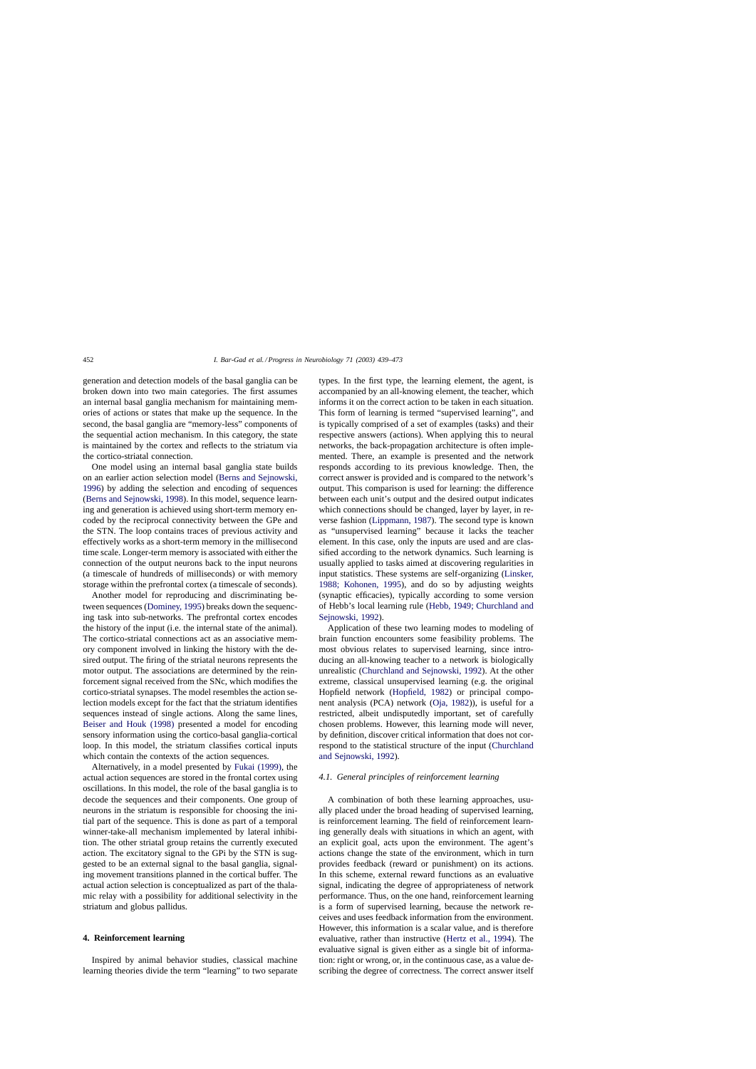generation and detection models of the basal ganglia can be broken down into two main categories. The first assumes an internal basal ganglia mechanism for maintaining memories of actions or states that make up the sequence. In the second, the basal ganglia are "memory-less" components of the sequential action mechanism. In this category, the state is maintained by the cortex and reflects to the striatum via the cortico-striatal connection.

One model using an internal basal ganglia state builds on an earlier action selection model (Berns and Sejnowski, 1996) by adding the selection and encoding of sequences (Berns and Sejnowski, 1998). In this model, sequence learning and generation is achieved using short-term memory encoded by the reciprocal connectivity between the GPe and the STN. The loop contains traces of previous activity and effectively works as a short-term memory in the millisecond time scale. Longer-term memory is associated with either the connection of the output neurons back to the input neurons (a timescale of hundreds of milliseconds) or with memory storage within the prefrontal cortex (a timescale of seconds).

Another model for reproducing and discriminating between sequences (Dominey, 1995) breaks down the sequencing task into sub-networks. The prefrontal cortex encodes the history of the input (i.e. the internal state of the animal). The cortico-striatal connections act as an associative memory component involved in linking the history with the desired output. The firing of the striatal neurons represents the motor output. The associations are determined by the reinforcement signal received from the SNc, which modifies the cortico-striatal synapses. The model resembles the action selection models except for the fact that the striatum identifies sequences instead of single actions. Along the same lines, Beiser and Houk (1998) presented a model for encoding sensory information using the cortico-basal ganglia-cortical loop. In this model, the striatum classifies cortical inputs which contain the contexts of the action sequences.

Alternatively, in a model presented by Fukai (1999), the actual action sequences are stored in the frontal cortex using oscillations. In this model, the role of the basal ganglia is to decode the sequences and their components. One group of neurons in the striatum is responsible for choosing the initial part of the sequence. This is done as part of a temporal winner-take-all mechanism implemented by lateral inhibition. The other striatal group retains the currently executed action. The excitatory signal to the GPi by the STN is suggested to be an external signal to the basal ganglia, signaling movement transitions planned in the cortical buffer. The actual action selection is conceptualized as part of the thalamic relay with a possibility for additional selectivity in the striatum and globus pallidus.

## 4. Reinforcement learning

Inspired by animal behavior studies, classical machine learning theories divide the term "learning" to two separate types. In the first type, the learning element, the agent, is accompanied by an all-knowing element, the teacher, which informs it on the correct action to be taken in each situation. This form of learning is termed "supervised learning", and is typically comprised of a set of examples (tasks) and their respective answers (actions). When applying this to neural networks, the back-propagation architecture is often implemented. There, an example is presented and the network responds according to its previous knowledge. Then, the correct answer is provided and is compared to the network's output. This comparison is used for learning: the difference between each unit's output and the desired output indicates which connections should be changed, layer by layer, in reverse fashion (Lippmann, 1987). The second type is known as "unsupervised learning" because it lacks the teacher element. In this case, only the inputs are used and are classified according to the network dynamics. Such learning is usually applied to tasks aimed at discovering regularities in input statistics. These systems are self-organizing (Linsker, 1988; Kohonen, 1995), and do so by adjusting weights (synaptic efficacies), typically according to some version of Hebb's local learning rule (Hebb, 1949; Churchland and Sejnowski, 1992).

Application of these two learning modes to modeling of brain function encounters some feasibility problems. The most obvious relates to supervised learning, since introducing an all-knowing teacher to a network is biologically unrealistic (Churchland and Sejnowski, 1992). At the other extreme, classical unsupervised learning (e.g. the original Hopfield network (Hopfield, 1982) or principal component analysis (PCA) network (Oja, 1982)), is useful for a restricted, albeit undisputedly important, set of carefully chosen problems. However, this learning mode will never, by definition, discover critical information that does not correspond to the statistical structure of the input (Churchland and Sejnowski, 1992).

### 4.1. General principles of reinforcement learning

A combination of both these learning approaches, usually placed under the broad heading of supervised learning, is reinforcement learning. The field of reinforcement learning generally deals with situations in which an agent, with an explicit goal, acts upon the environment. The agent's actions change the state of the environment, which in turn provides feedback (reward or punishment) on its actions. In this scheme, external reward functions as an evaluative signal, indicating the degree of appropriateness of network performance. Thus, on the one hand, reinforcement learning is a form of supervised learning, because the network receives and uses feedback information from the environment. However, this information is a scalar value, and is therefore evaluative, rather than instructive (Hertz et al., 1994). The evaluative signal is given either as a single bit of information: right or wrong, or, in the continuous case, as a value describing the degree of correctness. The correct answer itself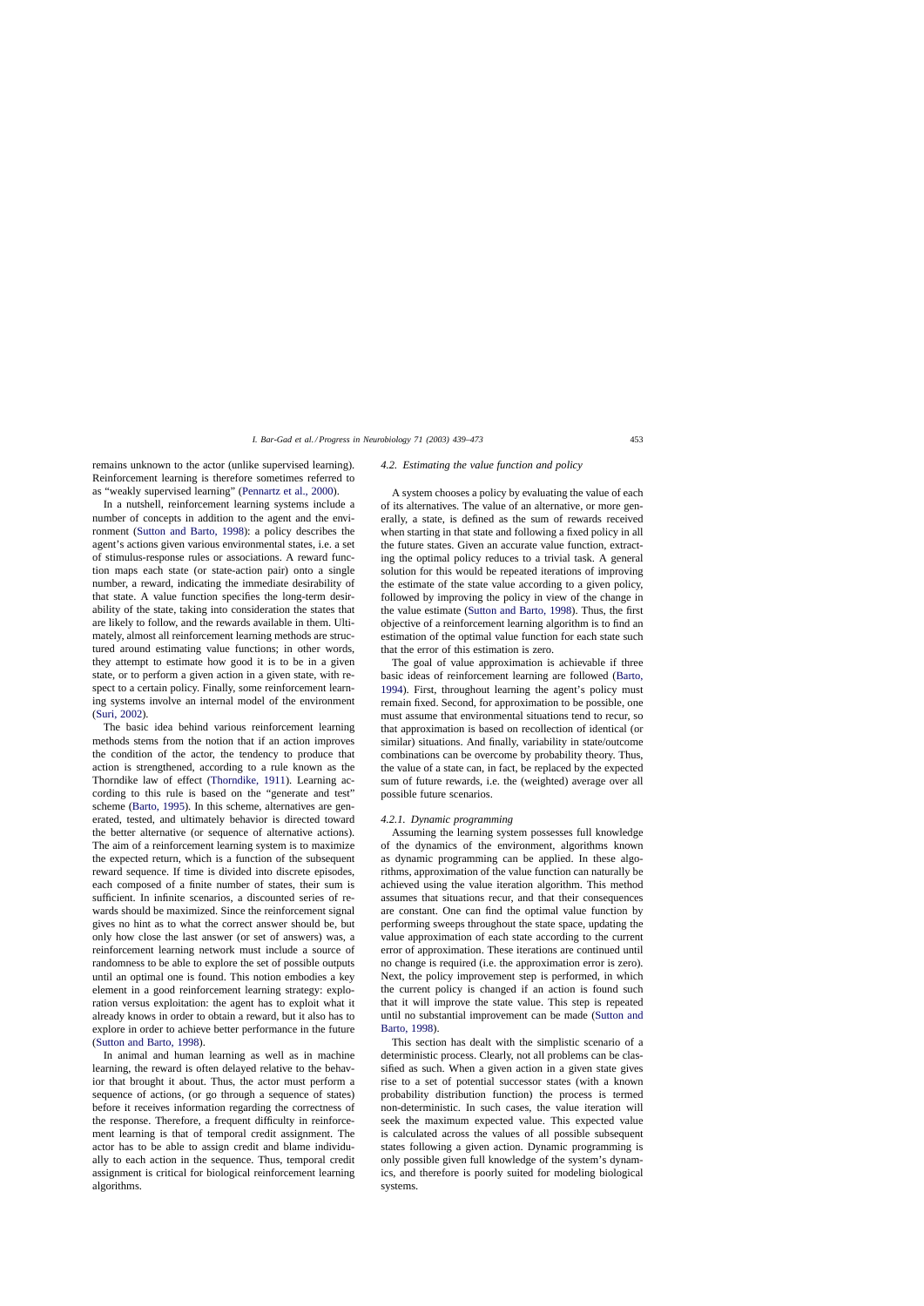remains unknown to the actor (unlike supervised learning). Reinforcement learning is therefore sometimes referred to as "weakly supervised learning" (Pennartz et al., 2000).

In a nutshell, reinforcement learning systems include a number of concepts in addition to the agent and the environment (Sutton and Barto, 1998): a policy describes the agent's actions given various environmental states, i.e. a set of stimulus-response rules or associations. A reward function maps each state (or state-action pair) onto a single number, a reward, indicating the immediate desirability of that state. A value function specifies the long-term desirability of the state, taking into consideration the states that are likely to follow, and the rewards available in them. Ultimately, almost all reinforcement learning methods are structured around estimating value functions; in other words, they attempt to estimate how good it is to be in a given state, or to perform a given action in a given state, with respect to a certain policy. Finally, some reinforcement learning systems involve an internal model of the environment (Suri, 2002).

The basic idea behind various reinforcement learning methods stems from the notion that if an action improves the condition of the actor, the tendency to produce that action is strengthened, according to a rule known as the Thorndike law of effect (Thorndike, 1911). Learning according to this rule is based on the "generate and test" scheme (Barto, 1995). In this scheme, alternatives are generated, tested, and ultimately behavior is directed toward the better alternative (or sequence of alternative actions). The aim of a reinforcement learning system is to maximize the expected return, which is a function of the subsequent reward sequence. If time is divided into discrete episodes, each composed of a finite number of states, their sum is sufficient. In infinite scenarios, a discounted series of rewards should be maximized. Since the reinforcement signal gives no hint as to what the correct answer should be, but only how close the last answer (or set of answers) was, a reinforcement learning network must include a source of randomness to be able to explore the set of possible outputs until an optimal one is found. This notion embodies a key element in a good reinforcement learning strategy: exploration versus exploitation: the agent has to exploit what it already knows in order to obtain a reward, but it also has to explore in order to achieve better performance in the future (Sutton and Barto, 1998).

In animal and human learning as well as in machine learning, the reward is often delayed relative to the behavior that brought it about. Thus, the actor must perform a sequence of actions, (or go through a sequence of states) before it receives information regarding the correctness of the response. Therefore, a frequent difficulty in reinforcement learning is that of temporal credit assignment. The actor has to be able to assign credit and blame individually to each action in the sequence. Thus, temporal credit assignment is critical for biological reinforcement learning algorithms.

### *4.2. Estimating the value function and policy*

A system chooses a policy by evaluating the value of each of its alternatives. The value of an alternative, or more generally, a state, is defined as the sum of rewards received when starting in that state and following a fixed policy in all the future states. Given an accurate value function, extracting the optimal policy reduces to a trivial task. A general solution for this would be repeated iterations of improving the estimate of the state value according to a given policy, followed by improving the policy in view of the change in the value estimate (Sutton and Barto, 1998). Thus, the first objective of a reinforcement learning algorithm is to find an estimation of the optimal value function for each state such that the error of this estimation is zero.

The goal of value approximation is achievable if three basic ideas of reinforcement learning are followed (Barto, 1994). First, throughout learning the agent's policy must remain fixed. Second, for approximation to be possible, one must assume that environmental situations tend to recur, so that approximation is based on recollection of identical (or similar) situations. And finally, variability in state/outcome combinations can be overcome by probability theory. Thus, the value of a state can, in fact, be replaced by the expected sum of future rewards, i.e. the (weighted) average over all possible future scenarios.

#### *4.2.1. Dynamic programming*

Assuming the learning system possesses full knowledge of the dynamics of the environment, algorithms known as dynamic programming can be applied. In these algorithms, approximation of the value function can naturally be achieved using the value iteration algorithm. This method assumes that situations recur, and that their consequences are constant. One can find the optimal value function by performing sweeps throughout the state space, updating the value approximation of each state according to the current error of approximation. These iterations are continued until no change is required (i.e. the approximation error is zero). Next, the policy improvement step is performed, in which the current policy is changed if an action is found such that it will improve the state value. This step is repeated until no substantial improvement can be made (Sutton and Barto, 1998).

This section has dealt with the simplistic scenario of a deterministic process. Clearly, not all problems can be classified as such. When a given action in a given state gives rise to a set of potential successor states (with a known probability distribution function) the process is termed non-deterministic. In such cases, the value iteration will seek the maximum expected value. This expected value is calculated across the values of all possible subsequent states following a given action. Dynamic programming is only possible given full knowledge of the system's dynamics, and therefore is poorly suited for modeling biological systems.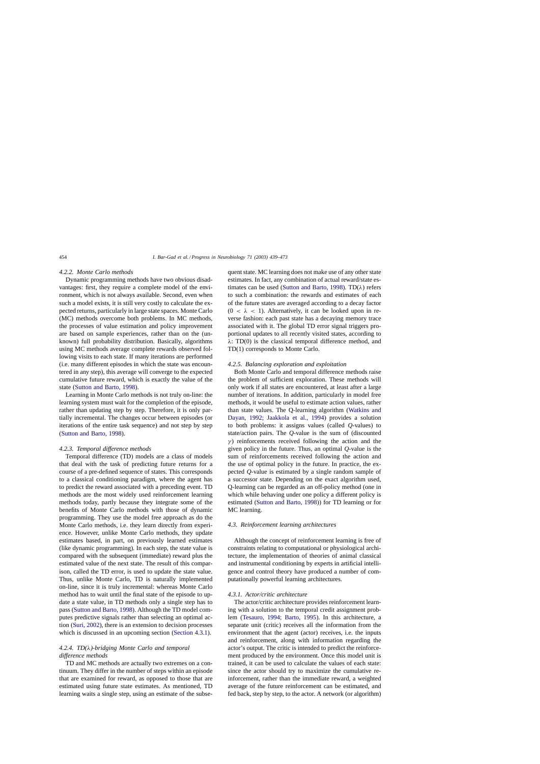#### 4.2.2. Monte Carlo methods

Dynamic programming methods have two obvious disadvantages: first, they require a complete model of the environment, which is not always available. Second, even when such a model exists, it is still very costly to calculate the expected returns, particularly in large state spaces. Monte Carlo (MC) methods overcome both problems. In MC methods, the processes of value estimation and policy improvement are based on sample experiences, rather than on the (unknown) full probability distribution. Basically, algorithms using MC methods average complete rewards observed following visits to each state. If many iterations are performed (i.e. many different episodes in which the state was encountered in any step), this average will converge to the expected cumulative future reward, which is exactly the value of the state (Sutton and Barto, 1998).

Learning in Monte Carlo methods is not truly on-line: the learning system must wait for the completion of the episode, rather than updating step by step. Therefore, it is only partially incremental. The changes occur between episodes (or iterations of the entire task sequence) and not step by step (Sutton and Barto, 1998).

#### 4.2.3. Temporal difference methods

Temporal difference (TD) models are a class of models that deal with the task of predicting future returns for a course of a pre-defined sequence of states. This corresponds to a classical conditioning paradigm, where the agent has to predict the reward associated with a preceding event. TD methods are the most widely used reinforcement learning methods today, partly because they integrate some of the benefits of Monte Carlo methods with those of dynamic programming. They use the model free approach as do the Monte Carlo methods, i.e. they learn directly from experience. However, unlike Monte Carlo methods, they update estimates based, in part, on previously learned estimates (like dynamic programming). In each step, the state value is compared with the subsequent (immediate) reward plus the estimated value of the next state. The result of this comparison, called the TD error, is used to update the state value. Thus, unlike Monte Carlo, TD is naturally implemented on-line, since it is truly incremental: whereas Monte Carlo method has to wait until the final state of the episode to update a state value, in TD methods only a single step has to pass (Sutton and Barto, 1998). Although the TD model computes predictive signals rather than selecting an optimal action (Suri, 2002), there is an extension to decision processes which is discussed in an upcoming section (Section 4.3.1).

#### 4.2.4. TD($\lambda$)-bridging Monte Carlo and temporal difference methods

TD and MC methods are actually two extremes on a continuum. They differ in the number of steps within an episode that are examined for reward, as opposed to those that are estimated using future state estimates. As mentioned, TD learning waits a single step, using an estimate of the subsequent state. MC learning does not make use of any other state estimates. In fact, any combination of actual reward/state estimates can be used (Sutton and Barto, 1998). TD($\lambda$) refers to such a combination: the rewards and estimates of each of the future states are averaged according to a decay factor ($0 < \lambda < 1$). Alternatively, it can be looked upon in reverse fashion: each past state has a decaying memory trace associated with it. The global TD error signal triggers proportional updates to all recently visited states, according to $\lambda$: TD(0) is the classical temporal difference method, and TD(1) corresponds to Monte Carlo.

#### 4.2.5. Balancing exploration and exploitation

Both Monte Carlo and temporal difference methods raise the problem of sufficient exploration. These methods will only work if all states are encountered, at least after a large number of iterations. In addition, particularly in model free methods, it would be useful to estimate action values, rather than state values. The Q-learning algorithm (Watkins and Dayan, 1992; Jaakkola et al., 1994) provides a solution to both problems: it assigns values (called *Q*-values) to state/action pairs. The *Q*-value is the sum of (discounted $\gamma$) reinforcements received following the action and the given policy in the future. Thus, an optimal *Q*-value is the sum of reinforcements received following the action and the use of optimal policy in the future. In practice, the expected *Q*-value is estimated by a single random sample of a successor state. Depending on the exact algorithm used, Q-learning can be regarded as an off-policy method (one in which while behaving under one policy a different policy is estimated (Sutton and Barto, 1998)) for TD learning or for MC learning.

### 4.3. Reinforcement learning architectures

Although the concept of reinforcement learning is free of constraints relating to computational or physiological architecture, the implementation of theories of animal classical and instrumental conditioning by experts in artificial intelligence and control theory have produced a number of computationally powerful learning architectures.

#### 4.3.1. Actor/critic architecture

The actor/critic architecture provides reinforcement learning with a solution to the temporal credit assignment problem (Tesauro, 1994; Barto, 1995). In this architecture, a separate unit (critic) receives all the information from the environment that the agent (actor) receives, i.e. the inputs and reinforcement, along with information regarding the actor's output. The critic is intended to predict the reinforcement produced by the environment. Once this model unit is trained, it can be used to calculate the values of each state: since the actor should try to maximize the cumulative reinforcement, rather than the immediate reward, a weighted average of the future reinforcement can be estimated, and fed back, step by step, to the actor. A network (or algorithm)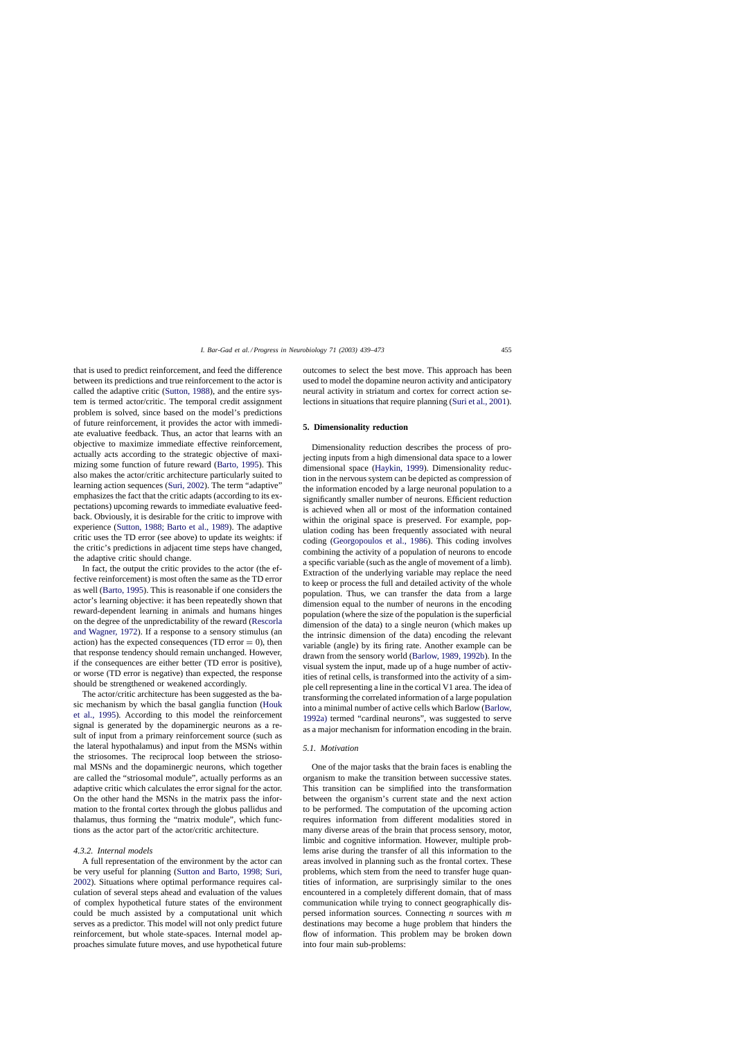that is used to predict reinforcement, and feed the difference between its predictions and true reinforcement to the actor is called the adaptive critic (Sutton, 1988), and the entire system is termed actor/critic. The temporal credit assignment problem is solved, since based on the model's predictions of future reinforcement, it provides the actor with immediate evaluative feedback. Thus, an actor that learns with an objective to maximize immediate effective reinforcement, actually acts according to the strategic objective of maximizing some function of future reward (Barto, 1995). This also makes the actor/critic architecture particularly suited to learning action sequences (Suri, 2002). The term "adaptive" emphasizes the fact that the critic adapts (according to its expectations) upcoming rewards to immediate evaluative feedback. Obviously, it is desirable for the critic to improve with experience (Sutton, 1988; Barto et al., 1989). The adaptive critic uses the TD error (see above) to update its weights: if the critic's predictions in adjacent time steps have changed, the adaptive critic should change.

In fact, the output the critic provides to the actor (the effective reinforcement) is most often the same as the TD error as well (Barto, 1995). This is reasonable if one considers the actor's learning objective: it has been repeatedly shown that reward-dependent learning in animals and humans hinges on the degree of the unpredictability of the reward (Rescorla and Wagner, 1972). If a response to a sensory stimulus (an action) has the expected consequences (TD error $= 0$), then that response tendency should remain unchanged. However, if the consequences are either better (TD error is positive), or worse (TD error is negative) than expected, the response should be strengthened or weakened accordingly.

The actor/critic architecture has been suggested as the basic mechanism by which the basal ganglia function (Houk et al., 1995). According to this model the reinforcement signal is generated by the dopaminergic neurons as a result of input from a primary reinforcement source (such as the lateral hypothalamus) and input from the MSNs within the striosomes. The reciprocal loop between the striosomal MSNs and the dopaminergic neurons, which together are called the "striosomal module", actually performs as an adaptive critic which calculates the error signal for the actor. On the other hand the MSNs in the matrix pass the information to the frontal cortex through the globus pallidus and thalamus, thus forming the "matrix module", which functions as the actor part of the actor/critic architecture.

#### 4.3.2. Internal models

A full representation of the environment by the actor can be very useful for planning (Sutton and Barto, 1998; Suri, 2002). Situations where optimal performance requires calculation of several steps ahead and evaluation of the values of complex hypothetical future states of the environment could be much assisted by a computational unit which serves as a predictor. This model will not only predict future reinforcement, but whole state-spaces. Internal model approaches simulate future moves, and use hypothetical future outcomes to select the best move. This approach has been used to model the dopamine neuron activity and anticipatory neural activity in striatum and cortex for correct action selections in situations that require planning (Suri et al., 2001).

## 5. Dimensionality reduction

Dimensionality reduction describes the process of projecting inputs from a high dimensional data space to a lower dimensional space (Haykin, 1999). Dimensionality reduction in the nervous system can be depicted as compression of the information encoded by a large neuronal population to a significantly smaller number of neurons. Efficient reduction is achieved when all or most of the information contained within the original space is preserved. For example, population coding has been frequently associated with neural coding (Georgopoulos et al., 1986). This coding involves combining the activity of a population of neurons to encode a specific variable (such as the angle of movement of a limb). Extraction of the underlying variable may replace the need to keep or process the full and detailed activity of the whole population. Thus, we can transfer the data from a large dimension equal to the number of neurons in the encoding population (where the size of the population is the superficial dimension of the data) to a single neuron (which makes up the intrinsic dimension of the data) encoding the relevant variable (angle) by its firing rate. Another example can be drawn from the sensory world (Barlow, 1989, 1992b). In the visual system the input, made up of a huge number of activities of retinal cells, is transformed into the activity of a simple cell representing a line in the cortical V1 area. The idea of transforming the correlated information of a large population into a minimal number of active cells which Barlow (Barlow, 1992a) termed "cardinal neurons", was suggested to serve as a major mechanism for information encoding in the brain.

### 5.1. Motivation

One of the major tasks that the brain faces is enabling the organism to make the transition between successive states. This transition can be simplified into the transformation between the organism's current state and the next action to be performed. The computation of the upcoming action requires information from different modalities stored in many diverse areas of the brain that process sensory, motor, limbic and cognitive information. However, multiple problems arise during the transfer of all this information to the areas involved in planning such as the frontal cortex. These problems, which stem from the need to transfer huge quantities of information, are surprisingly similar to the ones encountered in a completely different domain, that of mass communication while trying to connect geographically dispersed information sources. Connecting $n$ sources with $m$ destinations may become a huge problem that hinders the flow of information. This problem may be broken down into four main sub-problems: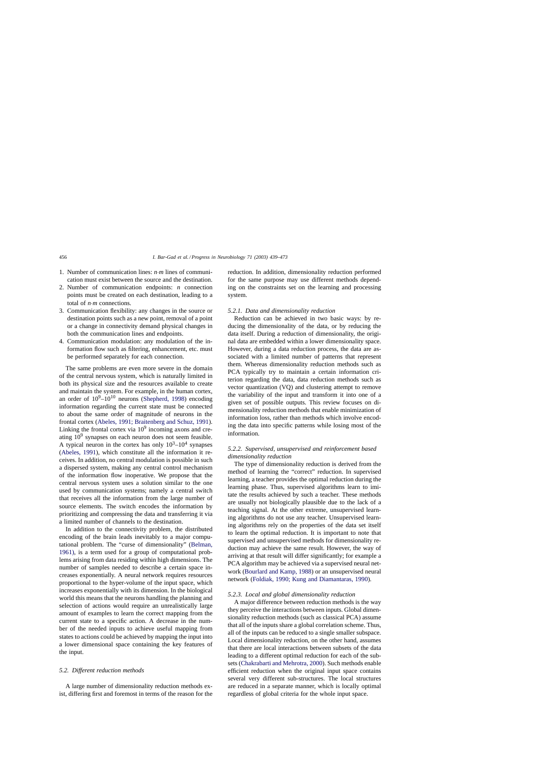1. Number of communication lines: $n \cdot m$ lines of communication must exist between the source and the destination.
2. Number of communication endpoints: $n$ connection points must be created on each destination, leading to a total of $n \cdot m$ connections.
3. Communication flexibility: any changes in the source or destination points such as a new point, removal of a point or a change in connectivity demand physical changes in both the communication lines and endpoints.
4. Communication modulation: any modulation of the information flow such as filtering, enhancement, etc. must be performed separately for each connection.

The same problems are even more severe in the domain of the central nervous system, which is naturally limited in both its physical size and the resources available to create and maintain the system. For example, in the human cortex, an order of $10^9$–$10^{10}$ neurons (Shepherd, 1998) encoding information regarding the current state must be connected to about the same order of magnitude of neurons in the frontal cortex (Abeles, 1991; Braitenberg and Schuz, 1991). Linking the frontal cortex via $10^9$ incoming axons and creating $10^9$ synapses on each neuron does not seem feasible. A typical neuron in the cortex has only $10^3$–$10^4$ synapses (Abeles, 1991), which constitute all the information it receives. In addition, no central modulation is possible in such a dispersed system, making any central control mechanism of the information flow inoperative. We propose that the central nervous system uses a solution similar to the one used by communication systems; namely a central switch that receives all the information from the large number of source elements. The switch encodes the information by prioritizing and compressing the data and transferring it via a limited number of channels to the destination.

In addition to the connectivity problem, the distributed encoding of the brain leads inevitably to a major computational problem. The "curse of dimensionality" (Belman, 1961), is a term used for a group of computational problems arising from data residing within high dimensions. The number of samples needed to describe a certain space increases exponentially. A neural network requires resources proportional to the hyper-volume of the input space, which increases exponentially with its dimension. In the biological world this means that the neurons handling the planning and selection of actions would require an unrealistically large amount of examples to learn the correct mapping from the current state to a specific action. A decrease in the number of the needed inputs to achieve useful mapping from states to actions could be achieved by mapping the input into a lower dimensional space containing the key features of the input.

## 5.2. Different reduction methods

A large number of dimensionality reduction methods exist, differing first and foremost in terms of the reason for the reduction. In addition, dimensionality reduction performed for the same purpose may use different methods depending on the constraints set on the learning and processing system.

### 5.2.1. Data and dimensionality reduction

Reduction can be achieved in two basic ways: by reducing the dimensionality of the data, or by reducing the data itself. During a reduction of dimensionality, the original data are embedded within a lower dimensionality space. However, during a data reduction process, the data are associated with a limited number of patterns that represent them. Whereas dimensionality reduction methods such as PCA typically try to maintain a certain information criterion regarding the data, data reduction methods such as vector quantization (VQ) and clustering attempt to remove the variability of the input and transform it into one of a given set of possible outputs. This review focuses on dimensionality reduction methods that enable minimization of information loss, rather than methods which involve encoding the data into specific patterns while losing most of the information.

### 5.2.2. Supervised, unsupervised and reinforcement based dimensionality reduction

The type of dimensionality reduction is derived from the method of learning the "correct" reduction. In supervised learning, a teacher provides the optimal reduction during the learning phase. Thus, supervised algorithms learn to imitate the results achieved by such a teacher. These methods are usually not biologically plausible due to the lack of a teaching signal. At the other extreme, unsupervised learning algorithms do not use any teacher. Unsupervised learning algorithms rely on the properties of the data set itself to learn the optimal reduction. It is important to note that supervised and unsupervised methods for dimensionality reduction may achieve the same result. However, the way of arriving at that result will differ significantly; for example a PCA algorithm may be achieved via a supervised neural network (Bourlard and Kamp, 1988) or an unsupervised neural network (Foldiak, 1990; Kung and Diamantaras, 1990).

### 5.2.3. Local and global dimensionality reduction

A major difference between reduction methods is the way they perceive the interactions between inputs. Global dimensionality reduction methods (such as classical PCA) assume that all of the inputs share a global correlation scheme. Thus, all of the inputs can be reduced to a single smaller subspace. Local dimensionality reduction, on the other hand, assumes that there are local interactions between subsets of the data leading to a different optimal reduction for each of the subsets (Chakrabarti and Mehrotra, 2000). Such methods enable efficient reduction when the original input space contains several very different sub-structures. The local structures are reduced in a separate manner, which is locally optimal regardless of global criteria for the whole input space.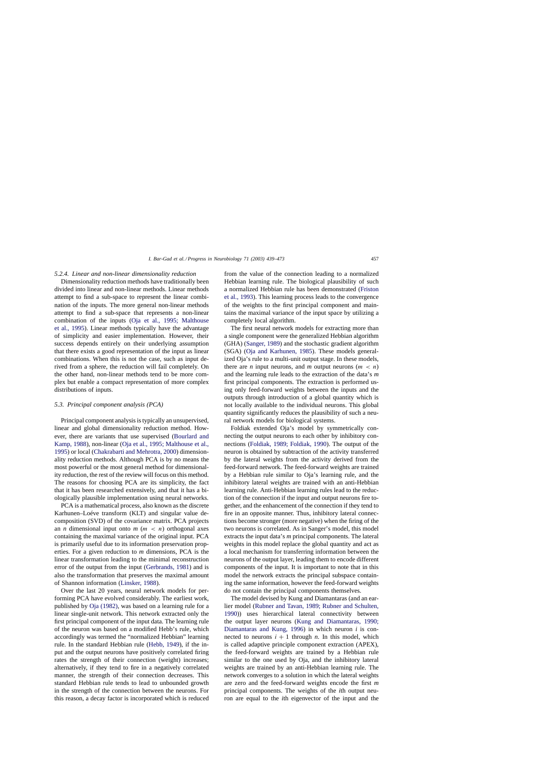### 5.2.4. Linear and non-linear dimensionality reduction

Dimensionality reduction methods have traditionally been divided into linear and non-linear methods. Linear methods attempt to find a sub-space to represent the linear combination of the inputs. The more general non-linear methods attempt to find a sub-space that represents a non-linear combination of the inputs (Oja et al., 1995; Malthouse et al., 1995). Linear methods typically have the advantage of simplicity and easier implementation. However, their success depends entirely on their underlying assumption that there exists a good representation of the input as linear combinations. When this is not the case, such as input derived from a sphere, the reduction will fail completely. On the other hand, non-linear methods tend to be more complex but enable a compact representation of more complex distributions of inputs.

## 5.3. Principal component analysis (PCA)

Principal component analysis is typically an unsupervised, linear and global dimensionality reduction method. However, there are variants that use supervised (Bourlard and Kamp, 1988), non-linear (Oja et al., 1995; Malthouse et al., 1995) or local (Chakrabarti and Mehrotra, 2000) dimensionality reduction methods. Although PCA is by no means the most powerful or the most general method for dimensionality reduction, the rest of the review will focus on this method. The reasons for choosing PCA are its simplicity, the fact that it has been researched extensively, and that it has a biologically plausible implementation using neural networks.

PCA is a mathematical process, also known as the discrete Karhunen–Loéve transform (KLT) and singular value decomposition (SVD) of the covariance matrix. PCA projects an $n$ dimensional input onto $m$ ($m < n$) orthogonal axes containing the maximal variance of the original input. PCA is primarily useful due to its information preservation properties. For a given reduction to $m$ dimensions, PCA is the linear transformation leading to the minimal reconstruction error of the output from the input (Gerbrands, 1981) and is also the transformation that preserves the maximal amount of Shannon information (Linsker, 1988).

Over the last 20 years, neural network models for performing PCA have evolved considerably. The earliest work, published by Oja (1982), was based on a learning rule for a linear single-unit network. This network extracted only the first principal component of the input data. The learning rule of the neuron was based on a modified Hebb's rule, which accordingly was termed the "normalized Hebbian" learning rule. In the standard Hebbian rule (Hebb, 1949), if the input and the output neurons have positively correlated firing rates the strength of their connection (weight) increases; alternatively, if they tend to fire in a negatively correlated manner, the strength of their connection decreases. This standard Hebbian rule tends to lead to unbounded growth in the strength of the connection between the neurons. For this reason, a decay factor is incorporated which is reduced from the value of the connection leading to a normalized Hebbian learning rule. The biological plausibility of such a normalized Hebbian rule has been demonstrated (Friston et al., 1993). This learning process leads to the convergence of the weights to the first principal component and maintains the maximal variance of the input space by utilizing a completely local algorithm.

The first neural network models for extracting more than a single component were the generalized Hebbian algorithm (GHA) (Sanger, 1989) and the stochastic gradient algorithm (SGA) (Oja and Karhunen, 1985). These models generalized Oja's rule to a multi-unit output stage. In these models, there are $n$ input neurons, and $m$ output neurons ($m < n$) and the learning rule leads to the extraction of the data's $m$ first principal components. The extraction is performed using only feed-forward weights between the inputs and the outputs through introduction of a global quantity which is not locally available to the individual neurons. This global quantity significantly reduces the plausibility of such a neural network models for biological systems.

Foldiak extended Oja's model by symmetrically connecting the output neurons to each other by inhibitory connections (Foldiak, 1989; Foldiak, 1990). The output of the neuron is obtained by subtraction of the activity transferred by the lateral weights from the activity derived from the feed-forward network. The feed-forward weights are trained by a Hebbian rule similar to Oja's learning rule, and the inhibitory lateral weights are trained with an anti-Hebbian learning rule. Anti-Hebbian learning rules lead to the reduction of the connection if the input and output neurons fire together, and the enhancement of the connection if they tend to fire in an opposite manner. Thus, inhibitory lateral connections become stronger (more negative) when the firing of the two neurons is correlated. As in Sanger's model, this model extracts the input data's $m$ principal components. The lateral weights in this model replace the global quantity and act as a local mechanism for transferring information between the neurons of the output layer, leading them to encode different components of the input. It is important to note that in this model the network extracts the principal subspace containing the same information, however the feed-forward weights do not contain the principal components themselves.

The model devised by Kung and Diamantaras (and an earlier model (Rubner and Tavan, 1989; Rubner and Schulten, 1990)) uses hierarchical lateral connectivity between the output layer neurons (Kung and Diamantaras, 1990; Diamantaras and Kung, 1996) in which neuron $i$ is connected to neurons $i + 1$ through $n$. In this model, which is called adaptive principle component extraction (APEX), the feed-forward weights are trained by a Hebbian rule similar to the one used by Oja, and the inhibitory lateral weights are trained by an anti-Hebbian learning rule. The network converges to a solution in which the lateral weights are zero and the feed-forward weights encode the first $m$ principal components. The weights of the $i$th output neuron are equal to the $i$th eigenvector of the input and the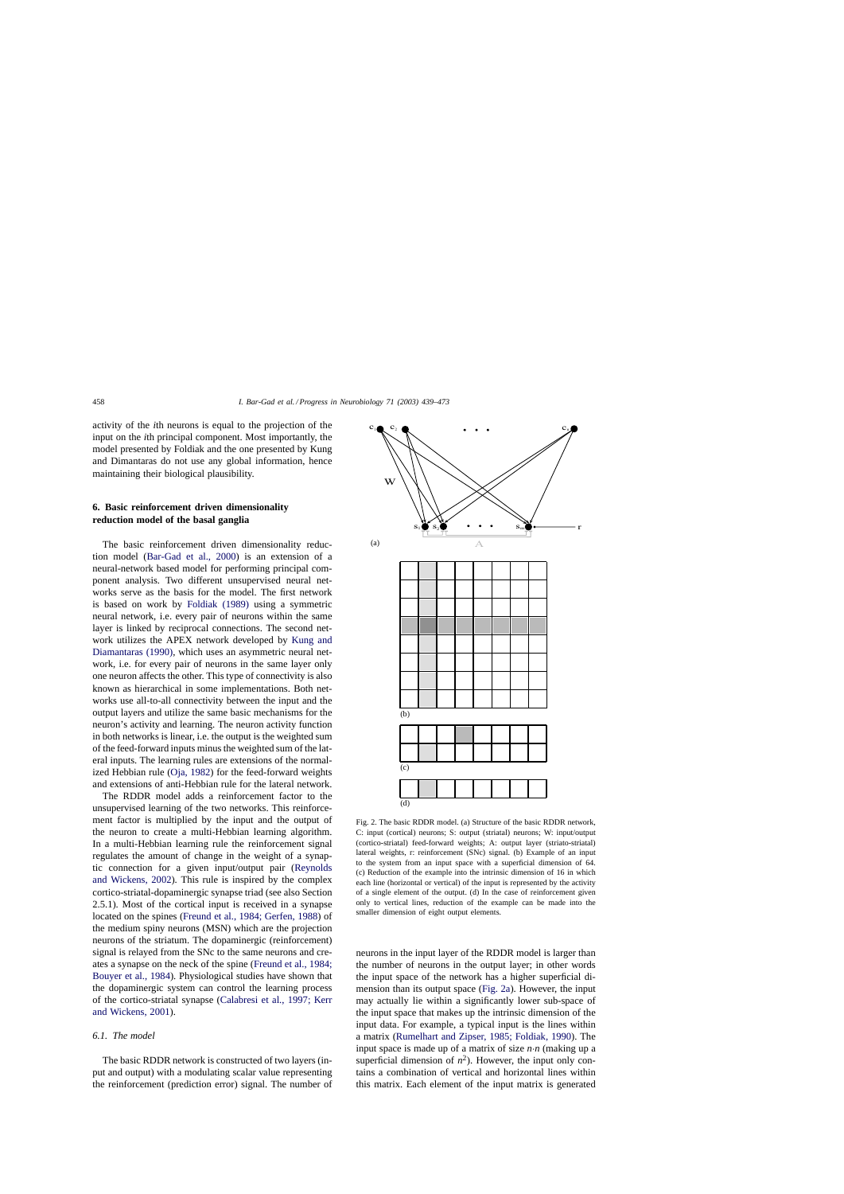activity of the *i*th neurons is equal to the projection of the input on the *i*th principal component. Most importantly, the model presented by Foldiak and the one presented by Kung and Dimantaras do not use any global information, hence maintaining their biological plausibility.

## 6. Basic reinforcement driven dimensionality reduction model of the basal ganglia

The basic reinforcement driven dimensionality reduction model (Bar-Gad et al., 2000) is an extension of a neural-network based model for performing principal component analysis. Two different unsupervised neural networks serve as the basis for the model. The first network is based on work by Foldiak (1989) using a symmetric neural network, i.e. every pair of neurons within the same layer is linked by reciprocal connections. The second network utilizes the APEX network developed by Kung and Diamantaras (1990), which uses an asymmetric neural network, i.e. for every pair of neurons in the same layer only one neuron affects the other. This type of connectivity is also known as hierarchical in some implementations. Both networks use all-to-all connectivity between the input and the output layers and utilize the same basic mechanisms for the neuron's activity and learning. The neuron activity function in both networks is linear, i.e. the output is the weighted sum of the feed-forward inputs minus the weighted sum of the lateral inputs. The learning rules are extensions of the normalized Hebbian rule (Oja, 1982) for the feed-forward weights and extensions of anti-Hebbian rule for the lateral network.

The RDDR model adds a reinforcement factor to the unsupervised learning of the two networks. This reinforcement factor is multiplied by the input and the output of the neuron to create a multi-Hebbian learning algorithm. In a multi-Hebbian learning rule the reinforcement signal regulates the amount of change in the weight of a synaptic connection for a given input/output pair (Reynolds and Wickens, 2002). This rule is inspired by the complex cortico-striatal-dopaminergic synapse triad (see also Section 2.5.1). Most of the cortical input is received in a synapse located on the spines (Freund et al., 1984; Gerfen, 1988) of the medium spiny neurons (MSN) which are the projection neurons of the striatum. The dopaminergic (reinforcement) signal is relayed from the SNc to the same neurons and creates a synapse on the neck of the spine (Freund et al., 1984; Bouyer et al., 1984). Physiological studies have shown that the dopaminergic system can control the learning process of the cortico-striatal synapse (Calabresi et al., 1997; Kerr and Wickens, 2001).

### 6.1. The model

The basic RDDR network is constructed of two layers (input and output) with a modulating scalar value representing the reinforcement (prediction error) signal. The number of neurons in the input layer of the RDDR model is larger than the number of neurons in the output layer; in other words the input space of the network has a higher superficial dimension than its output space (Fig. 2a). However, the input may actually lie within a significantly lower sub-space of the input space that makes up the intrinsic dimension of the input data. For example, a typical input is the lines within a matrix (Rumelhart and Zipser, 1985; Foldiak, 1990). The input space is made up of a matrix of size $n \cdot n$ (making up a superficial dimension of $n^2$). However, the input only contains a combination of vertical and horizontal lines within this matrix. Each element of the input matrix is generated

Fig. 2. The basic RDDR model. (a) Structure of the basic RDDR network, C: input (cortical) neurons; S: output (striatal) neurons; W: input/output (cortico-striatal) feed-forward weights; A: output layer (striato-striatal) lateral weights, r: reinforcement (SNc) signal. (b) Example of an input to the system from an input space with a superficial dimension of 64. (c) Reduction of the example into the intrinsic dimension of 16 in which each line (horizontal or vertical) of the input is represented by the activity of a single element of the output. (d) In the case of reinforcement given only to vertical lines, reduction of the example can be made into the smaller dimension of eight output elements.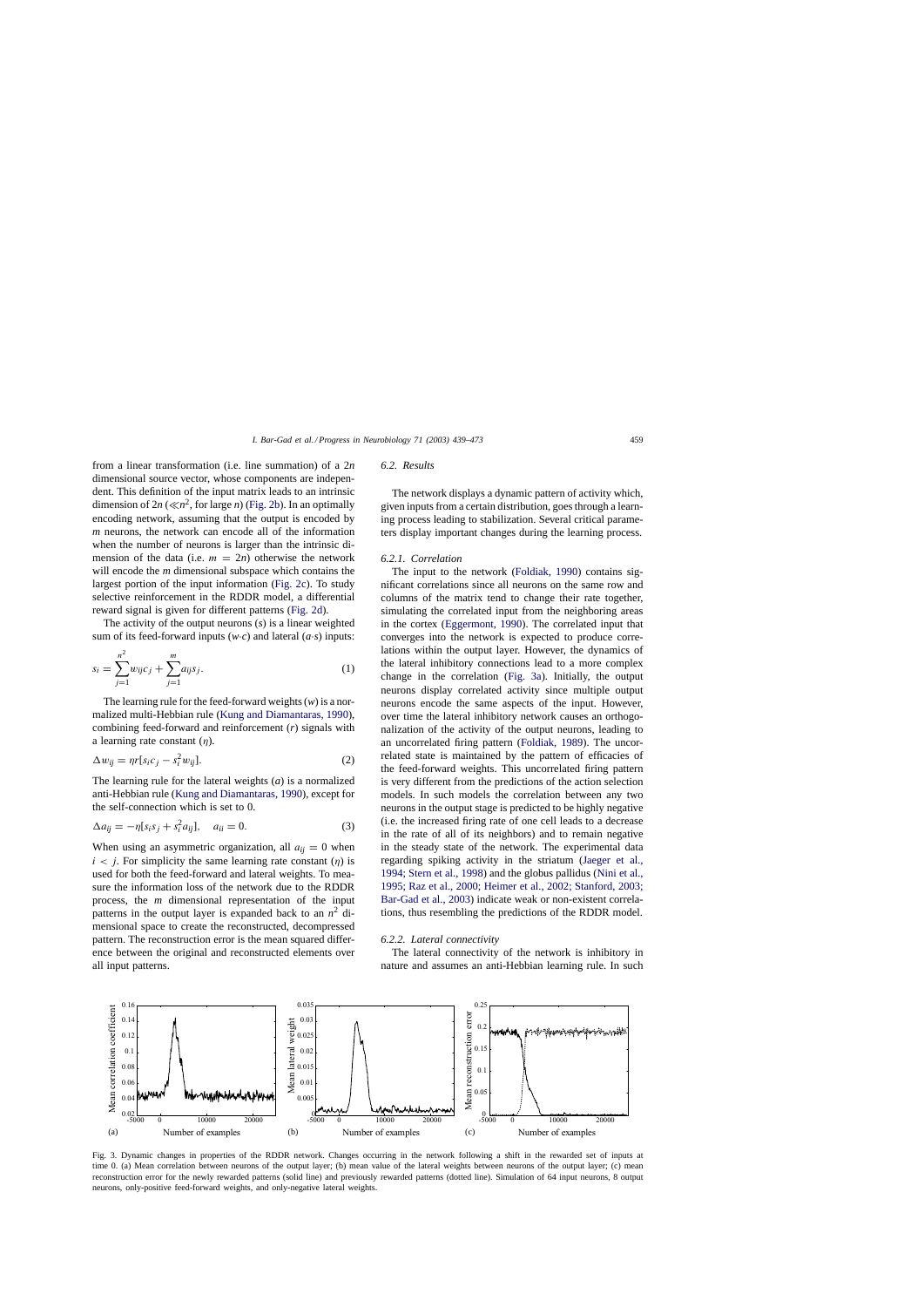from a linear transformation (i.e. line summation) of a $2n$ dimensional source vector, whose components are independent. This definition of the input matrix leads to an intrinsic dimension of $2n$ ($\ll n^2$, for large $n$) (Fig. 2b). In an optimally encoding network, assuming that the output is encoded by $m$ neurons, the network can encode all of the information when the number of neurons is larger than the intrinsic dimension of the data (i.e. $m = 2n$) otherwise the network will encode the $m$ dimensional subspace which contains the largest portion of the input information (Fig. 2c). To study selective reinforcement in the RDDR model, a differential reward signal is given for different patterns (Fig. 2d).

The activity of the output neurons ($s$) is a linear weighted sum of its feed-forward inputs ($w{\cdot}c$) and lateral ($a{\cdot}s$) inputs:

$$s_i = \sum_{j=1}^{n^2} w_{ij} c_j + \sum_{j=1}^{m} a_{ij} s_j. \tag{1}$$

The learning rule for the feed-forward weights ($w$) is a normalized multi-Hebbian rule (Kung and Diamantaras, 1990), combining feed-forward and reinforcement ($r$) signals with a learning rate constant ($\eta$).

$$\Delta w_{ij} = \eta r [s_i c_j - s_i^2 w_{ij}]. \tag{2}$$

The learning rule for the lateral weights ($a$) is a normalized anti-Hebbian rule (Kung and Diamantaras, 1990), except for the self-connection which is set to 0.

$$\Delta a_{ij} = -\eta [s_i s_j + s_i^2 a_{ij}], \quad a_{ii} = 0. \tag{3}$$

When using an asymmetric organization, all $a_{ij} = 0$ when $i < j$. For simplicity the same learning rate constant ($\eta$) is used for both the feed-forward and lateral weights. To measure the information loss of the network due to the RDDR process, the $m$ dimensional representation of the input patterns in the output layer is expanded back to an $n^2$ dimensional space to create the reconstructed, decompressed pattern. The reconstruction error is the mean squared difference between the original and reconstructed elements over all input patterns.

### 6.2. Results

The network displays a dynamic pattern of activity which, given inputs from a certain distribution, goes through a learning process leading to stabilization. Several critical parameters display important changes during the learning process.

#### 6.2.1. Correlation

The input to the network (Foldiak, 1990) contains significant correlations since all neurons on the same row and columns of the matrix tend to change their rate together, simulating the correlated input from the neighboring areas in the cortex (Eggermont, 1990). The correlated input that converges into the network is expected to produce correlations within the output layer. However, the dynamics of the lateral inhibitory connections lead to a more complex change in the correlation (Fig. 3a). Initially, the output neurons display correlated activity since multiple output neurons encode the same aspects of the input. However, over time the lateral inhibitory network causes an orthogonalization of the activity of the output neurons, leading to an uncorrelated firing pattern (Foldiak, 1989). The uncorrelated state is maintained by the pattern of efficacies of the feed-forward weights. This uncorrelated firing pattern is very different from the predictions of the action selection models. In such models the correlation between any two neurons in the output stage is predicted to be highly negative (i.e. the increased firing rate of one cell leads to a decrease in the rate of all of its neighbors) and to remain negative in the steady state of the network. The experimental data regarding spiking activity in the striatum (Jaeger et al., 1994; Stern et al., 1998) and the globus pallidus (Nini et al., 1995; Raz et al., 2000; Heimer et al., 2002; Stanford, 2003; Bar-Gad et al., 2003) indicate weak or non-existent correlations, thus resembling the predictions of the RDDR model.

#### 6.2.2. Lateral connectivity

The lateral connectivity of the network is inhibitory in nature and assumes an anti-Hebbian learning rule. In such

Fig. 3. Dynamic changes in properties of the RDDR network. Changes occurring in the network following a shift in the rewarded set of inputs at time 0. (a) Mean correlation between neurons of the output layer; (b) mean value of the lateral weights between neurons of the output layer; (c) mean reconstruction error for the newly rewarded patterns (solid line) and previously rewarded patterns (dotted line). Simulation of 64 input neurons, 8 output neurons, only-positive feed-forward weights, and only-negative lateral weights.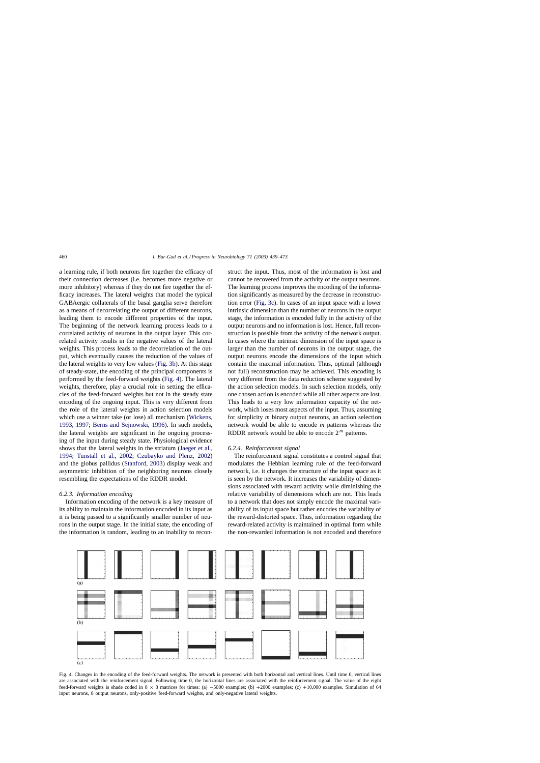a learning rule, if both neurons fire together the efficacy of their connection decreases (i.e. becomes more negative or more inhibitory) whereas if they do not fire together the efficacy increases. The lateral weights that model the typical GABAergic collaterals of the basal ganglia serve therefore as a means of decorrelating the output of different neurons, leading them to encode different properties of the input. The beginning of the network learning process leads to a correlated activity of neurons in the output layer. This correlated activity results in the negative values of the lateral weights. This process leads to the decorrelation of the output, which eventually causes the reduction of the values of the lateral weights to very low values (Fig. 3b). At this stage of steady-state, the encoding of the principal components is performed by the feed-forward weights (Fig. 4). The lateral weights, therefore, play a crucial role in setting the efficacies of the feed-forward weights but not in the steady state encoding of the ongoing input. This is very different from the role of the lateral weights in action selection models which use a winner take (or lose) all mechanism (Wickens, 1993, 1997; Berns and Sejnowski, 1996). In such models, the lateral weights are significant in the ongoing processing of the input during steady state. Physiological evidence shows that the lateral weights in the striatum (Jaeger et al., 1994; Tunstall et al., 2002; Czubayko and Plenz, 2002) and the globus pallidus (Stanford, 2003) display weak and asymmetric inhibition of the neighboring neurons closely resembling the expectations of the RDDR model.

#### 6.2.3. Information encoding

Information encoding of the network is a key measure of its ability to maintain the information encoded in its input as it is being passed to a significantly smaller number of neurons in the output stage. In the initial state, the encoding of the information is random, leading to an inability to reconstruct the input. Thus, most of the information is lost and cannot be recovered from the activity of the output neurons. The learning process improves the encoding of the information significantly as measured by the decrease in reconstruction error (Fig. 3c). In cases of an input space with a lower intrinsic dimension than the number of neurons in the output stage, the information is encoded fully in the activity of the output neurons and no information is lost. Hence, full reconstruction is possible from the activity of the network output. In cases where the intrinsic dimension of the input space is larger than the number of neurons in the output stage, the output neurons encode the dimensions of the input which contain the maximal information. Thus, optimal (although not full) reconstruction may be achieved. This encoding is very different from the data reduction scheme suggested by the action selection models. In such selection models, only one chosen action is encoded while all other aspects are lost. This leads to a very low information capacity of the network, which loses most aspects of the input. Thus, assuming for simplicity $m$ binary output neurons, an action selection network would be able to encode $m$ patterns whereas the RDDR network would be able to encode $2^m$ patterns.

#### 6.2.4. Reinforcement signal

The reinforcement signal constitutes a control signal that modulates the Hebbian learning rule of the feed-forward network, i.e. it changes the structure of the input space as it is seen by the network. It increases the variability of dimensions associated with reward activity while diminishing the relative variability of dimensions which are not. This leads to a network that does not simply encode the maximal variability of its input space but rather encodes the variability of the reward-distorted space. Thus, information regarding the reward-related activity is maintained in optimal form while the non-rewarded information is not encoded and therefore

Fig. 4. Changes in the encoding of the feed-forward weights. The network is presented with both horizontal and vertical lines. Until time 0, vertical lines are associated with the reinforcement signal. Following time 0, the horizontal lines are associated with the reinforcement signal. The value of the eight feed-forward weights is shade coded in $8 \times 8$ matrices for times: (a) $-5000$ examples; (b) $+2000$ examples; (c) $+10{,}000$ examples. Simulation of 64 input neurons, 8 output neurons, only-positive feed-forward weights, and only-negative lateral weights.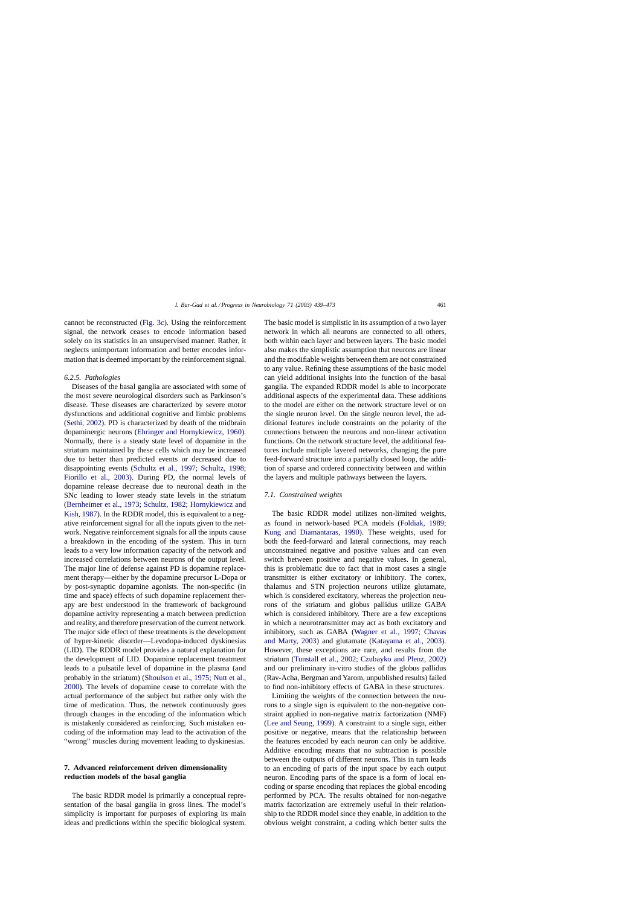cannot be reconstructed (Fig. 3c). Using the reinforcement signal, the network ceases to encode information based solely on its statistics in an unsupervised manner. Rather, it neglects unimportant information and better encodes information that is deemed important by the reinforcement signal.

#### *6.2.5. Pathologies*

Diseases of the basal ganglia are associated with some of the most severe neurological disorders such as Parkinson's disease. These diseases are characterized by severe motor dysfunctions and additional cognitive and limbic problems (Sethi, 2002). PD is characterized by death of the midbrain dopaminergic neurons (Ehringer and Hornykiewicz, 1960). Normally, there is a steady state level of dopamine in the striatum maintained by these cells which may be increased due to better than predicted events or decreased due to disappointing events (Schultz et al., 1997; Schultz, 1998; Fiorillo et al., 2003). During PD, the normal levels of dopamine release decrease due to neuronal death in the SNc leading to lower steady state levels in the striatum (Bernheimer et al., 1973; Schultz, 1982; Hornykiewicz and Kish, 1987). In the RDDR model, this is equivalent to a negative reinforcement signal for all the inputs given to the network. Negative reinforcement signals for all the inputs cause a breakdown in the encoding of the system. This in turn leads to a very low information capacity of the network and increased correlations between neurons of the output level. The major line of defense against PD is dopamine replacement therapy—either by the dopamine precursor L-Dopa or by post-synaptic dopamine agonists. The non-specific (in time and space) effects of such dopamine replacement therapy are best understood in the framework of background dopamine activity representing a match between prediction and reality, and therefore preservation of the current network. The major side effect of these treatments is the development of hyper-kinetic disorder—Levodopa-induced dyskinesias (LID). The RDDR model provides a natural explanation for the development of LID. Dopamine replacement treatment leads to a pulsatile level of dopamine in the plasma (and probably in the striatum) (Shoulson et al., 1975; Nutt et al., 2000). The levels of dopamine cease to correlate with the actual performance of the subject but rather only with the time of medication. Thus, the network continuously goes through changes in the encoding of the information which is mistakenly considered as reinforcing. Such mistaken encoding of the information may lead to the activation of the "wrong" muscles during movement leading to dyskinesias.

## 7. Advanced reinforcement driven dimensionality reduction models of the basal ganglia

The basic RDDR model is primarily a conceptual representation of the basal ganglia in gross lines. The model's simplicity is important for purposes of exploring its main ideas and predictions within the specific biological system. The basic model is simplistic in its assumption of a two layer network in which all neurons are connected to all others, both within each layer and between layers. The basic model also makes the simplistic assumption that neurons are linear and the modifiable weights between them are not constrained to any value. Refining these assumptions of the basic model can yield additional insights into the function of the basal ganglia. The expanded RDDR model is able to incorporate additional aspects of the experimental data. These additions to the model are either on the network structure level or on the single neuron level. On the single neuron level, the additional features include constraints on the polarity of the connections between the neurons and non-linear activation functions. On the network structure level, the additional features include multiple layered networks, changing the pure feed-forward structure into a partially closed loop, the addition of sparse and ordered connectivity between and within the layers and multiple pathways between the layers.

### *7.1. Constrained weights*

The basic RDDR model utilizes non-limited weights, as found in network-based PCA models (Foldiak, 1989; Kung and Diamantaras, 1990). These weights, used for both the feed-forward and lateral connections, may reach unconstrained negative and positive values and can even switch between positive and negative values. In general, this is problematic due to fact that in most cases a single transmitter is either excitatory or inhibitory. The cortex, thalamus and STN projection neurons utilize glutamate, which is considered excitatory, whereas the projection neurons of the striatum and globus pallidus utilize GABA which is considered inhibitory. There are a few exceptions in which a neurotransmitter may act as both excitatory and inhibitory, such as GABA (Wagner et al., 1997; Chavas and Marty, 2003) and glutamate (Katayama et al., 2003). However, these exceptions are rare, and results from the striatum (Tunstall et al., 2002; Czubayko and Plenz, 2002) and our preliminary in-vitro studies of the globus pallidus (Rav-Acha, Bergman and Yarom, unpublished results) failed to find non-inhibitory effects of GABA in these structures.

Limiting the weights of the connection between the neurons to a single sign is equivalent to the non-negative constraint applied in non-negative matrix factorization (NMF) (Lee and Seung, 1999). A constraint to a single sign, either positive or negative, means that the relationship between the features encoded by each neuron can only be additive. Additive encoding means that no subtraction is possible between the outputs of different neurons. This in turn leads to an encoding of parts of the input space by each output neuron. Encoding parts of the space is a form of local encoding or sparse encoding that replaces the global encoding performed by PCA. The results obtained for non-negative matrix factorization are extremely useful in their relationship to the RDDR model since they enable, in addition to the obvious weight constraint, a coding which better suits the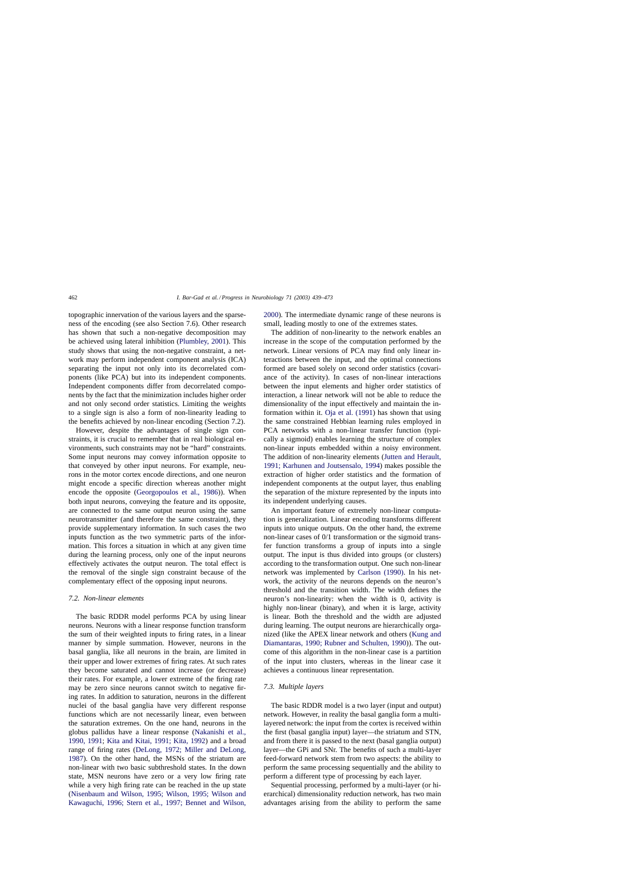topographic innervation of the various layers and the sparseness of the encoding (see also Section 7.6). Other research has shown that such a non-negative decomposition may be achieved using lateral inhibition (Plumbley, 2001). This study shows that using the non-negative constraint, a network may perform independent component analysis (ICA) separating the input not only into its decorrelated components (like PCA) but into its independent components. Independent components differ from decorrelated components by the fact that the minimization includes higher order and not only second order statistics. Limiting the weights to a single sign is also a form of non-linearity leading to the benefits achieved by non-linear encoding (Section 7.2).

However, despite the advantages of single sign constraints, it is crucial to remember that in real biological environments, such constraints may not be "hard" constraints. Some input neurons may convey information opposite to that conveyed by other input neurons. For example, neurons in the motor cortex encode directions, and one neuron might encode a specific direction whereas another might encode the opposite (Georgopoulos et al., 1986)). When both input neurons, conveying the feature and its opposite, are connected to the same output neuron using the same neurotransmitter (and therefore the same constraint), they provide supplementary information. In such cases the two inputs function as the two symmetric parts of the information. This forces a situation in which at any given time during the learning process, only one of the input neurons effectively activates the output neuron. The total effect is the removal of the single sign constraint because of the complementary effect of the opposing input neurons.

### 7.2. Non-linear elements

The basic RDDR model performs PCA by using linear neurons. Neurons with a linear response function transform the sum of their weighted inputs to firing rates, in a linear manner by simple summation. However, neurons in the basal ganglia, like all neurons in the brain, are limited in their upper and lower extremes of firing rates. At such rates they become saturated and cannot increase (or decrease) their rates. For example, a lower extreme of the firing rate may be zero since neurons cannot switch to negative firing rates. In addition to saturation, neurons in the different nuclei of the basal ganglia have very different response functions which are not necessarily linear, even between the saturation extremes. On the one hand, neurons in the globus pallidus have a linear response (Nakanishi et al., 1990, 1991; Kita and Kitai, 1991; Kita, 1992) and a broad range of firing rates (DeLong, 1972; Miller and DeLong, 1987). On the other hand, the MSNs of the striatum are non-linear with two basic subthreshold states. In the down state, MSN neurons have zero or a very low firing rate while a very high firing rate can be reached in the up state (Nisenbaum and Wilson, 1995; Wilson, 1995; Wilson and Kawaguchi, 1996; Stern et al., 1997; Bennet and Wilson, 2000). The intermediate dynamic range of these neurons is small, leading mostly to one of the extremes states.

The addition of non-linearity to the network enables an increase in the scope of the computation performed by the network. Linear versions of PCA may find only linear interactions between the input, and the optimal connections formed are based solely on second order statistics (covariance of the activity). In cases of non-linear interactions between the input elements and higher order statistics of interaction, a linear network will not be able to reduce the dimensionality of the input effectively and maintain the information within it. Oja et al. (1991) has shown that using the same constrained Hebbian learning rules employed in PCA networks with a non-linear transfer function (typically a sigmoid) enables learning the structure of complex non-linear inputs embedded within a noisy environment. The addition of non-linearity elements (Jutten and Herault, 1991; Karhunen and Joutsensalo, 1994) makes possible the extraction of higher order statistics and the formation of independent components at the output layer, thus enabling the separation of the mixture represented by the inputs into its independent underlying causes.

An important feature of extremely non-linear computation is generalization. Linear encoding transforms different inputs into unique outputs. On the other hand, the extreme non-linear cases of 0/1 transformation or the sigmoid transfer function transforms a group of inputs into a single output. The input is thus divided into groups (or clusters) according to the transformation output. One such non-linear network was implemented by Carlson (1990). In his network, the activity of the neurons depends on the neuron's threshold and the transition width. The width defines the neuron's non-linearity: when the width is 0, activity is highly non-linear (binary), and when it is large, activity is linear. Both the threshold and the width are adjusted during learning. The output neurons are hierarchically organized (like the APEX linear network and others (Kung and Diamantaras, 1990; Rubner and Schulten, 1990)). The outcome of this algorithm in the non-linear case is a partition of the input into clusters, whereas in the linear case it achieves a continuous linear representation.

### 7.3. Multiple layers

The basic RDDR model is a two layer (input and output) network. However, in reality the basal ganglia form a multi-layered network: the input from the cortex is received within the first (basal ganglia input) layer—the striatum and STN, and from there it is passed to the next (basal ganglia output) layer—the GPi and SNr. The benefits of such a multi-layer feed-forward network stem from two aspects: the ability to perform the same processing sequentially and the ability to perform a different type of processing by each layer.

Sequential processing, performed by a multi-layer (or hierarchical) dimensionality reduction network, has two main advantages arising from the ability to perform the same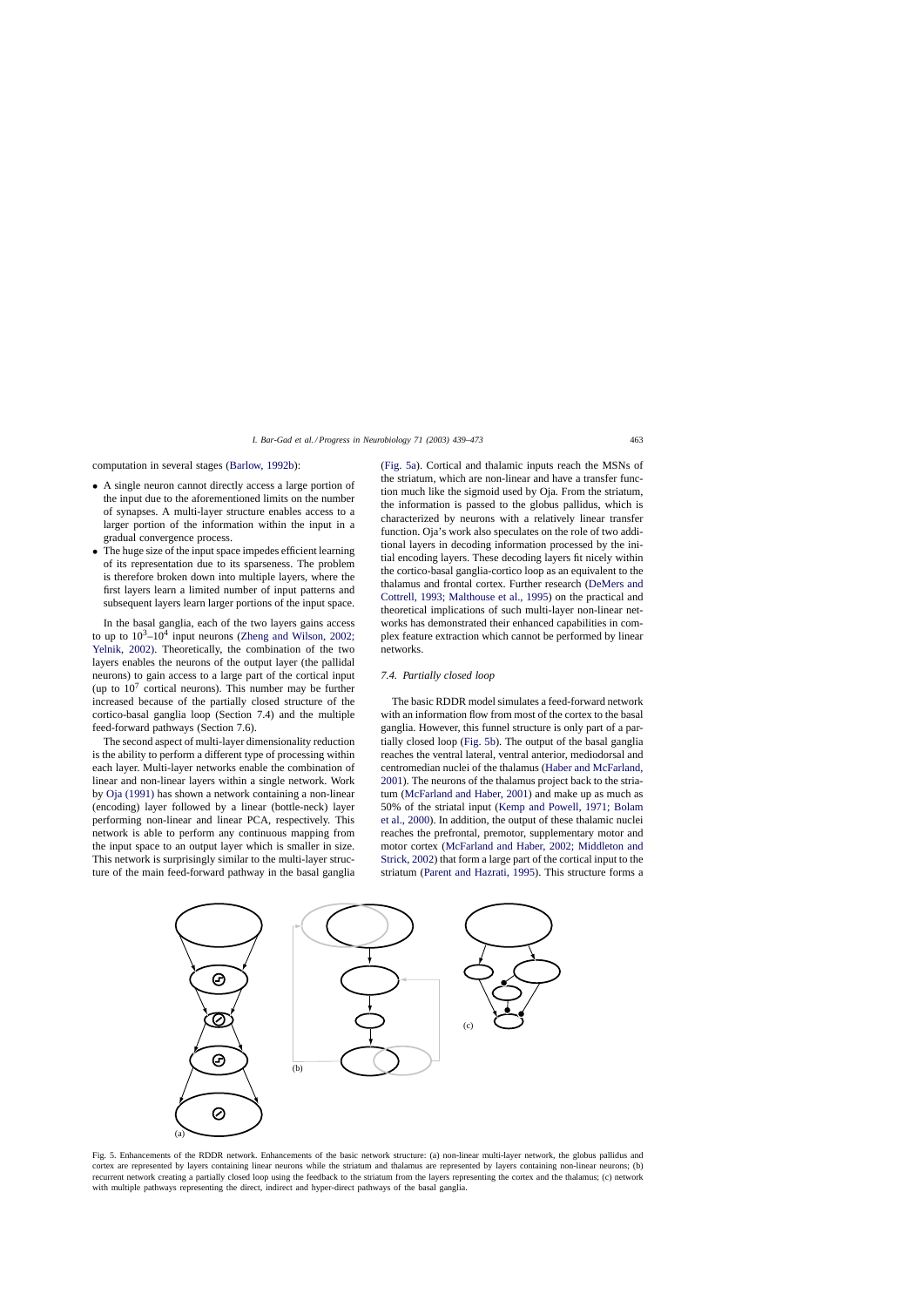computation in several stages (Barlow, 1992b):

- A single neuron cannot directly access a large portion of the input due to the aforementioned limits on the number of synapses. A multi-layer structure enables access to a larger portion of the information within the input in a gradual convergence process.
- The huge size of the input space impedes efficient learning of its representation due to its sparseness. The problem is therefore broken down into multiple layers, where the first layers learn a limited number of input patterns and subsequent layers learn larger portions of the input space.

In the basal ganglia, each of the two layers gains access to up to $10^3$–$10^4$ input neurons (Zheng and Wilson, 2002; Yelnik, 2002). Theoretically, the combination of the two layers enables the neurons of the output layer (the pallidal neurons) to gain access to a large part of the cortical input (up to $10^7$ cortical neurons). This number may be further increased because of the partially closed structure of the cortico-basal ganglia loop (Section 7.4) and the multiple feed-forward pathways (Section 7.6).

The second aspect of multi-layer dimensionality reduction is the ability to perform a different type of processing within each layer. Multi-layer networks enable the combination of linear and non-linear layers within a single network. Work by Oja (1991) has shown a network containing a non-linear (encoding) layer followed by a linear (bottle-neck) layer performing non-linear and linear PCA, respectively. This network is able to perform any continuous mapping from the input space to an output layer which is smaller in size. This network is surprisingly similar to the multi-layer structure of the main feed-forward pathway in the basal ganglia (Fig. 5a). Cortical and thalamic inputs reach the MSNs of the striatum, which are non-linear and have a transfer function much like the sigmoid used by Oja. From the striatum, the information is passed to the globus pallidus, which is characterized by neurons with a relatively linear transfer function. Oja's work also speculates on the role of two additional layers in decoding information processed by the initial encoding layers. These decoding layers fit nicely within the cortico-basal ganglia-cortico loop as an equivalent to the thalamus and frontal cortex. Further research (DeMers and Cottrell, 1993; Malthouse et al., 1995) on the practical and theoretical implications of such multi-layer non-linear networks has demonstrated their enhanced capabilities in complex feature extraction which cannot be performed by linear networks.

### 7.4. Partially closed loop

The basic RDDR model simulates a feed-forward network with an information flow from most of the cortex to the basal ganglia. However, this funnel structure is only part of a partially closed loop (Fig. 5b). The output of the basal ganglia reaches the ventral lateral, ventral anterior, mediodorsal and centromedian nuclei of the thalamus (Haber and McFarland, 2001). The neurons of the thalamus project back to the striatum (McFarland and Haber, 2001) and make up as much as 50% of the striatal input (Kemp and Powell, 1971; Bolam et al., 2000). In addition, the output of these thalamic nuclei reaches the prefrontal, premotor, supplementary motor and motor cortex (McFarland and Haber, 2002; Middleton and Strick, 2002) that form a large part of the cortical input to the striatum (Parent and Hazrati, 1995). This structure forms a

Fig. 5. Enhancements of the RDDR network. Enhancements of the basic network structure: (a) non-linear multi-layer network, the globus pallidus and cortex are represented by layers containing linear neurons while the striatum and thalamus are represented by layers containing non-linear neurons; (b) recurrent network creating a partially closed loop using the feedback to the striatum from the layers representing the cortex and the thalamus; (c) network with multiple pathways representing the direct, indirect and hyper-direct pathways of the basal ganglia.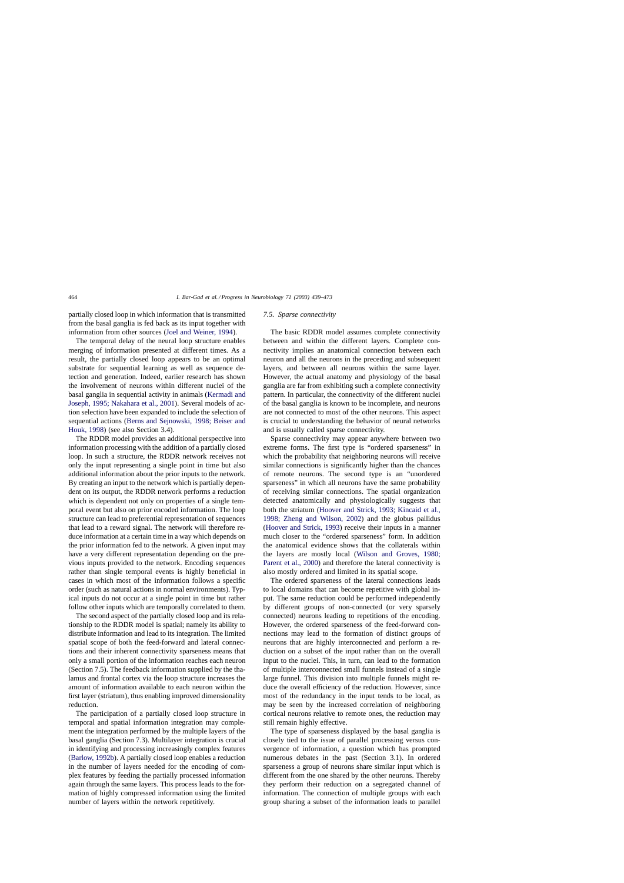partially closed loop in which information that is transmitted from the basal ganglia is fed back as its input together with information from other sources (Joel and Weiner, 1994).

The temporal delay of the neural loop structure enables merging of information presented at different times. As a result, the partially closed loop appears to be an optimal substrate for sequential learning as well as sequence detection and generation. Indeed, earlier research has shown the involvement of neurons within different nuclei of the basal ganglia in sequential activity in animals (Kermadi and Joseph, 1995; Nakahara et al., 2001). Several models of action selection have been expanded to include the selection of sequential actions (Berns and Sejnowski, 1998; Beiser and Houk, 1998) (see also Section 3.4).

The RDDR model provides an additional perspective into information processing with the addition of a partially closed loop. In such a structure, the RDDR network receives not only the input representing a single point in time but also additional information about the prior inputs to the network. By creating an input to the network which is partially dependent on its output, the RDDR network performs a reduction which is dependent not only on properties of a single temporal event but also on prior encoded information. The loop structure can lead to preferential representation of sequences that lead to a reward signal. The network will therefore reduce information at a certain time in a way which depends on the prior information fed to the network. A given input may have a very different representation depending on the previous inputs provided to the network. Encoding sequences rather than single temporal events is highly beneficial in cases in which most of the information follows a specific order (such as natural actions in normal environments). Typical inputs do not occur at a single point in time but rather follow other inputs which are temporally correlated to them.

The second aspect of the partially closed loop and its relationship to the RDDR model is spatial; namely its ability to distribute information and lead to its integration. The limited spatial scope of both the feed-forward and lateral connections and their inherent connectivity sparseness means that only a small portion of the information reaches each neuron (Section 7.5). The feedback information supplied by the thalamus and frontal cortex via the loop structure increases the amount of information available to each neuron within the first layer (striatum), thus enabling improved dimensionality reduction.

The participation of a partially closed loop structure in temporal and spatial information integration may complement the integration performed by the multiple layers of the basal ganglia (Section 7.3). Multilayer integration is crucial in identifying and processing increasingly complex features (Barlow, 1992b). A partially closed loop enables a reduction in the number of layers needed for the encoding of complex features by feeding the partially processed information again through the same layers. This process leads to the formation of highly compressed information using the limited number of layers within the network repetitively.

### 7.5. Sparse connectivity

The basic RDDR model assumes complete connectivity between and within the different layers. Complete connectivity implies an anatomical connection between each neuron and all the neurons in the preceding and subsequent layers, and between all neurons within the same layer. However, the actual anatomy and physiology of the basal ganglia are far from exhibiting such a complete connectivity pattern. In particular, the connectivity of the different nuclei of the basal ganglia is known to be incomplete, and neurons are not connected to most of the other neurons. This aspect is crucial to understanding the behavior of neural networks and is usually called sparse connectivity.

Sparse connectivity may appear anywhere between two extreme forms. The first type is "ordered sparseness" in which the probability that neighboring neurons will receive similar connections is significantly higher than the chances of remote neurons. The second type is an "unordered sparseness" in which all neurons have the same probability of receiving similar connections. The spatial organization detected anatomically and physiologically suggests that both the striatum (Hoover and Strick, 1993; Kincaid et al., 1998; Zheng and Wilson, 2002) and the globus pallidus (Hoover and Strick, 1993) receive their inputs in a manner much closer to the "ordered sparseness" form. In addition the anatomical evidence shows that the collaterals within the layers are mostly local (Wilson and Groves, 1980; Parent et al., 2000) and therefore the lateral connectivity is also mostly ordered and limited in its spatial scope.

The ordered sparseness of the lateral connections leads to local domains that can become repetitive with global input. The same reduction could be performed independently by different groups of non-connected (or very sparsely connected) neurons leading to repetitions of the encoding. However, the ordered sparseness of the feed-forward connections may lead to the formation of distinct groups of neurons that are highly interconnected and perform a reduction on a subset of the input rather than on the overall input to the nuclei. This, in turn, can lead to the formation of multiple interconnected small funnels instead of a single large funnel. This division into multiple funnels might reduce the overall efficiency of the reduction. However, since most of the redundancy in the input tends to be local, as may be seen by the increased correlation of neighboring cortical neurons relative to remote ones, the reduction may still remain highly effective.

The type of sparseness displayed by the basal ganglia is closely tied to the issue of parallel processing versus convergence of information, a question which has prompted numerous debates in the past (Section 3.1). In ordered sparseness a group of neurons share similar input which is different from the one shared by the other neurons. Thereby they perform their reduction on a segregated channel of information. The connection of multiple groups with each group sharing a subset of the information leads to parallel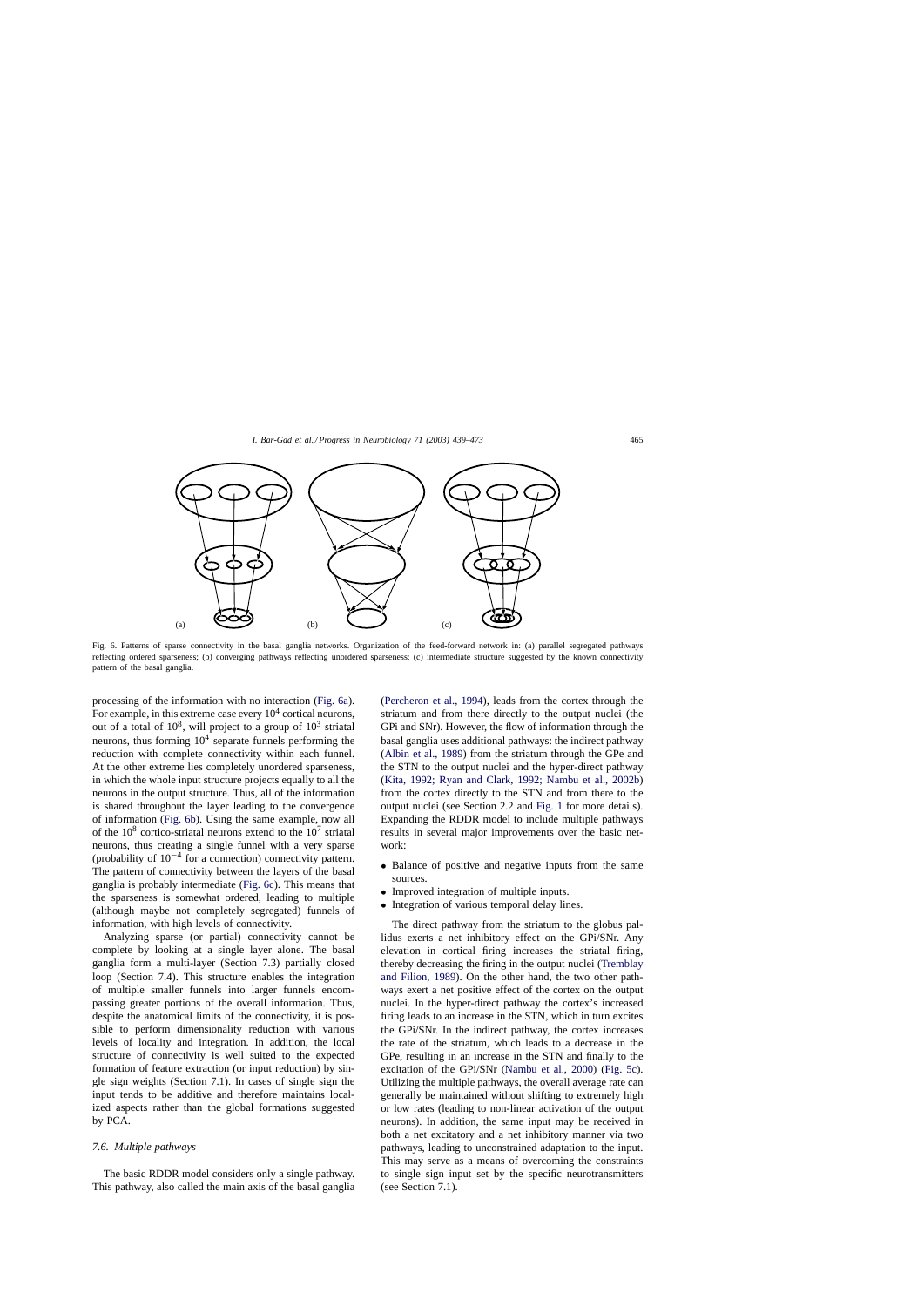Fig. 6. Patterns of sparse connectivity in the basal ganglia networks. Organization of the feed-forward network in: (a) parallel segregated pathways reflecting ordered sparseness; (b) converging pathways reflecting unordered sparseness; (c) intermediate structure suggested by the known connectivity pattern of the basal ganglia.

processing of the information with no interaction (Fig. 6a). For example, in this extreme case every $10^4$ cortical neurons, out of a total of $10^8$, will project to a group of $10^3$ striatal neurons, thus forming $10^4$ separate funnels performing the reduction with complete connectivity within each funnel. At the other extreme lies completely unordered sparseness, in which the whole input structure projects equally to all the neurons in the output structure. Thus, all of the information is shared throughout the layer leading to the convergence of information (Fig. 6b). Using the same example, now all of the $10^8$ cortico-striatal neurons extend to the $10^7$ striatal neurons, thus creating a single funnel with a very sparse (probability of $10^{-4}$ for a connection) connectivity pattern. The pattern of connectivity between the layers of the basal ganglia is probably intermediate (Fig. 6c). This means that the sparseness is somewhat ordered, leading to multiple (although maybe not completely segregated) funnels of information, with high levels of connectivity.

Analyzing sparse (or partial) connectivity cannot be complete by looking at a single layer alone. The basal ganglia form a multi-layer (Section 7.3) partially closed loop (Section 7.4). This structure enables the integration of multiple smaller funnels into larger funnels encompassing greater portions of the overall information. Thus, despite the anatomical limits of the connectivity, it is possible to perform dimensionality reduction with various levels of locality and integration. In addition, the local structure of connectivity is well suited to the expected formation of feature extraction (or input reduction) by single sign weights (Section 7.1). In cases of single sign the input tends to be additive and therefore maintains localized aspects rather than the global formations suggested by PCA.

### 7.6. Multiple pathways

The basic RDDR model considers only a single pathway. This pathway, also called the main axis of the basal ganglia (Percheron et al., 1994), leads from the cortex through the striatum and from there directly to the output nuclei (the GPi and SNr). However, the flow of information through the basal ganglia uses additional pathways: the indirect pathway (Albin et al., 1989) from the striatum through the GPe and the STN to the output nuclei and the hyper-direct pathway (Kita, 1992; Ryan and Clark, 1992; Nambu et al., 2002b) from the cortex directly to the STN and from there to the output nuclei (see Section 2.2 and Fig. 1 for more details). Expanding the RDDR model to include multiple pathways results in several major improvements over the basic network:

- Balance of positive and negative inputs from the same sources.
- Improved integration of multiple inputs.
- Integration of various temporal delay lines.

The direct pathway from the striatum to the globus pallidus exerts a net inhibitory effect on the GPi/SNr. Any elevation in cortical firing increases the striatal firing, thereby decreasing the firing in the output nuclei (Tremblay and Filion, 1989). On the other hand, the two other pathways exert a net positive effect of the cortex on the output nuclei. In the hyper-direct pathway the cortex's increased firing leads to an increase in the STN, which in turn excites the GPi/SNr. In the indirect pathway, the cortex increases the rate of the striatum, which leads to a decrease in the GPe, resulting in an increase in the STN and finally to the excitation of the GPi/SNr (Nambu et al., 2000) (Fig. 5c). Utilizing the multiple pathways, the overall average rate can generally be maintained without shifting to extremely high or low rates (leading to non-linear activation of the output neurons). In addition, the same input may be received in both a net excitatory and a net inhibitory manner via two pathways, leading to unconstrained adaptation to the input. This may serve as a means of overcoming the constraints to single sign input set by the specific neurotransmitters (see Section 7.1).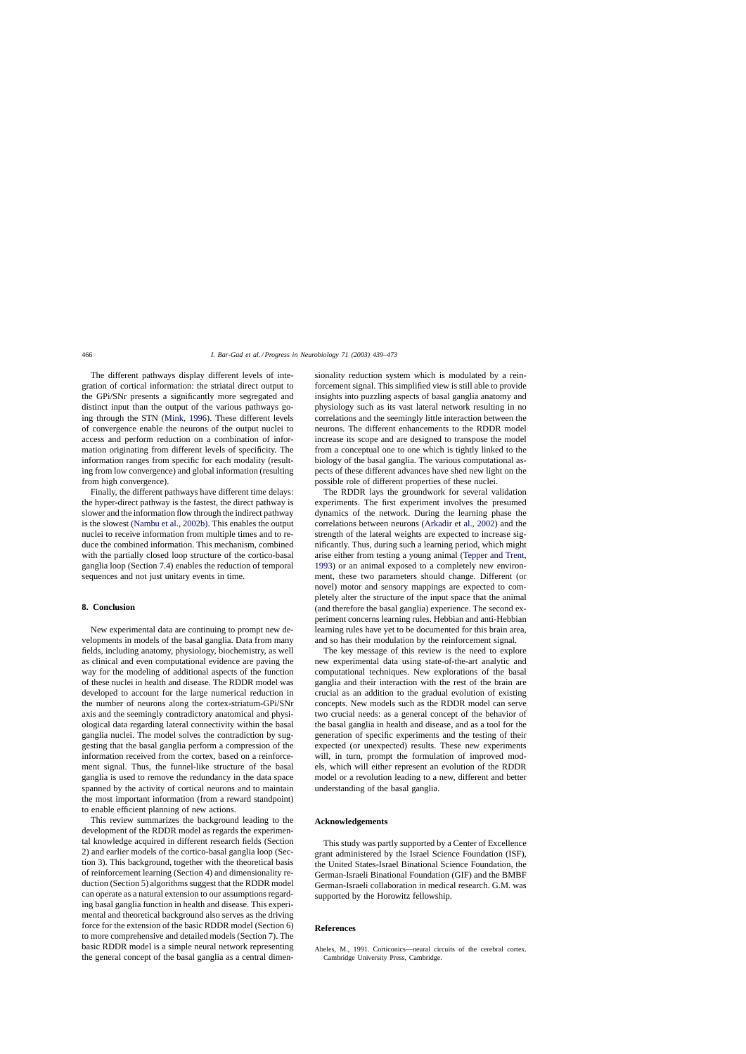The different pathways display different levels of integration of cortical information: the striatal direct output to the GPi/SNr presents a significantly more segregated and distinct input than the output of the various pathways going through the STN (Mink, 1996). These different levels of convergence enable the neurons of the output nuclei to access and perform reduction on a combination of information originating from different levels of specificity. The information ranges from specific for each modality (resulting from low convergence) and global information (resulting from high convergence).

Finally, the different pathways have different time delays: the hyper-direct pathway is the fastest, the direct pathway is slower and the information flow through the indirect pathway is the slowest (Nambu et al., 2002b). This enables the output nuclei to receive information from multiple times and to reduce the combined information. This mechanism, combined with the partially closed loop structure of the cortico-basal ganglia loop (Section 7.4) enables the reduction of temporal sequences and not just unitary events in time.

## 8. Conclusion

New experimental data are continuing to prompt new developments in models of the basal ganglia. Data from many fields, including anatomy, physiology, biochemistry, as well as clinical and even computational evidence are paving the way for the modeling of additional aspects of the function of these nuclei in health and disease. The RDDR model was developed to account for the large numerical reduction in the number of neurons along the cortex-striatum-GPi/SNr axis and the seemingly contradictory anatomical and physiological data regarding lateral connectivity within the basal ganglia nuclei. The model solves the contradiction by suggesting that the basal ganglia perform a compression of the information received from the cortex, based on a reinforcement signal. Thus, the funnel-like structure of the basal ganglia is used to remove the redundancy in the data space spanned by the activity of cortical neurons and to maintain the most important information (from a reward standpoint) to enable efficient planning of new actions.

This review summarizes the background leading to the development of the RDDR model as regards the experimental knowledge acquired in different research fields (Section 2) and earlier models of the cortico-basal ganglia loop (Section 3). This background, together with the theoretical basis of reinforcement learning (Section 4) and dimensionality reduction (Section 5) algorithms suggest that the RDDR model can operate as a natural extension to our assumptions regarding basal ganglia function in health and disease. This experimental and theoretical background also serves as the driving force for the extension of the basic RDDR model (Section 6) to more comprehensive and detailed models (Section 7). The basic RDDR model is a simple neural network representing the general concept of the basal ganglia as a central dimensionality reduction system which is modulated by a reinforcement signal. This simplified view is still able to provide insights into puzzling aspects of basal ganglia anatomy and physiology such as its vast lateral network resulting in no correlations and the seemingly little interaction between the neurons. The different enhancements to the RDDR model increase its scope and are designed to transpose the model from a conceptual one to one which is tightly linked to the biology of the basal ganglia. The various computational aspects of these different advances have shed new light on the possible role of different properties of these nuclei.

The RDDR lays the groundwork for several validation experiments. The first experiment involves the presumed dynamics of the network. During the learning phase the correlations between neurons (Arkadir et al., 2002) and the strength of the lateral weights are expected to increase significantly. Thus, during such a learning period, which might arise either from testing a young animal (Tepper and Trent, 1993) or an animal exposed to a completely new environment, these two parameters should change. Different (or novel) motor and sensory mappings are expected to completely alter the structure of the input space that the animal (and therefore the basal ganglia) experience. The second experiment concerns learning rules. Hebbian and anti-Hebbian learning rules have yet to be documented for this brain area, and so has their modulation by the reinforcement signal.

The key message of this review is the need to explore new experimental data using state-of-the-art analytic and computational techniques. New explorations of the basal ganglia and their interaction with the rest of the brain are crucial as an addition to the gradual evolution of existing concepts. New models such as the RDDR model can serve two crucial needs: as a general concept of the behavior of the basal ganglia in health and disease, and as a tool for the generation of specific experiments and the testing of their expected (or unexpected) results. These new experiments will, in turn, prompt the formulation of improved models, which will either represent an evolution of the RDDR model or a revolution leading to a new, different and better understanding of the basal ganglia.

## Acknowledgements

This study was partly supported by a Center of Excellence grant administered by the Israel Science Foundation (ISF), the United States-Israel Binational Science Foundation, the German-Israeli Binational Foundation (GIF) and the BMBF German-Israeli collaboration in medical research. G.M. was supported by the Horowitz fellowship.

## References

Abeles, M., 1991. Corticonics—neural circuits of the cerebral cortex. Cambridge University Press, Cambridge.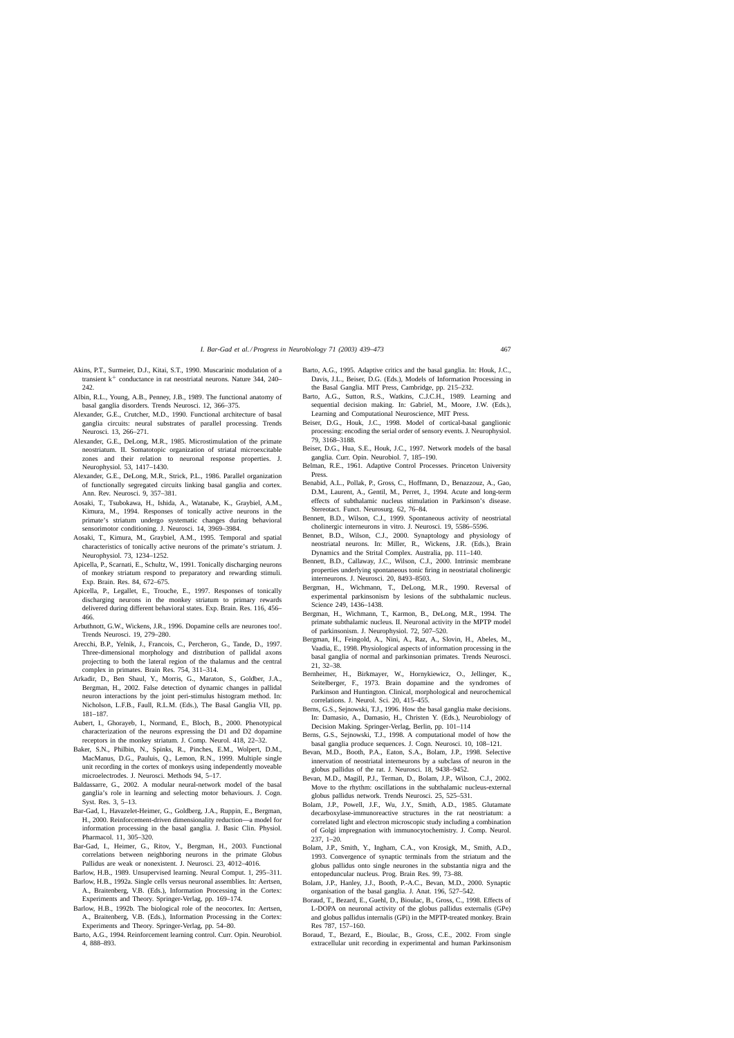Akins, P.T., Surmeier, D.J., Kitai, S.T., 1990. Muscarinic modulation of a transient $k^+$ conductance in rat neostriatal neurons. Nature 344, 240–242.

Albin, R.L., Young, A.B., Penney, J.B., 1989. The functional anatomy of basal ganglia disorders. Trends Neurosci. 12, 366–375.

Alexander, G.E., Crutcher, M.D., 1990. Functional architecture of basal ganglia circuits: neural substrates of parallel processing. Trends Neurosci. 13, 266–271.

Alexander, G.E., DeLong, M.R., 1985. Microstimulation of the primate neostriatum. II. Somatotopic organization of striatal microexcitable zones and their relation to neuronal response properties. J. Neurophysiol. 53, 1417–1430.

Alexander, G.E., DeLong, M.R., Strick, P.L., 1986. Parallel organization of functionally segregated circuits linking basal ganglia and cortex. Ann. Rev. Neurosci. 9, 357–381.

Aosaki, T., Tsubokawa, H., Ishida, A., Watanabe, K., Graybiel, A.M., Kimura, M., 1994. Responses of tonically active neurons in the primate's striatum undergo systematic changes during behavioral sensorimotor conditioning. J. Neurosci. 14, 3969–3984.

Aosaki, T., Kimura, M., Graybiel, A.M., 1995. Temporal and spatial characteristics of tonically active neurons of the primate's striatum. J. Neurophysiol. 73, 1234–1252.

Apicella, P., Scarnati, E., Schultz, W., 1991. Tonically discharging neurons of monkey striatum respond to preparatory and rewarding stimuli. Exp. Brain. Res. 84, 672–675.

Apicella, P., Legallet, E., Trouche, E., 1997. Responses of tonically discharging neurons in the monkey striatum to primary rewards delivered during different behavioral states. Exp. Brain. Res. 116, 456–466.

Arbuthnott, G.W., Wickens, J.R., 1996. Dopamine cells are neurones too!. Trends Neurosci. 19, 279–280.

Arecchi, B.P., Yelnik, J., Francois, C., Percheron, G., Tande, D., 1997. Three-dimensional morphology and distribution of pallidal axons projecting to both the lateral region of the thalamus and the central complex in primates. Brain Res. 754, 311–314.

Arkadir, D., Ben Shaul, Y., Morris, G., Maraton, S., Goldber, J.A., Bergman, H., 2002. False detection of dynamic changes in pallidal neuron interactions by the joint peri-stimulus histogram method. In: Nicholson, L.F.B., Faull, R.L.M. (Eds.), The Basal Ganglia VII, pp. 181–187.

Aubert, I., Ghorayeb, I., Normand, E., Bloch, B., 2000. Phenotypical characterization of the neurons expressing the D1 and D2 dopamine receptors in the monkey striatum. J. Comp. Neurol. 418, 22–32.

Baker, S.N., Philbin, N., Spinks, R., Pinches, E.M., Wolpert, D.M., MacManus, D.G., Pauluis, Q., Lemon, R.N., 1999. Multiple single unit recording in the cortex of monkeys using independently moveable microelectrodes. J. Neurosci. Methods 94, 5–17.

Baldassarre, G., 2002. A modular neural-network model of the basal ganglia's role in learning and selecting motor behaviours. J. Cogn. Syst. Res. 3, 5–13.

Bar-Gad, I., Havazelet-Heimer, G., Goldberg, J.A., Ruppin, E., Bergman, H., 2000. Reinforcement-driven dimensionality reduction—a model for information processing in the basal ganglia. J. Basic Clin. Physiol. Pharmacol. 11, 305–320.

Bar-Gad, I., Heimer, G., Ritov, Y., Bergman, H., 2003. Functional correlations between neighboring neurons in the primate Globus Pallidus are weak or nonexistent. J. Neurosci. 23, 4012–4016.

Barlow, H.B., 1989. Unsupervised learning. Neural Comput. 1, 295–311.

Barlow, H.B., 1992a. Single cells versus neuronal assemblies. In: Aertsen, A., Braitenberg, V.B. (Eds.), Information Processing in the Cortex: Experiments and Theory. Springer-Verlag, pp. 169–174.

Barlow, H.B., 1992b. The biological role of the neocortex. In: Aertsen, A., Braitenberg, V.B. (Eds.), Information Processing in the Cortex: Experiments and Theory. Springer-Verlag, pp. 54–80.

Barto, A.G., 1994. Reinforcement learning control. Curr. Opin. Neurobiol. 4, 888–893.

Barto, A.G., 1995. Adaptive critics and the basal ganglia. In: Houk, J.C., Davis, J.L., Beiser, D.G. (Eds.), Models of Information Processing in the Basal Ganglia. MIT Press, Cambridge, pp. 215–232.

Barto, A.G., Sutton, R.S., Watkins, C.J.C.H., 1989. Learning and sequential decision making. In: Gabriel, M., Moore, J.W. (Eds.), Learning and Computational Neuroscience, MIT Press.

Beiser, D.G., Houk, J.C., 1998. Model of cortical-basal ganglionic processing: encoding the serial order of sensory events. J. Neurophysiol. 79, 3168–3188.

Beiser, D.G., Hua, S.E., Houk, J.C., 1997. Network models of the basal ganglia. Curr. Opin. Neurobiol. 7, 185–190.

Belman, R.E., 1961. Adaptive Control Processes. Princeton University Press.

Benabid, A.L., Pollak, P., Gross, C., Hoffmann, D., Benazzouz, A., Gao, D.M., Laurent, A., Gentil, M., Perret, J., 1994. Acute and long-term effects of subthalamic nucleus stimulation in Parkinson's disease. Stereotact. Funct. Neurosurg. 62, 76–84.

Bennett, B.D., Wilson, C.J., 1999. Spontaneous activity of neostriatal cholinergic interneurons in vitro. J. Neurosci. 19, 5586–5596.

Bennet, B.D., Wilson, C.J., 2000. Synaptology and physiology of neostriatal neurons. In: Miller, R., Wickens, J.R. (Eds.), Brain Dynamics and the Strital Complex. Australia, pp. 111–140.

Bennett, B.D., Callaway, J.C., Wilson, C.J., 2000. Intrinsic membrane properties underlying spontaneous tonic firing in neostriatal cholinergic interneurons. J. Neurosci. 20, 8493–8503.

Bergman, H., Wichmann, T., DeLong, M.R., 1990. Reversal of experimental parkinsonism by lesions of the subthalamic nucleus. Science 249, 1436–1438.

Bergman, H., Wichmann, T., Karmon, B., DeLong, M.R., 1994. The primate subthalamic nucleus. II. Neuronal activity in the MPTP model of parkinsonism. J. Neurophysiol. 72, 507–520.

Bergman, H., Feingold, A., Nini, A., Raz, A., Slovin, H., Abeles, M., Vaadia, E., 1998. Physiological aspects of information processing in the basal ganglia of normal and parkinsonian primates. Trends Neurosci. 21, 32–38.

Bernheimer, H., Birkmayer, W., Hornykiewicz, O., Jellinger, K., Seitelberger, F., 1973. Brain dopamine and the syndromes of Parkinson and Huntington. Clinical, morphological and neurochemical correlations. J. Neurol. Sci. 20, 415–455.

Berns, G.S., Sejnowski, T.J., 1996. How the basal ganglia make decisions. In: Damasio, A., Damasio, H., Christen Y. (Eds.), Neurobiology of Decision Making. Springer-Verlag, Berlin, pp. 101–114

Berns, G.S., Sejnowski, T.J., 1998. A computational model of how the basal ganglia produce sequences. J. Cogn. Neurosci. 10, 108–121.

Bevan, M.D., Booth, P.A., Eaton, S.A., Bolam, J.P., 1998. Selective innervation of neostriatal interneurons by a subclass of neuron in the globus pallidus of the rat. J. Neurosci. 18, 9438–9452.

Bevan, M.D., Magill, P.J., Terman, D., Bolam, J.P., Wilson, C.J., 2002. Move to the rhythm: oscillations in the subthalamic nucleus-external globus pallidus network. Trends Neurosci. 25, 525–531.

Bolam, J.P., Powell, J.F., Wu, J.Y., Smith, A.D., 1985. Glutamate decarboxylase-immunoreactive structures in the rat neostriatum: a correlated light and electron microscopic study including a combination of Golgi impregnation with immunocytochemistry. J. Comp. Neurol. 237, 1–20.

Bolam, J.P., Smith, Y., Ingham, C.A., von Krosigk, M., Smith, A.D., 1993. Convergence of synaptic terminals from the striatum and the globus pallidus onto single neurones in the substantia nigra and the entopeduncular nucleus. Prog. Brain Res. 99, 73–88.

Bolam, J.P., Hanley, J.J., Booth, P.-A.C., Bevan, M.D., 2000. Synaptic organisation of the basal ganglia. J. Anat. 196, 527–542.

Boraud, T., Bezard, E., Guehl, D., Bioulac, B., Gross, C., 1998. Effects of L-DOPA on neuronal activity of the globus pallidus externalis (GPe) and globus pallidus internalis (GPi) in the MPTP-treated monkey. Brain Res 787, 157–160.

Boraud, T., Bezard, E., Bioulac, B., Gross, C.E., 2002. From single extracellular unit recording in experimental and human Parkinsonism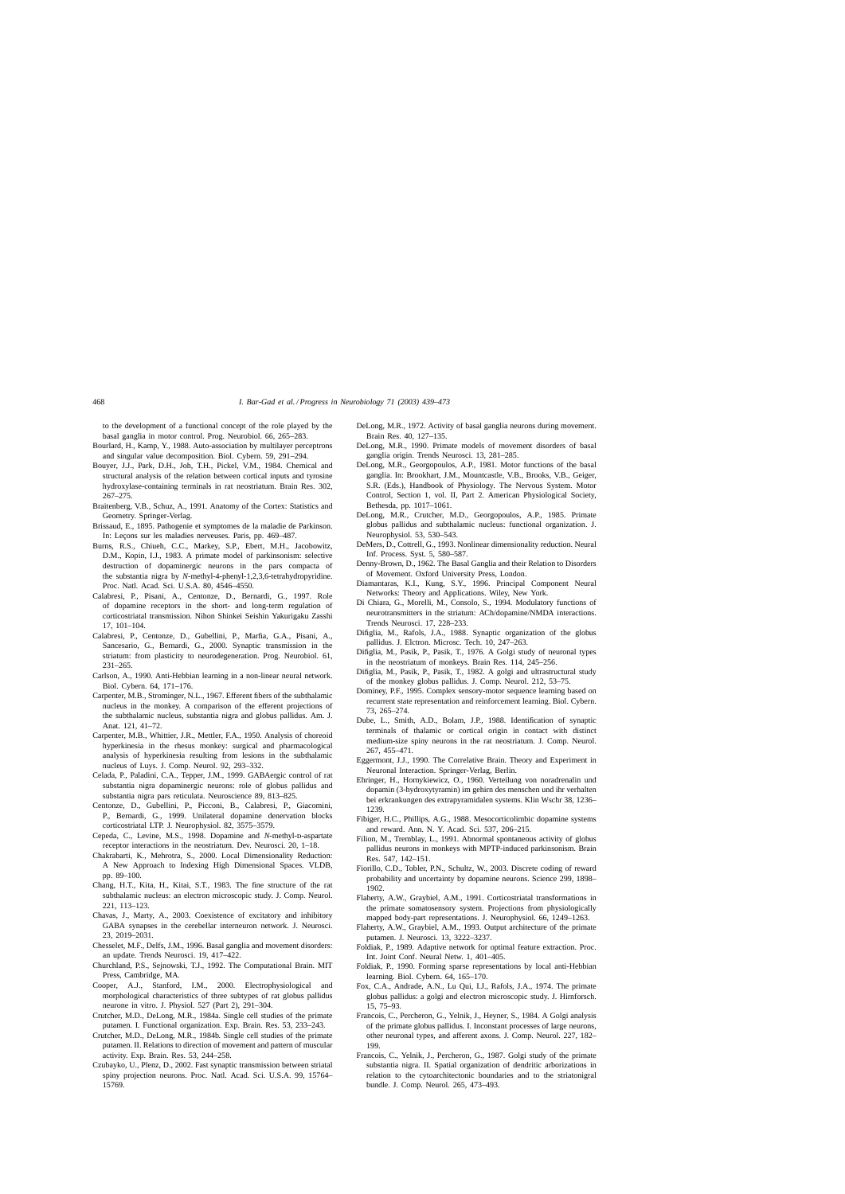to the development of a functional concept of the role played by the basal ganglia in motor control. Prog. Neurobiol. 66, 265–283.

Bourlard, H., Kamp, Y., 1988. Auto-association by multilayer perceptrons and singular value decomposition. Biol. Cybern. 59, 291–294.

Bouyer, J.J., Park, D.H., Joh, T.H., Pickel, V.M., 1984. Chemical and structural analysis of the relation between cortical inputs and tyrosine hydroxylase-containing terminals in rat neostriatum. Brain Res. 302, 267–275.

Braitenberg, V.B., Schuz, A., 1991. Anatomy of the Cortex: Statistics and Geometry. Springer-Verlag.

Brissaud, E., 1895. Pathogenie et symptomes de la maladie de Parkinson. In: Leçons sur les maladies nerveuses. Paris, pp. 469–487.

Burns, R.S., Chiueh, C.C., Markey, S.P., Ebert, M.H., Jacobowitz, D.M., Kopin, I.J., 1983. A primate model of parkinsonism: selective destruction of dopaminergic neurons in the pars compacta of the substantia nigra by *N*-methyl-4-phenyl-1,2,3,6-tetrahydropyridine. Proc. Natl. Acad. Sci. U.S.A. 80, 4546–4550.

Calabresi, P., Pisani, A., Centonze, D., Bernardi, G., 1997. Role of dopamine receptors in the short- and long-term regulation of corticostriatal transmission. Nihon Shinkei Seishin Yakurigaku Zasshi 17, 101–104.

Calabresi, P., Centonze, D., Gubellini, P., Marfia, G.A., Pisani, A., Sancesario, G., Bernardi, G., 2000. Synaptic transmission in the striatum: from plasticity to neurodegeneration. Prog. Neurobiol. 61, 231–265.

Carlson, A., 1990. Anti-Hebbian learning in a non-linear neural network. Biol. Cybern. 64, 171–176.

Carpenter, M.B., Strominger, N.L., 1967. Efferent fibers of the subthalamic nucleus in the monkey. A comparison of the efferent projections of the subthalamic nucleus, substantia nigra and globus pallidus. Am. J. Anat. 121, 41–72.

Carpenter, M.B., Whittier, J.R., Mettler, F.A., 1950. Analysis of choreoid hyperkinesia in the rhesus monkey: surgical and pharmacological analysis of hyperkinesia resulting from lesions in the subthalamic nucleus of Luys. J. Comp. Neurol. 92, 293–332.

Celada, P., Paladini, C.A., Tepper, J.M., 1999. GABAergic control of rat substantia nigra dopaminergic neurons: role of globus pallidus and substantia nigra pars reticulata. Neuroscience 89, 813–825.

Centonze, D., Gubellini, P., Picconi, B., Calabresi, P., Giacomini, P., Bernardi, G., 1999. Unilateral dopamine denervation blocks corticostriatal LTP. J. Neurophysiol. 82, 3575–3579.

Cepeda, C., Levine, M.S., 1998. Dopamine and *N*-methyl-D-aspartate receptor interactions in the neostriatum. Dev. Neurosci. 20, 1–18.

Chakrabarti, K., Mehrotra, S., 2000. Local Dimensionality Reduction: A New Approach to Indexing High Dimensional Spaces. VLDB, pp. 89–100.

Chang, H.T., Kita, H., Kitai, S.T., 1983. The fine structure of the rat subthalamic nucleus: an electron microscopic study. J. Comp. Neurol. 221, 113–123.

Chavas, J., Marty, A., 2003. Coexistence of excitatory and inhibitory GABA synapses in the cerebellar interneuron network. J. Neurosci. 23, 2019–2031.

Chesselet, M.F., Delfs, J.M., 1996. Basal ganglia and movement disorders: an update. Trends Neurosci. 19, 417–422.

Churchland, P.S., Sejnowski, T.J., 1992. The Computational Brain. MIT Press, Cambridge, MA.

Cooper, A.J., Stanford, I.M., 2000. Electrophysiological and morphological characteristics of three subtypes of rat globus pallidus neurone in vitro. J. Physiol. 527 (Part 2), 291–304.

Crutcher, M.D., DeLong, M.R., 1984a. Single cell studies of the primate putamen. I. Functional organization. Exp. Brain. Res. 53, 233–243.

Crutcher, M.D., DeLong, M.R., 1984b. Single cell studies of the primate putamen. II. Relations to direction of movement and pattern of muscular activity. Exp. Brain. Res. 53, 244–258.

Czubayko, U., Plenz, D., 2002. Fast synaptic transmission between striatal spiny projection neurons. Proc. Natl. Acad. Sci. U.S.A. 99, 15764–15769.

DeLong, M.R., 1972. Activity of basal ganglia neurons during movement. Brain Res. 40, 127–135.

DeLong, M.R., 1990. Primate models of movement disorders of basal ganglia origin. Trends Neurosci. 13, 281–285.

DeLong, M.R., Georgopoulos, A.P., 1981. Motor functions of the basal ganglia. In: Brookhart, J.M., Mountcastle, V.B., Brooks, V.B., Geiger, S.R. (Eds.), Handbook of Physiology. The Nervous System. Motor Control, Section 1, vol. II, Part 2. American Physiological Society, Bethesda, pp. 1017–1061.

DeLong, M.R., Crutcher, M.D., Georgopoulos, A.P., 1985. Primate globus pallidus and subthalamic nucleus: functional organization. J. Neurophysiol. 53, 530–543.

DeMers, D., Cottrell, G., 1993. Nonlinear dimensionality reduction. Neural Inf. Process. Syst. 5, 580–587.

Denny-Brown, D., 1962. The Basal Ganglia and their Relation to Disorders of Movement. Oxford University Press, London.

Diamantaras, K.I., Kung, S.Y., 1996. Principal Component Neural Networks: Theory and Applications. Wiley, New York.

Di Chiara, G., Morelli, M., Consolo, S., 1994. Modulatory functions of neurotransmitters in the striatum: ACh/dopamine/NMDA interactions. Trends Neurosci. 17, 228–233.

Difiglia, M., Rafols, J.A., 1988. Synaptic organization of the globus pallidus. J. Elctron. Microsc. Tech. 10, 247–263.

Difiglia, M., Pasik, P., Pasik, T., 1976. A Golgi study of neuronal types in the neostriatum of monkeys. Brain Res. 114, 245–256.

Difiglia, M., Pasik, P., Pasik, T., 1982. A golgi and ultrastructural study of the monkey globus pallidus. J. Comp. Neurol. 212, 53–75.

Dominey, P.F., 1995. Complex sensory-motor sequence learning based on recurrent state representation and reinforcement learning. Biol. Cybern. 73, 265–274.

Dube, L., Smith, A.D., Bolam, J.P., 1988. Identification of synaptic terminals of thalamic or cortical origin in contact with distinct medium-size spiny neurons in the rat neostriatum. J. Comp. Neurol. 267, 455–471.

Eggermont, J.J., 1990. The Correlative Brain. Theory and Experiment in Neuronal Interaction. Springer-Verlag, Berlin.

Ehringer, H., Hornykiewicz, O., 1960. Verteilung von noradrenalin und dopamin (3-hydroxytyramin) im gehirn des menschen und ihr verhalten bei erkrankungen des extrapyramidalen systems. Klin Wschr 38, 1236–1239.

Fibiger, H.C., Phillips, A.G., 1988. Mesocorticolimbic dopamine systems and reward. Ann. N. Y. Acad. Sci. 537, 206–215.

Filion, M., Tremblay, L., 1991. Abnormal spontaneous activity of globus pallidus neurons in monkeys with MPTP-induced parkinsonism. Brain Res. 547, 142–151.

Fiorillo, C.D., Tobler, P.N., Schultz, W., 2003. Discrete coding of reward probability and uncertainty by dopamine neurons. Science 299, 1898–1902.

Flaherty, A.W., Graybiel, A.M., 1991. Corticostriatal transformations in the primate somatosensory system. Projections from physiologically mapped body-part representations. J. Neurophysiol. 66, 1249–1263.

Flaherty, A.W., Graybiel, A.M., 1993. Output architecture of the primate putamen. J. Neurosci. 13, 3222–3237.

Foldiak, P., 1989. Adaptive network for optimal feature extraction. Proc. Int. Joint Conf. Neural Netw. 1, 401–405.

Foldiak, P., 1990. Forming sparse representations by local anti-Hebbian learning. Biol. Cybern. 64, 165–170.

Fox, C.A., Andrade, A.N., Lu Qui, I.J., Rafols, J.A., 1974. The primate globus pallidus: a golgi and electron microscopic study. J. Hirnforsch. 15, 75–93.

Francois, C., Percheron, G., Yelnik, J., Heyner, S., 1984. A Golgi analysis of the primate globus pallidus. I. Inconstant processes of large neurons, other neuronal types, and afferent axons. J. Comp. Neurol. 227, 182–199.

Francois, C., Yelnik, J., Percheron, G., 1987. Golgi study of the primate substantia nigra. II. Spatial organization of dendritic arborizations in relation to the cytoarchitectonic boundaries and to the striatonigral bundle. J. Comp. Neurol. 265, 473–493.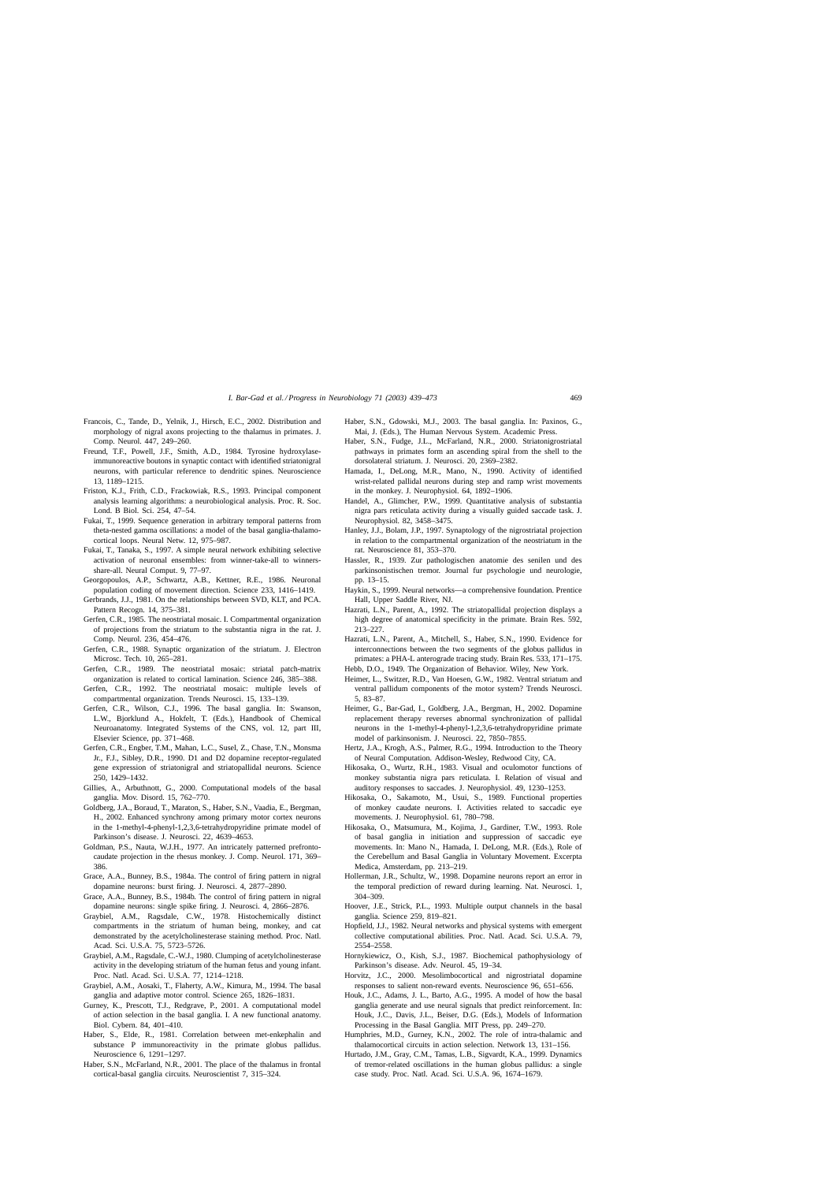Francois, C., Tande, D., Yelnik, J., Hirsch, E.C., 2002. Distribution and morphology of nigral axons projecting to the thalamus in primates. J. Comp. Neurol. 447, 249–260.

Freund, T.F., Powell, J.F., Smith, A.D., 1984. Tyrosine hydroxylase-immunoreactive boutons in synaptic contact with identified striatonigral neurons, with particular reference to dendritic spines. Neuroscience 13, 1189–1215.

Friston, K.J., Frith, C.D., Frackowiak, R.S., 1993. Principal component analysis learning algorithms: a neurobiological analysis. Proc. R. Soc. Lond. B Biol. Sci. 254, 47–54.

Fukai, T., 1999. Sequence generation in arbitrary temporal patterns from theta-nested gamma oscillations: a model of the basal ganglia-thalamo-cortical loops. Neural Netw. 12, 975–987.

Fukai, T., Tanaka, S., 1997. A simple neural network exhibiting selective activation of neuronal ensembles: from winner-take-all to winners-share-all. Neural Comput. 9, 77–97.

Georgopoulos, A.P., Schwartz, A.B., Kettner, R.E., 1986. Neuronal population coding of movement direction. Science 233, 1416–1419.

Gerbrands, J.J., 1981. On the relationships between SVD, KLT, and PCA. Pattern Recogn. 14, 375–381.

Gerfen, C.R., 1985. The neostriatal mosaic. I. Compartmental organization of projections from the striatum to the substantia nigra in the rat. J. Comp. Neurol. 236, 454–476.

Gerfen, C.R., 1988. Synaptic organization of the striatum. J. Electron Microsc. Tech. 10, 265–281.

Gerfen, C.R., 1989. The neostriatal mosaic: striatal patch-matrix organization is related to cortical lamination. Science 246, 385–388.

Gerfen, C.R., 1992. The neostriatal mosaic: multiple levels of compartmental organization. Trends Neurosci. 15, 133–139.

Gerfen, C.R., Wilson, C.J., 1996. The basal ganglia. In: Swanson, L.W., Bjorklund A., Hokfelt, T. (Eds.), Handbook of Chemical Neuroanatomy. Integrated Systems of the CNS, vol. 12, part III, Elsevier Science, pp. 371–468.

Gerfen, C.R., Engber, T.M., Mahan, L.C., Susel, Z., Chase, T.N., Monsma Jr., F.J., Sibley, D.R., 1990. D1 and D2 dopamine receptor-regulated gene expression of striatonigral and striatopallidal neurons. Science 250, 1429–1432.

Gillies, A., Arbuthnott, G., 2000. Computational models of the basal ganglia. Mov. Disord. 15, 762–770.

Goldberg, J.A., Boraud, T., Maraton, S., Haber, S.N., Vaadia, E., Bergman, H., 2002. Enhanced synchrony among primary motor cortex neurons in the 1-methyl-4-phenyl-1,2,3,6-tetrahydropyridine primate model of Parkinson's disease. J. Neurosci. 22, 4639–4653.

Goldman, P.S., Nauta, W.J.H., 1977. An intricately patterned prefronto-caudate projection in the rhesus monkey. J. Comp. Neurol. 171, 369–386.

Grace, A.A., Bunney, B.S., 1984a. The control of firing pattern in nigral dopamine neurons: burst firing. J. Neurosci. 4, 2877–2890.

Grace, A.A., Bunney, B.S., 1984b. The control of firing pattern in nigral dopamine neurons: single spike firing. J. Neurosci. 4, 2866–2876.

Graybiel, A.M., Ragsdale, C.W., 1978. Histochemically distinct compartments in the striatum of human being, monkey, and cat demonstrated by the acetylcholinesterase staining method. Proc. Natl. Acad. Sci. U.S.A. 75, 5723–5726.

Graybiel, A.M., Ragsdale, C.-W.J., 1980. Clumping of acetylcholinesterase activity in the developing striatum of the human fetus and young infant. Proc. Natl. Acad. Sci. U.S.A. 77, 1214–1218.

Graybiel, A.M., Aosaki, T., Flaherty, A.W., Kimura, M., 1994. The basal ganglia and adaptive motor control. Science 265, 1826–1831.

Gurney, K., Prescott, T.J., Redgrave, P., 2001. A computational model of action selection in the basal ganglia. I. A new functional anatomy. Biol. Cybern. 84, 401–410.

Haber, S., Elde, R., 1981. Correlation between met-enkephalin and substance P immunoreactivity in the primate globus pallidus. Neuroscience 6, 1291–1297.

Haber, S.N., McFarland, N.R., 2001. The place of the thalamus in frontal cortical-basal ganglia circuits. Neuroscientist 7, 315–324.

Haber, S.N., Gdowski, M.J., 2003. The basal ganglia. In: Paxinos, G., Mai, J. (Eds.), The Human Nervous System. Academic Press.

Haber, S.N., Fudge, J.L., McFarland, N.R., 2000. Striatonigrostriatal pathways in primates form an ascending spiral from the shell to the dorsolateral striatum. J. Neurosci. 20, 2369–2382.

Hamada, I., DeLong, M.R., Mano, N., 1990. Activity of identified wrist-related pallidal neurons during step and ramp wrist movements in the monkey. J. Neurophysiol. 64, 1892–1906.

Handel, A., Glimcher, P.W., 1999. Quantitative analysis of substantia nigra pars reticulata activity during a visually guided saccade task. J. Neurophysiol. 82, 3458–3475.

Hanley, J.J., Bolam, J.P., 1997. Synaptology of the nigrostriatal projection in relation to the compartmental organization of the neostriatum in the rat. Neuroscience 81, 353–370.

Hassler, R., 1939. Zur pathologischen anatomie des senilen und des parkinsonistischen tremor. Journal fur psychologie und neurologie, pp. 13–15.

Haykin, S., 1999. Neural networks—a comprehensive foundation. Prentice Hall, Upper Saddle River, NJ.

Hazrati, L.N., Parent, A., 1992. The striatopallidal projection displays a high degree of anatomical specificity in the primate. Brain Res. 592, 213–227.

Hazrati, L.N., Parent, A., Mitchell, S., Haber, S.N., 1990. Evidence for interconnections between the two segments of the globus pallidus in primates: a PHA-L anterograde tracing study. Brain Res. 533, 171–175.

Hebb, D.O., 1949. The Organization of Behavior. Wiley, New York.

Heimer, L., Switzer, R.D., Van Hoesen, G.W., 1982. Ventral striatum and ventral pallidum components of the motor system? Trends Neurosci. 5, 83–87.

Heimer, G., Bar-Gad, I., Goldberg, J.A., Bergman, H., 2002. Dopamine replacement therapy reverses abnormal synchronization of pallidal neurons in the 1-methyl-4-phenyl-1,2,3,6-tetrahydropyridine primate model of parkinsonism. J. Neurosci. 22, 7850–7855.

Hertz, J.A., Krogh, A.S., Palmer, R.G., 1994. Introduction to the Theory of Neural Computation. Addison-Wesley, Redwood City, CA.

Hikosaka, O., Wurtz, R.H., 1983. Visual and oculomotor functions of monkey substantia nigra pars reticulata. I. Relation of visual and auditory responses to saccades. J. Neurophysiol. 49, 1230–1253.

Hikosaka, O., Sakamoto, M., Usui, S., 1989. Functional properties of monkey caudate neurons. I. Activities related to saccadic eye movements. J. Neurophysiol. 61, 780–798.

Hikosaka, O., Matsumura, M., Kojima, J., Gardiner, T.W., 1993. Role of basal ganglia in initiation and suppression of saccadic eye movements. In: Mano N., Hamada, I. DeLong, M.R. (Eds.), Role of the Cerebellum and Basal Ganglia in Voluntary Movement. Excerpta Medica, Amsterdam, pp. 213–219.

Hollerman, J.R., Schultz, W., 1998. Dopamine neurons report an error in the temporal prediction of reward during learning. Nat. Neurosci. 1, 304–309.

Hoover, J.E., Strick, P.L., 1993. Multiple output channels in the basal ganglia. Science 259, 819–821.

Hopfield, J.J., 1982. Neural networks and physical systems with emergent collective computational abilities. Proc. Natl. Acad. Sci. U.S.A. 79, 2554–2558.

Hornykiewicz, O., Kish, S.J., 1987. Biochemical pathophysiology of Parkinson's disease. Adv. Neurol. 45, 19–34.

Horvitz, J.C., 2000. Mesolimbocortical and nigrostriatal dopamine responses to salient non-reward events. Neuroscience 96, 651–656.

Houk, J.C., Adams, J. L., Barto, A.G., 1995. A model of how the basal ganglia generate and use neural signals that predict reinforcement. In: Houk, J.C., Davis, J.L., Beiser, D.G. (Eds.), Models of Information Processing in the Basal Ganglia. MIT Press, pp. 249–270.

Humphries, M.D., Gurney, K.N., 2002. The role of intra-thalamic and thalamocortical circuits in action selection. Network 13, 131–156.

Hurtado, J.M., Gray, C.M., Tamas, L.B., Sigvardt, K.A., 1999. Dynamics of tremor-related oscillations in the human globus pallidus: a single case study. Proc. Natl. Acad. Sci. U.S.A. 96, 1674–1679.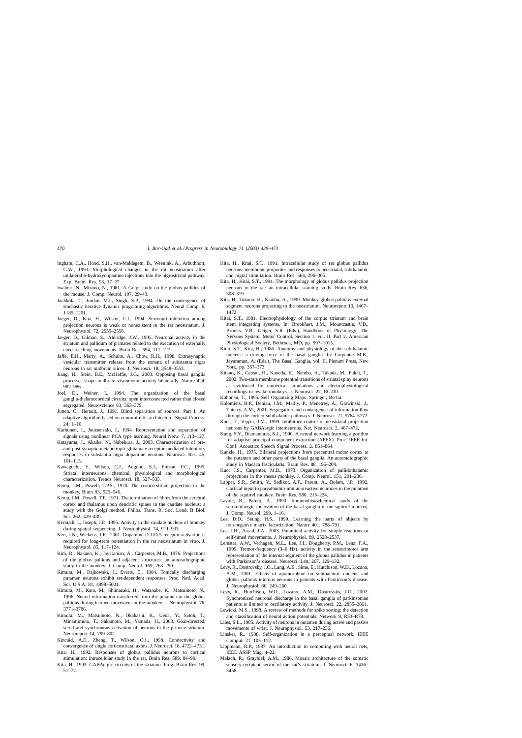Ingham, C.A., Hood, S.H., van-Maldegem, B., Weenink, A., Arbuthnott, G.W., 1993. Morphological changes in the rat neostriatum after unilateral 6-hydroxydopamine injections into the nigrostriatal pathway. Exp. Brain. Res. 93, 17–27.

Iwahori, N., Mizuno, N., 1981. A Golgi study on the globus pallidus of the mouse. J. Comp. Neurol. 197, 29–43.

Jaakkola, T., Jordan, M.I., Singh, S.P., 1994. On the convergence of stochastic iterative dynamic programing algorithms. Neural Comp. 6, 1185–1201.

Jaeger, D., Kita, H., Wilson, C.J., 1994. Surround inhibition among projection neurons is weak or nonexistent in the rat neostriatum. J. Neurophysiol. 72, 2555–2558.

Jaeger, D., Gilman, S., Aldridge, J.W., 1995. Neuronal activity in the striatum and pallidum of primates related to the execution of externally cued reaching movements. Brain Res. 694, 111–127.

Jaffe, E.H., Marty, A., Schulte, A., Chow, R.H., 1998. Extrasynaptic vesicular transmitter release from the somata of substantia nigra neurons in rat midbrain slices. J. Neurosci. 18, 3548–3553.

Jiang, H., Stein, B.E., McHaffie, J.G., 2003. Opposing basal ganglia processes shape midbrain visuomotor activity bilaterally. Nature 424, 982–986.

Joel, D., Weiner, I., 1994. The organization of the basal ganglia-thalamocortical circuits: open interconnected rather than closed segregated. Neuroscience 63, 363–379.

Jutten, C., Herault, J., 1991. Blind separation of sources. Part I. An adaptive algorithm based on neuromimitic architecture. Signal Process. 24, 1–10.

Karhunen, J., Joutsensalo, J., 1994. Representation and separation of signals using nonlinear PCA type learning. Neural Netw. 7, 113–127.

Katayama, J., Akaike, N., Nabekura, J., 2003. Characterization of pre- and post-synaptic metabotropic glutamate receptor-mediated inhibitory responses in substantia nigra dopamine neurons. Neurosci. Res. 45, 101–115.

Kawaguchi, Y., Wilson, C.J., Augood, S.J., Emson, P.C., 1995. Striatal interneurons: chemical, physiological and morphological characterization. Trends Neurosci. 18, 527–535.

Kemp, J.M., Powell, T.P.S., 1970. The cortico-striate projection in the monkey. Brain 93, 525–546.

Kemp, J.M., Powell, T.P., 1971. The termination of fibres from the cerebral cortex and thalamus upon dendritic spines in the caudate nucleus: a study with the Golgi method. Philos. Trans. R. Soc. Lond. B Biol. Sci. 262, 429–439.

Kermadi, I., Joseph, J.P., 1995. Activity in the caudate nucleus of monkey during spatial sequencing. J. Neurophysiol. 74, 911–933.

Kerr, J.N., Wickens, J.R., 2001. Dopamine D-1/D-5 receptor activation is required for long-term potentiation in the rat neostriatum in vitro. J. Neurophysiol. 85, 117–124.

Kim, R., Nakano, K., Jayaraman, A., Carpenter, M.B., 1976. Projections of the globus pallidus and adjacent structures: an autoradiographic study in the monkey. J. Comp. Neurol. 169, 263–290.

Kimura, M., Rajkowski, J., Evarts, E., 1984. Tonically discharging putamen neurons exhibit set-dependent responses. Proc. Natl. Acad. Sci. U.S.A. 81, 4998–5001.

Kimura, M., Kato, M., Shimazaki, H., Watanabe, K., Matsumoto, N., 1996. Neural information transferred from the putamen to the globus pallidus during learned movement in the monkey. J. Neurophysiol. 76, 3771–3786.

Kimura, M., Matsumoto, N., Okahashi, K., Ueda, Y., Satoh, T., Minamimoto, T., Sakamoto, M., Yamada, H., 2003. Goal-directed, serial and synchronous activation of neurons in the primate striatum. Neuroreport 14, 799–802.

Kincaid, A.E., Zheng, T., Wilson, C.J., 1998. Connectivity and convergence of single corticostriatal axons. J. Neurosci. 18, 4722–4731.

Kita, H., 1992. Responses of globus pallidus neurons to cortical stimulation: intracellular study in the rat. Brain Res. 589, 84–90.

Kita, H., 1993. GABAergic circuits of the striatum. Prog. Brain Res. 99, 51–72.

Kita, H., Kitai, S.T., 1991. Intracellular study of rat globus pallidus neurons: membrane properties and responses to neostriatal, subthalamic and nigral stimulation. Brain Res. 564, 296–305.

Kita, H., Kitai, S.T., 1994. The morphology of globus pallidus projection neurons in the rat: an intracellular staining study. Brain Res. 636, 308–319.

Kita, H., Tokuno, H., Nambu, A., 1999. Monkey globus pallidus external segment neurons projecting to the neostriatum. Neuroreport 10, 1467–1472.

Kitai, S.T., 1981. Electrophysiology of the corpus striatum and brain stem integrating systems. In: Brookhart, J.M., Mountcastle, V.B., Brooks, V.B., Geiger, S.R. (Eds.), Handbook of Physiology: The Nervous System. Motor Control, Section 1, vol. II, Part 2. American Physiological Society, Bethesda, MD, pp. 997–1015.

Kitai, S.T., Kita, H., 1986. Anatomy and physiology of the subthalamic nucleus: a driving force of the basal ganglia. In: Carpenter M.B., Jayaraman, A. (Eds.), The Basal Ganglia, vol. II. Plenum Press, New York, pp. 357–373.

Kitano, K., Cateau, H., Kaneda, K., Nambu, A., Takada, M., Fukai, T., 2002. Two-state membrane potential transitions of striatal spiny neurons as evidenced by numerical simulations and electrophysiological recordings in awake monkeys. J. Neurosci. 22, RC230.

Kohonen, T., 1995. Self Organizing Maps. Springer, Berlin.

Kolomiets, B.P., Deniau, J.M., Mailly, P., Menetrey, A., Glowinski, J., Thierry, A.M., 2001. Segregation and convergence of information flow through the cortico-subthalamic pathways. J. Neurosci. 21, 5764–5772.

Koos, T., Tepper, J.M., 1999. Inhibitory control of neostriatal projection neurons by GABAergic interneurons. Nat. Neurosci. 2, 467–472.

Kung, S.Y., Diamantaras, K.I., 1990. A neural network learning algorithm for adaptive principal component extraction (APEX). Proc. IEEE Int. Conf. Acoustics Speech Signal Process. 2, 861–864.

Kunzle, H., 1975. Bilateral projections from precentral motor cortex to the putamen and other parts of the basal ganglia. An autoradiographic study in Macaca fascicularis. Brain Res. 88, 195–209.

Kuo, J.S., Carpenter, M.B., 1973. Organization of pallidothalamic projections in the rhesus monkey. J. Comp. Neurol. 151, 201–236.

Lapper, S.R., Smith, Y., Sadikot, A.F., Parent, A., Bolam, J.P., 1992. Cortical input to parvalbumin-immunoreactive neurones in the putamen of the squirrel monkey. Brain Res. 580, 215–224.

Lavoie, B., Parent, A., 1990. Immunohistochemical study of the serotoninergic innervation of the basal ganglia in the squirrel monkey. J. Comp. Neurol. 299, 1–16.

Lee, D.D., Seung, H.S., 1999. Learning the parts of objects by non-negative matrix factorization. Nature 401, 788–791.

Lee, I.H., Assad, J.A., 2003. Putaminal activity for simple reactions or self-timed movements. J. Neurophysiol. 89, 2528–2537.

Lemstra, A.W., Verhagen, M.L., Lee, J.I., Dougherty, P.M., Lenz, F.A., 1999. Tremor-frequency (3–6 Hz). activity in the sensorimotor arm representation of the internal segment of the globus pallidus in patients with Parkinson's disease. Neurosci. Lett. 267, 129–132.

Levy, R., Dostrovsky, J.O., Lang, A.E., Sime, E., Hutchison, W.D., Lozano, A.M., 2001. Effects of apomorphine on subthalamic nucleus and globus pallidus internus neurons in patients with Parkinson's disease. J. Neurophysiol. 86, 249–260.

Levy, R., Hutchison, W.D., Lozano, A.M., Dostrovsky, J.O., 2002. Synchronized neuronal discharge in the basal ganglia of parkinsonian patients is limited to oscillatory activity. J. Neurosci. 22, 2855–2861.

Lewicki, M.S., 1998. A review of methods for spike sorting: the detection and classification of neural action potentials. Network 9, R53–R78.

Liles, S.L., 1985. Activity of neurons in putamen during active and passive movements of wrist. J. Neurophysiol. 53, 217–236.

Linsker, R., 1988. Self-organization in a perceptual network. IEEE Comput. 21, 105–117.

Lippmann, R.P., 1987. An introduction to computing with neural nets, IEEE ASSP Mag. 4–22.

Malach, R., Graybiel, A.M., 1986. Mosaic architecture of the somatic sensory-recipient sector of the cat's striatum. J. Neurosci. 6, 3436–3458.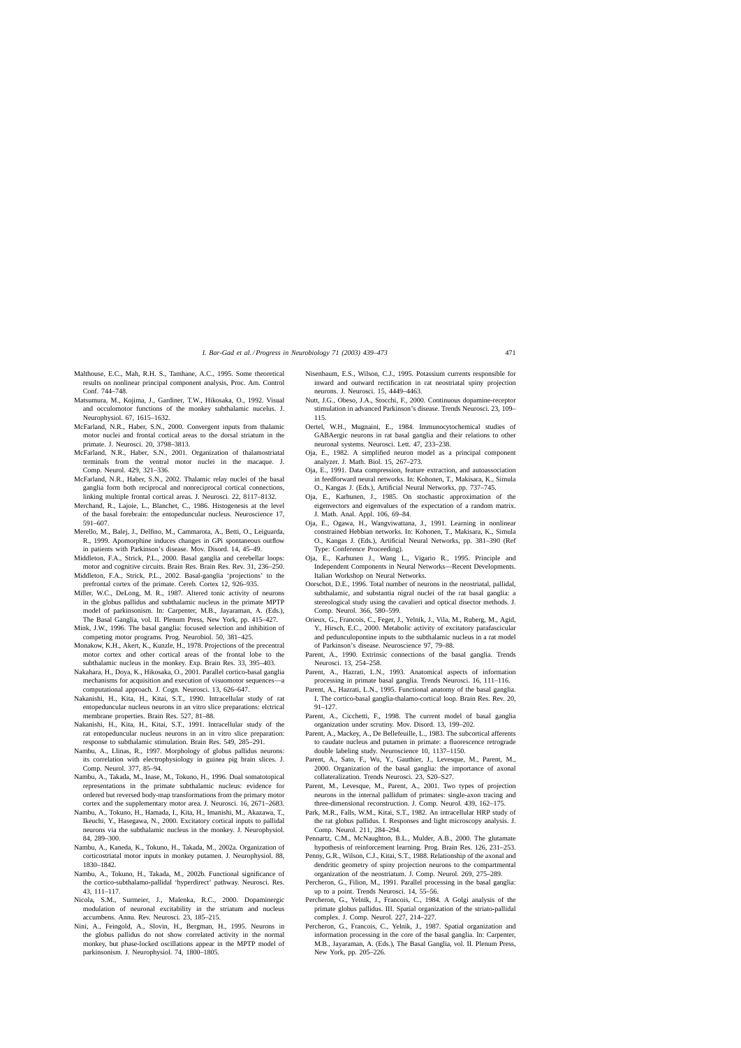Malthouse, E.C., Mah, R.H. S., Tamhane, A.C., 1995. Some theoretical results on nonlinear principal component analysis, Proc. Am. Control Conf. 744–748.

Matsumura, M., Kojima, J., Gardiner, T.W., Hikosaka, O., 1992. Visual and occulomotor functions of the monkey subthalamic nucelus. J. Neurophysiol. 67, 1615–1632.

McFarland, N.R., Haber, S.N., 2000. Convergent inputs from thalamic motor nuclei and frontal cortical areas to the dorsal striatum in the primate. J. Neurosci. 20, 3798–3813.

McFarland, N.R., Haber, S.N., 2001. Organization of thalamostriatal terminals from the ventral motor nuclei in the macaque. J. Comp. Neurol. 429, 321–336.

McFarland, N.R., Haber, S.N., 2002. Thalamic relay nuclei of the basal ganglia form both reciprocal and nonreciprocal cortical connections, linking multiple frontal cortical areas. J. Neurosci. 22, 8117–8132.

Merchand, R., Lajoie, L., Blanchet, C., 1986. Histogenesis at the level of the basal forebrain: the entopeduncular nucleus. Neuroscience 17, 591–607.

Merello, M., Balej, J., Delfino, M., Cammarota, A., Betti, O., Leiguarda, R., 1999. Apomorphine induces changes in GPi spontaneous outflow in patients with Parkinson's disease. Mov. Disord. 14, 45–49.

Middleton, F.A., Strick, P.L., 2000. Basal ganglia and cerebellar loops: motor and cognitive circuits. Brain Res. Brain Res. Rev. 31, 236–250.

Middleton, F.A., Strick, P.L., 2002. Basal-ganglia 'projections' to the prefrontal cortex of the primate. Cereb. Cortex 12, 926–935.

Miller, W.C., DeLong, M. R., 1987. Altered tonic activity of neurons in the globus pallidus and subthalamic nucleus in the primate MPTP model of parkinsonism. In: Carpenter, M.B., Jayaraman, A. (Eds.), The Basal Ganglia, vol. II. Plenum Press, New York, pp. 415–427.

Mink, J.W., 1996. The basal ganglia: focused selection and inhibition of competing motor programs. Prog. Neurobiol. 50, 381–425.

Monakow, K.H., Akert, K., Kunzle, H., 1978. Projections of the precentral motor cortex and other cortical areas of the frontal lobe to the subthalamic nucleus in the monkey. Exp. Brain Res. 33, 395–403.

Nakahara, H., Doya, K., Hikosaka, O., 2001. Parallel cortico-basal ganglia mechanisms for acquisition and execution of visuomotor sequences—a computational approach. J. Cogn. Neurosci. 13, 626–647.

Nakanishi, H., Kita, H., Kitai, S.T., 1990. Intracellular study of rat entopeduncular nucleus neurons in an in vitro slice preparations: elctrical membrane properties. Brain Res. 527, 81–88.

Nakanishi, H., Kita, H., Kitai, S.T., 1991. Intracellular study of the rat entopeduncular nucleus neurons in an in vitro slice preparation: response to subthalamic stimulation. Brain Res. 549, 285–291.

Nambu, A., Llinas, R., 1997. Morphology of globus pallidus neurons: its correlation with electrophysiology in guinea pig brain slices. J. Comp. Neurol. 377, 85–94.

Nambu, A., Takada, M., Inase, M., Tokuno, H., 1996. Dual somatotopical representations in the primate subthalamic nucleus: evidence for ordered but reversed body-map transformations from the primary motor cortex and the supplementary motor area. J. Neurosci. 16, 2671–2683.

Nambu, A., Tokuno, H., Hamada, I., Kita, H., Imanishi, M., Akazawa, T., Ikeuchi, Y., Hasegawa, N., 2000. Excitatory cortical inputs to pallidal neurons via the subthalamic nucleus in the monkey. J. Neurophysiol. 84, 289–300.

Nambu, A., Kaneda, K., Tokuno, H., Takada, M., 2002a. Organization of corticostriatal motor inputs in monkey putamen. J. Neurophysiol. 88, 1830–1842.

Nambu, A., Tokuno, H., Takada, M., 2002b. Functional significance of the cortico-subthalamo-pallidal 'hyperdirect' pathway. Neurosci. Res. 43, 111–117.

Nicola, S.M., Surmeier, J., Malenka, R.C., 2000. Dopaminergic modulation of neuronal excitability in the striatum and nucleus accumbens. Annu. Rev. Neurosci. 23, 185–215.

Nini, A., Feingold, A., Slovin, H., Bergman, H., 1995. Neurons in the globus pallidus do not show correlated activity in the normal monkey, but phase-locked oscillations appear in the MPTP model of parkinsonism. J. Neurophysiol. 74, 1800–1805.

Nisenbaum, E.S., Wilson, C.J., 1995. Potassium currents responsible for inward and outward rectification in rat neostriatal spiny projection neurons. J. Neurosci. 15, 4449–4463.

Nutt, J.G., Obeso, J.A., Stocchi, F., 2000. Continuous dopamine-receptor stimulation in advanced Parkinson's disease. Trends Neurosci. 23, 109–115.

Oertel, W.H., Mugnaini, E., 1984. Immunocytochemical studies of GABAergic neurons in rat basal ganglia and their relations to other neuronal systems. Neurosci. Lett. 47, 233–238.

Oja, E., 1982. A simplified neuron model as a principal component analyzer. J. Math. Biol. 15, 267–273.

Oja, E., 1991. Data compression, feature extraction, and autoassociation in feedforward neural networks. In: Kohonen, T., Makisara, K., Simula O., Kangas J. (Eds.), Artificial Neural Networks, pp. 737–745.

Oja, E., Karhunen, J., 1985. On stochastic approximation of the eigenvectors and eigenvalues of the expectation of a random matrix. J. Math. Anal. Appl. 106, 69–84.

Oja, E., Ogawa, H., Wangviwattana, J., 1991. Learning in nonlinear constrained Hebbian networks. In: Kohonen, T., Makisara, K., Simula O., Kangas J. (Eds.), Artificial Neural Networks, pp. 381–390 (Ref Type: Conference Proceeding).

Oja, E., Karhunen J., Wang L., Vigario R., 1995. Principle and Independent Components in Neural Networks—Recent Developments. Italian Workshop on Neural Networks.

Oorschot, D.E., 1996. Total number of neurons in the neostriatal, pallidal, subthalamic, and substantia nigral nuclei of the rat basal ganglia: a stereological study using the cavalieri and optical disector methods. J. Comp. Neurol. 366, 580–599.

Orieux, G., Francois, C., Feger, J., Yelnik, J., Vila, M., Ruberg, M., Agid, Y., Hirsch, E.C., 2000. Metabolic activity of excitatory parafascicular and pedunculopontine inputs to the subthalamic nucleus in a rat model of Parkinson's disease. Neuroscience 97, 79–88.

Parent, A., 1990. Extrinsic connections of the basal ganglia. Trends Neurosci. 13, 254–258.

Parent, A., Hazrati, L.N., 1993. Anatomical aspects of information processing in primate basal ganglia. Trends Neurosci. 16, 111–116.

Parent, A., Hazrati, L.N., 1995. Functional anatomy of the basal ganglia. I. The cortico-basal ganglia-thalamo-cortical loop. Brain Res. Rev. 20, 91–127.

Parent, A., Cicchetti, F., 1998. The current model of basal ganglia organization under scrutiny. Mov. Disord. 13, 199–202.

Parent, A., Mackey, A., De Bellefeuille, L., 1983. The subcortical afferents to caudate nucleus and putamen in primate: a fluorescence retrograde double labeling study. Neuroscience 10, 1137–1150.

Parent, A., Sato, F., Wu, Y., Gauthier, J., Levesque, M., Parent, M., 2000. Organization of the basal ganglia: the importance of axonal collateralization. Trends Neurosci. 23, S20–S27.

Parent, M., Levesque, M., Parent, A., 2001. Two types of projection neurons in the internal pallidum of primates: single-axon tracing and three-dimensional reconstruction. J. Comp. Neurol. 439, 162–175.

Park, M.R., Falls, W.M., Kitai, S.T., 1982. An intracellular HRP study of the rat globus pallidus. I. Responses and light microscopy analysis. J. Comp. Neurol. 211, 284–294.

Pennartz, C.M., McNaughton, B.L., Mulder, A.B., 2000. The glutamate hypothesis of reinforcement learning. Prog. Brain Res. 126, 231–253.

Penny, G.R., Wilson, C.J., Kitai, S.T., 1988. Relationship of the axonal and dendritic geometry of spiny projection neurons to the compartmental organization of the neostriatum. J. Comp. Neurol. 269, 275–289.

Percheron, G., Filion, M., 1991. Parallel processing in the basal ganglia: up to a point. Trends Neurosci. 14, 55–56.

Percheron, G., Yelnik, J., Francois, C., 1984. A Golgi analysis of the primate globus pallidus. III. Spatial organization of the striato-pallidal complex. J. Comp. Neurol. 227, 214–227.

Percheron, G., Francois, C., Yelnik, J., 1987. Spatial organization and information processing in the core of the basal ganglia. In: Carpenter, M.B., Jayaraman, A. (Eds.), The Basal Ganglia, vol. II. Plenum Press, New York, pp. 205–226.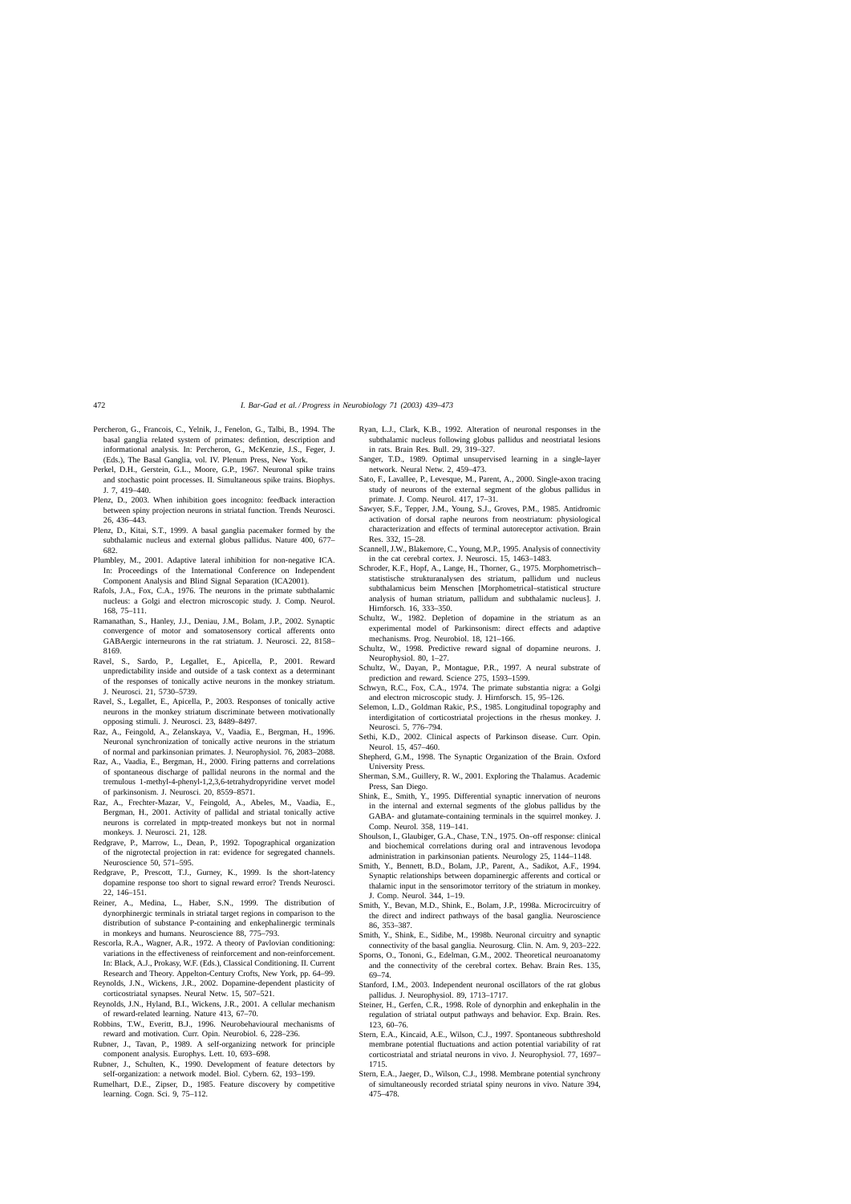Percheron, G., Francois, C., Yelnik, J., Fenelon, G., Talbi, B., 1994. The basal ganglia related system of primates: defintion, description and informational analysis. In: Percheron, G., McKenzie, J.S., Feger, J. (Eds.), The Basal Ganglia, vol. IV. Plenum Press, New York.

Perkel, D.H., Gerstein, G.L., Moore, G.P., 1967. Neuronal spike trains and stochastic point processes. II. Simultaneous spike trains. Biophys. J. 7, 419–440.

Plenz, D., 2003. When inhibition goes incognito: feedback interaction between spiny projection neurons in striatal function. Trends Neurosci. 26, 436–443.

Plenz, D., Kitai, S.T., 1999. A basal ganglia pacemaker formed by the subthalamic nucleus and external globus pallidus. Nature 400, 677–682.

Plumbley, M., 2001. Adaptive lateral inhibition for non-negative ICA. In: Proceedings of the International Conference on Independent Component Analysis and Blind Signal Separation (ICA2001).

Rafols, J.A., Fox, C.A., 1976. The neurons in the primate subthalamic nucleus: a Golgi and electron microscopic study. J. Comp. Neurol. 168, 75–111.

Ramanathan, S., Hanley, J.J., Deniau, J.M., Bolam, J.P., 2002. Synaptic convergence of motor and somatosensory cortical afferents onto GABAergic interneurons in the rat striatum. J. Neurosci. 22, 8158–8169.

Ravel, S., Sardo, P., Legallet, E., Apicella, P., 2001. Reward unpredictability inside and outside of a task context as a determinant of the responses of tonically active neurons in the monkey striatum. J. Neurosci. 21, 5730–5739.

Ravel, S., Legallet, E., Apicella, P., 2003. Responses of tonically active neurons in the monkey striatum discriminate between motivationally opposing stimuli. J. Neurosci. 23, 8489–8497.

Raz, A., Feingold, A., Zelanskaya, V., Vaadia, E., Bergman, H., 1996. Neuronal synchronization of tonically active neurons in the striatum of normal and parkinsonian primates. J. Neurophysiol. 76, 2083–2088.

Raz, A., Vaadia, E., Bergman, H., 2000. Firing patterns and correlations of spontaneous discharge of pallidal neurons in the normal and the tremulous 1-methyl-4-phenyl-1,2,3,6-tetrahydropyridine vervet model of parkinsonism. J. Neurosci. 20, 8559–8571.

Raz, A., Frechter-Mazar, V., Feingold, A., Abeles, M., Vaadia, E., Bergman, H., 2001. Activity of pallidal and striatal tonically active neurons is correlated in mptp-treated monkeys but not in normal monkeys. J. Neurosci. 21, 128.

Redgrave, P., Marrow, L., Dean, P., 1992. Topographical organization of the nigrotectal projection in rat: evidence for segregated channels. Neuroscience 50, 571–595.

Redgrave, P., Prescott, T.J., Gurney, K., 1999. Is the short-latency dopamine response too short to signal reward error? Trends Neurosci. 22, 146–151.

Reiner, A., Medina, L., Haber, S.N., 1999. The distribution of dynorphinergic terminals in striatal target regions in comparison to the distribution of substance P-containing and enkephalinergic terminals in monkeys and humans. Neuroscience 88, 775–793.

Rescorla, R.A., Wagner, A.R., 1972. A theory of Pavlovian conditioning: variations in the effectiveness of reinforcement and non-reinforcement. In: Black, A.J., Prokasy, W.F. (Eds.), Classical Conditioning. II. Current Research and Theory. Appelton-Century Crofts, New York, pp. 64–99.

Reynolds, J.N., Wickens, J.R., 2002. Dopamine-dependent plasticity of corticostriatal synapses. Neural Netw. 15, 507–521.

Reynolds, J.N., Hyland, B.I., Wickens, J.R., 2001. A cellular mechanism of reward-related learning. Nature 413, 67–70.

Robbins, T.W., Everitt, B.J., 1996. Neurobehavioural mechanisms of reward and motivation. Curr. Opin. Neurobiol. 6, 228–236.

Rubner, J., Tavan, P., 1989. A self-organizing network for principle component analysis. Europhys. Lett. 10, 693–698.

Rubner, J., Schulten, K., 1990. Development of feature detectors by self-organization: a network model. Biol. Cybern. 62, 193–199.

Rumelhart, D.E., Zipser, D., 1985. Feature discovery by competitive learning. Cogn. Sci. 9, 75–112.

Ryan, L.J., Clark, K.B., 1992. Alteration of neuronal responses in the subthalamic nucleus following globus pallidus and neostriatal lesions in rats. Brain Res. Bull. 29, 319–327.

Sanger, T.D., 1989. Optimal unsupervised learning in a single-layer network. Neural Netw. 2, 459–473.

Sato, F., Lavallee, P., Levesque, M., Parent, A., 2000. Single-axon tracing study of neurons of the external segment of the globus pallidus in primate. J. Comp. Neurol. 417, 17–31.

Sawyer, S.F., Tepper, J.M., Young, S.J., Groves, P.M., 1985. Antidromic activation of dorsal raphe neurons from neostriatum: physiological characterization and effects of terminal autoreceptor activation. Brain Res. 332, 15–28.

Scannell, J.W., Blakemore, C., Young, M.P., 1995. Analysis of connectivity in the cat cerebral cortex. J. Neurosci. 15, 1463–1483.

Schroder, K.F., Hopf, A., Lange, H., Thorner, G., 1975. Morphometrisch–statistische strukturanalysen des striatum, pallidum und nucleus subthalamicus beim Menschen [Morphometrical–statistical structure analysis of human striatum, pallidum and subthalamic nucleus]. J. Hirnforsch. 16, 333–350.

Schultz, W., 1982. Depletion of dopamine in the striatum as an experimental model of Parkinsonism: direct effects and adaptive mechanisms. Prog. Neurobiol. 18, 121–166.

Schultz, W., 1998. Predictive reward signal of dopamine neurons. J. Neurophysiol. 80, 1–27.

Schultz, W., Dayan, P., Montague, P.R., 1997. A neural substrate of prediction and reward. Science 275, 1593–1599.

Schwyn, R.C., Fox, C.A., 1974. The primate substantia nigra: a Golgi and electron microscopic study. J. Hirnforsch. 15, 95–126.

Selemon, L.D., Goldman Rakic, P.S., 1985. Longitudinal topography and interdigitation of corticostriatal projections in the rhesus monkey. J. Neurosci. 5, 776–794.

Sethi, K.D., 2002. Clinical aspects of Parkinson disease. Curr. Opin. Neurol. 15, 457–460.

Shepherd, G.M., 1998. The Synaptic Organization of the Brain. Oxford University Press.

Sherman, S.M., Guillery, R. W., 2001. Exploring the Thalamus. Academic Press, San Diego.

Shink, E., Smith, Y., 1995. Differential synaptic innervation of neurons in the internal and external segments of the globus pallidus by the GABA- and glutamate-containing terminals in the squirrel monkey. J. Comp. Neurol. 358, 119–141.

Shoulson, I., Glaubiger, G.A., Chase, T.N., 1975. On–off response: clinical and biochemical correlations during oral and intravenous levodopa administration in parkinsonian patients. Neurology 25, 1144–1148.

Smith, Y., Bennett, B.D., Bolam, J.P., Parent, A., Sadikot, A.F., 1994. Synaptic relationships between dopaminergic afferents and cortical or thalamic input in the sensorimotor territory of the striatum in monkey. J. Comp. Neurol. 344, 1–19.

Smith, Y., Bevan, M.D., Shink, E., Bolam, J.P., 1998a. Microcircuitry of the direct and indirect pathways of the basal ganglia. Neuroscience 86, 353–387.

Smith, Y., Shink, E., Sidibe, M., 1998b. Neuronal circuitry and synaptic connectivity of the basal ganglia. Neurosurg. Clin. N. Am. 9, 203–222.

Sporns, O., Tononi, G., Edelman, G.M., 2002. Theoretical neuroanatomy and the connectivity of the cerebral cortex. Behav. Brain Res. 135, 69–74.

Stanford, I.M., 2003. Independent neuronal oscillators of the rat globus pallidus. J. Neurophysiol. 89, 1713–1717.

Steiner, H., Gerfen, C.R., 1998. Role of dynorphin and enkephalin in the regulation of striatal output pathways and behavior. Exp. Brain. Res. 123, 60–76.

Stern, E.A., Kincaid, A.E., Wilson, C.J., 1997. Spontaneous subthreshold membrane potential fluctuations and action potential variability of rat corticostriatal and striatal neurons in vivo. J. Neurophysiol. 77, 1697–1715.

Stern, E.A., Jaeger, D., Wilson, C.J., 1998. Membrane potential synchrony of simultaneously recorded striatal spiny neurons in vivo. Nature 394, 475–478.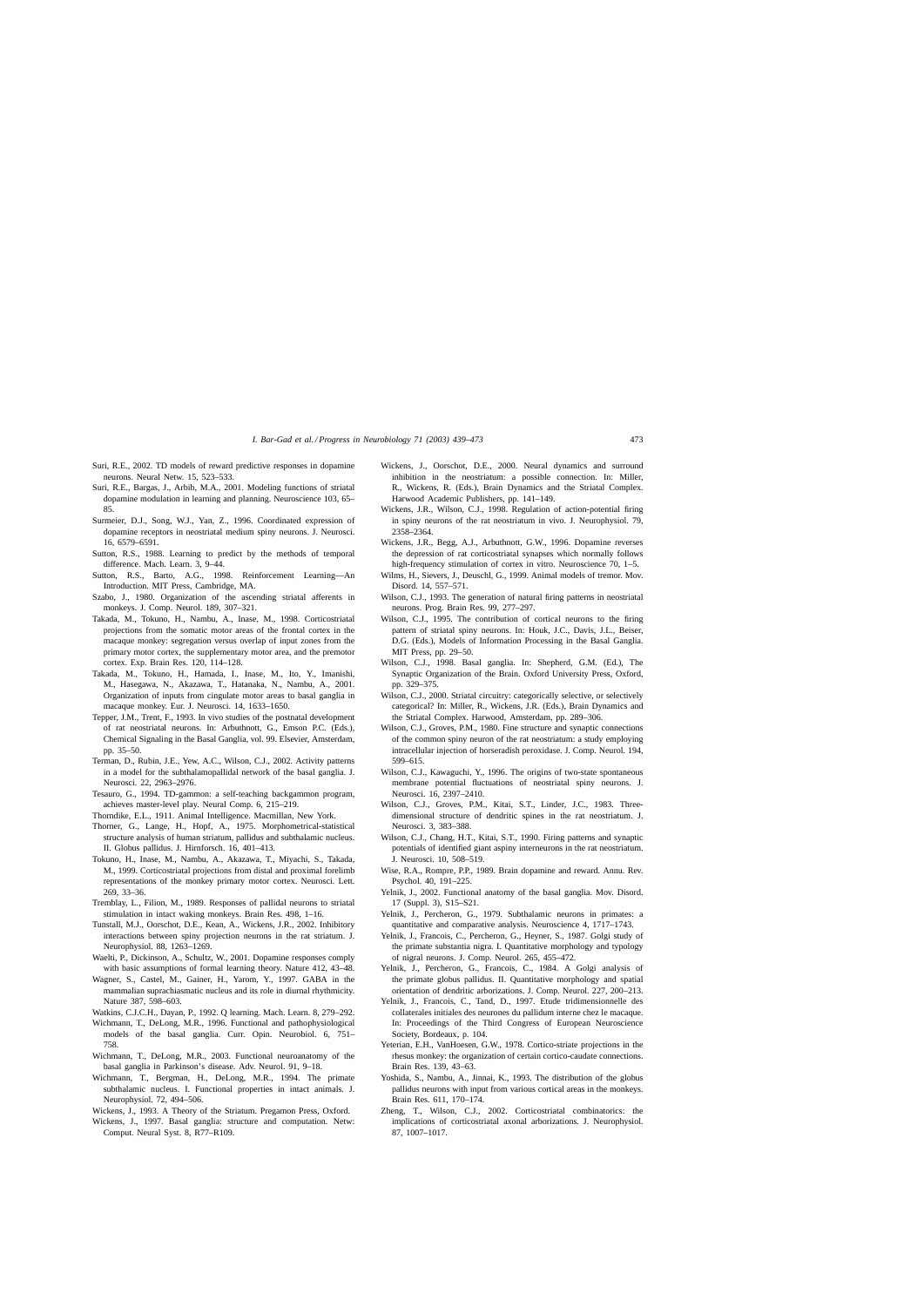Suri, R.E., 2002. TD models of reward predictive responses in dopamine neurons. Neural Netw. 15, 523–533.

Suri, R.E., Bargas, J., Arbib, M.A., 2001. Modeling functions of striatal dopamine modulation in learning and planning. Neuroscience 103, 65–85.

Surmeier, D.J., Song, W.J., Yan, Z., 1996. Coordinated expression of dopamine receptors in neostriatal medium spiny neurons. J. Neurosci. 16, 6579–6591.

Sutton, R.S., 1988. Learning to predict by the methods of temporal difference. Mach. Learn. 3, 9–44.

Sutton, R.S., Barto, A.G., 1998. Reinforcement Learning—An Introduction. MIT Press, Cambridge, MA.

Szabo, J., 1980. Organization of the ascending striatal afferents in monkeys. J. Comp. Neurol. 189, 307–321.

Takada, M., Tokuno, H., Nambu, A., Inase, M., 1998. Corticostriatal projections from the somatic motor areas of the frontal cortex in the macaque monkey: segregation versus overlap of input zones from the primary motor cortex, the supplementary motor area, and the premotor cortex. Exp. Brain Res. 120, 114–128.

Takada, M., Tokuno, H., Hamada, I., Inase, M., Ito, Y., Imanishi, M., Hasegawa, N., Akazawa, T., Hatanaka, N., Nambu, A., 2001. Organization of inputs from cingulate motor areas to basal ganglia in macaque monkey. Eur. J. Neurosci. 14, 1633–1650.

Tepper, J.M., Trent, F., 1993. In vivo studies of the postnatal development of rat neostriatal neurons. In: Arbuthnott, G., Emson P.C. (Eds.), Chemical Signaling in the Basal Ganglia, vol. 99. Elsevier, Amsterdam, pp. 35–50.

Terman, D., Rubin, J.E., Yew, A.C., Wilson, C.J., 2002. Activity patterns in a model for the subthalamopallidal network of the basal ganglia. J. Neurosci. 22, 2963–2976.

Tesauro, G., 1994. TD-gammon: a self-teaching backgammon program, achieves master-level play. Neural Comp. 6, 215–219.

Thorndike, E.L., 1911. Animal Intelligence. Macmillan, New York.

Thorner, G., Lange, H., Hopf, A., 1975. Morphometrical-statistical structure analysis of human striatum, pallidus and subthalamic nucleus. II. Globus pallidus. J. Hirnforsch. 16, 401–413.

Tokuno, H., Inase, M., Nambu, A., Akazawa, T., Miyachi, S., Takada, M., 1999. Corticostriatal projections from distal and proximal forelimb representations of the monkey primary motor cortex. Neurosci. Lett. 269, 33–36.

Tremblay, L., Filion, M., 1989. Responses of pallidal neurons to striatal stimulation in intact waking monkeys. Brain Res. 498, 1–16.

Tunstall, M.J., Oorschot, D.E., Kean, A., Wickens, J.R., 2002. Inhibitory interactions between spiny projection neurons in the rat striatum. J. Neurophysiol. 88, 1263–1269.

Waelti, P., Dickinson, A., Schultz, W., 2001. Dopamine responses comply with basic assumptions of formal learning theory. Nature 412, 43–48.

Wagner, S., Castel, M., Gainer, H., Yarom, Y., 1997. GABA in the mammalian suprachiasmatic nucleus and its role in diurnal rhythmicity. Nature 387, 598–603.

Watkins, C.J.C.H., Dayan, P., 1992. Q learning. Mach. Learn. 8, 279–292.

Wichmann, T., DeLong, M.R., 1996. Functional and pathophysiological models of the basal ganglia. Curr. Opin. Neurobiol. 6, 751–758.

Wichmann, T., DeLong, M.R., 2003. Functional neuroanatomy of the basal ganglia in Parkinson's disease. Adv. Neurol. 91, 9–18.

Wichmann, T., Bergman, H., DeLong, M.R., 1994. The primate subthalamic nucleus. I. Functional properties in intact animals. J. Neurophysiol. 72, 494–506.

Wickens, J., 1993. A Theory of the Striatum. Pregamon Press, Oxford.

Wickens, J., 1997. Basal ganglia: structure and computation. Netw: Comput. Neural Syst. 8, R77–R109.

Wickens, J., Oorschot, D.E., 2000. Neural dynamics and surround inhibition in the neostriatum: a possible connection. In: Miller, R., Wickens, R. (Eds.), Brain Dynamics and the Striatal Complex. Harwood Academic Publishers, pp. 141–149.

Wickens, J.R., Wilson, C.J., 1998. Regulation of action-potential firing in spiny neurons of the rat neostriatum in vivo. J. Neurophysiol. 79, 2358–2364.

Wickens, J.R., Begg, A.J., Arbuthnott, G.W., 1996. Dopamine reverses the depression of rat corticostriatal synapses which normally follows high-frequency stimulation of cortex in vitro. Neuroscience 70, 1–5.

Wilms, H., Sievers, J., Deuschl, G., 1999. Animal models of tremor. Mov. Disord. 14, 557–571.

Wilson, C.J., 1993. The generation of natural firing patterns in neostriatal neurons. Prog. Brain Res. 99, 277–297.

Wilson, C.J., 1995. The contribution of cortical neurons to the firing pattern of striatal spiny neurons. In: Houk, J.C., Davis, J.L., Beiser, D.G. (Eds.), Models of Information Processing in the Basal Ganglia. MIT Press, pp. 29–50.

Wilson, C.J., 1998. Basal ganglia. In: Shepherd, G.M. (Ed.), The Synaptic Organization of the Brain. Oxford University Press, Oxford, pp. 329–375.

Wilson, C.J., 2000. Striatal circuitry: categorically selective, or selectively categorical? In: Miller, R., Wickens, J.R. (Eds.), Brain Dynamics and the Striatal Complex. Harwood, Amsterdam, pp. 289–306.

Wilson, C.J., Groves, P.M., 1980. Fine structure and synaptic connections of the common spiny neuron of the rat neostriatum: a study employing intracellular injection of horseradish peroxidase. J. Comp. Neurol. 194, 599–615.

Wilson, C.J., Kawaguchi, Y., 1996. The origins of two-state spontaneous membrane potential fluctuations of neostriatal spiny neurons. J. Neurosci. 16, 2397–2410.

Wilson, C.J., Groves, P.M., Kitai, S.T., Linder, J.C., 1983. Three-dimensional structure of dendritic spines in the rat neostriatum. J. Neurosci. 3, 383–388.

Wilson, C.J., Chang, H.T., Kitai, S.T., 1990. Firing patterns and synaptic potentials of identified giant aspiny interneurons in the rat neostriatum. J. Neurosci. 10, 508–519.

Wise, R.A., Rompre, P.P., 1989. Brain dopamine and reward. Annu. Rev. Psychol. 40, 191–225.

Yelnik, J., 2002. Functional anatomy of the basal ganglia. Mov. Disord. 17 (Suppl. 3), S15–S21.

Yelnik, J., Percheron, G., 1979. Subthalamic neurons in primates: a quantitative and comparative analysis. Neuroscience 4, 1717–1743.

Yelnik, J., Francois, C., Percheron, G., Heyner, S., 1987. Golgi study of the primate substantia nigra. I. Quantitative morphology and typology of nigral neurons. J. Comp. Neurol. 265, 455–472.

Yelnik, J., Percheron, G., Francois, C., 1984. A Golgi analysis of the primate globus pallidus. II. Quantitative morphology and spatial orientation of dendritic arborizations. J. Comp. Neurol. 227, 200–213.

Yelnik, J., Francois, C., Tand, D., 1997. Etude tridimensionnelle des collaterales initiales des neurones du pallidum interne chez le macaque. In: Proceedings of the Third Congress of European Neuroscience Society, Bordeaux, p. 104.

Yeterian, E.H., VanHoesen, G.W., 1978. Cortico-striate projections in the rhesus monkey: the organization of certain cortico-caudate connections. Brain Res. 139, 43–63.

Yoshida, S., Nambu, A., Jinnai, K., 1993. The distribution of the globus pallidus neurons with input from various cortical areas in the monkeys. Brain Res. 611, 170–174.

Zheng, T., Wilson, C.J., 2002. Corticostriatal combinatorics: the implications of corticostriatal axonal arborizations. J. Neurophysiol. 87, 1007–1017.